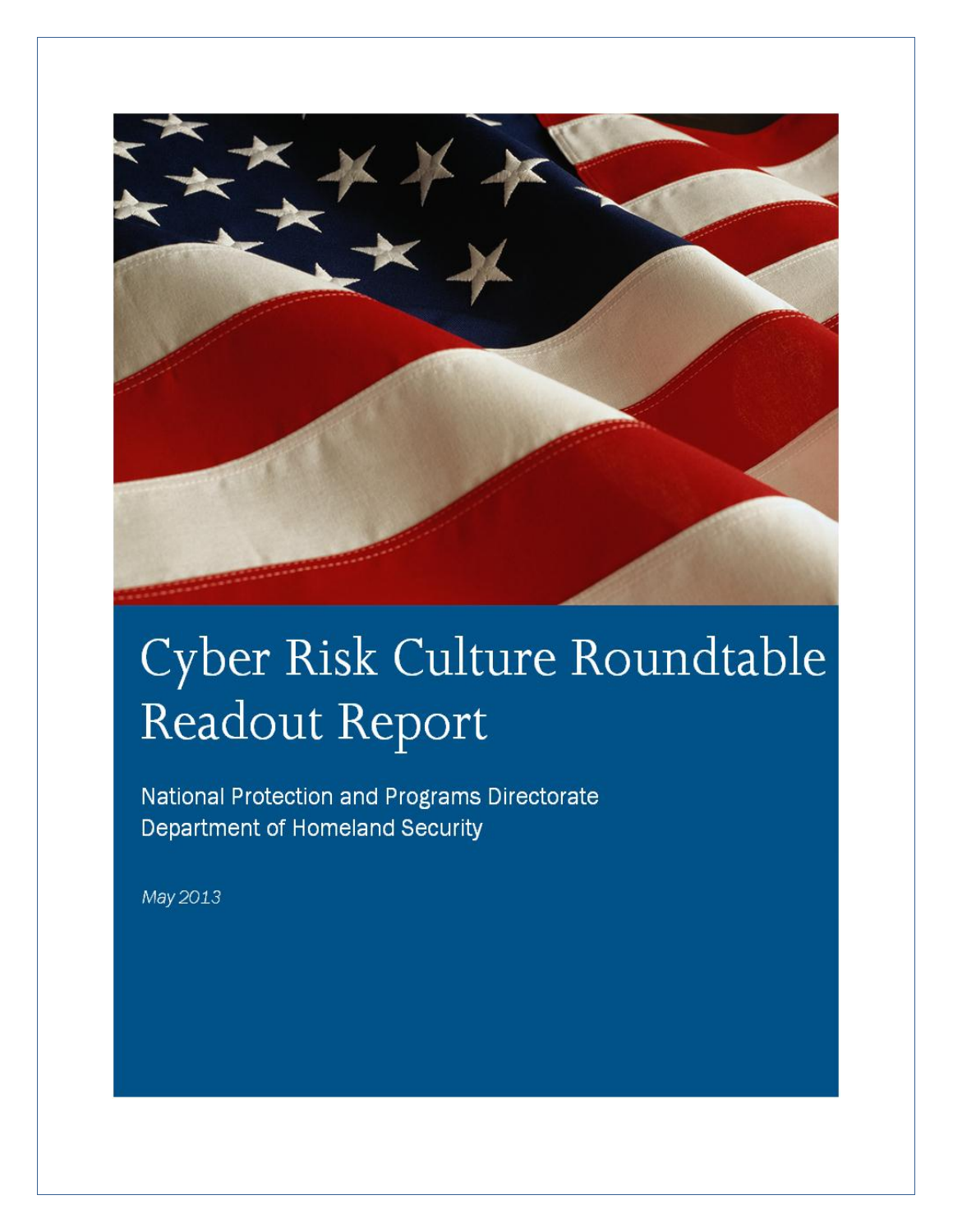# Cyber Risk Culture Roundtable Readout Report

National Protection and Programs Directorate
Department of Homeland Security

*May 2013*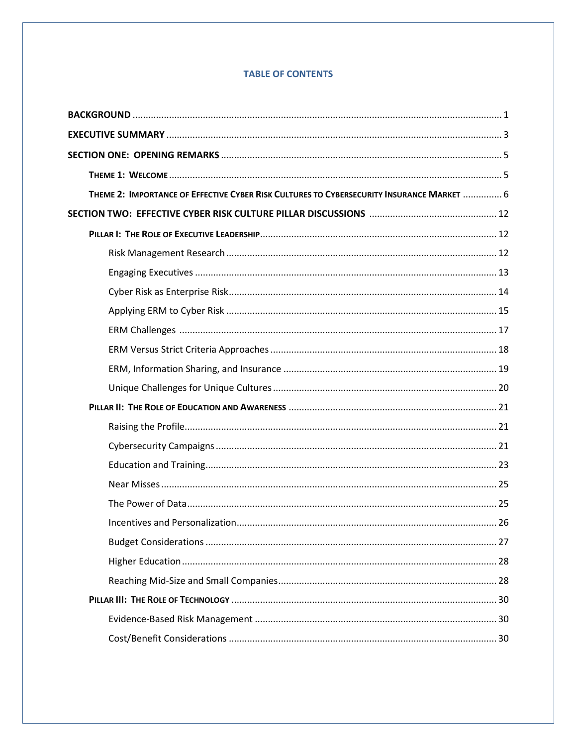# TABLE OF CONTENTS

**BACKGROUND** ........ 1

**EXECUTIVE SUMMARY** ........ 3

**SECTION ONE: OPENING REMARKS** ........ 5

- **THEME 1: WELCOME** ........ 5
- **THEME 2: IMPORTANCE OF EFFECTIVE CYBER RISK CULTURES TO CYBERSECURITY INSURANCE MARKET** ........ 6

**SECTION TWO: EFFECTIVE CYBER RISK CULTURE PILLAR DISCUSSIONS** ........ 12

- **PILLAR I: THE ROLE OF EXECUTIVE LEADERSHIP** ........ 12
  - Risk Management Research ........ 12
  - Engaging Executives ........ 13
  - Cyber Risk as Enterprise Risk ........ 14
  - Applying ERM to Cyber Risk ........ 15
  - ERM Challenges ........ 17
  - ERM Versus Strict Criteria Approaches ........ 18
  - ERM, Information Sharing, and Insurance ........ 19
  - Unique Challenges for Unique Cultures ........ 20
- **PILLAR II: THE ROLE OF EDUCATION AND AWARENESS** ........ 21
  - Raising the Profile ........ 21
  - Cybersecurity Campaigns ........ 21
  - Education and Training ........ 23
  - Near Misses ........ 25
  - The Power of Data ........ 25
  - Incentives and Personalization ........ 26
  - Budget Considerations ........ 27
  - Higher Education ........ 28
  - Reaching Mid-Size and Small Companies ........ 28
- **PILLAR III: THE ROLE OF TECHNOLOGY** ........ 30
  - Evidence-Based Risk Management ........ 30
  - Cost/Benefit Considerations ........ 30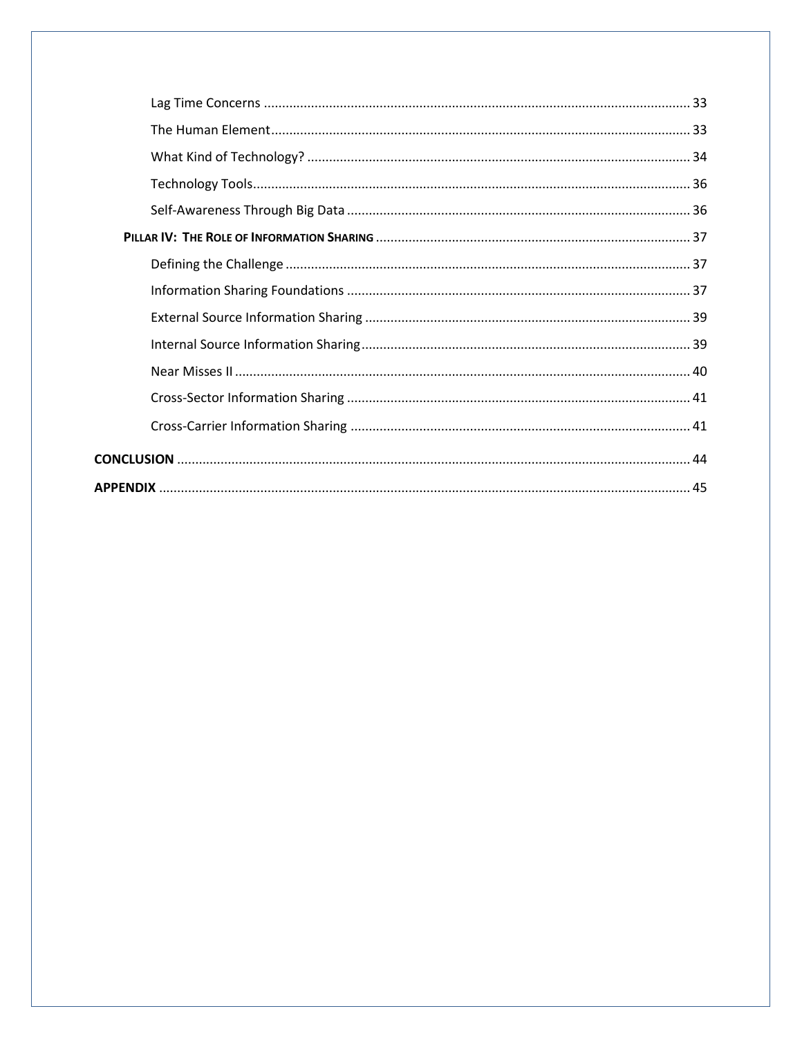Lag Time Concerns ..................................................................................................................... 33

The Human Element.................................................................................................................... 33

What Kind of Technology? ......................................................................................................... 34

Technology Tools......................................................................................................................... 36

Self-Awareness Through Big Data .............................................................................................. 36

PILLAR IV: THE ROLE OF INFORMATION SHARING ...................................................................................... 37

Defining the Challenge ............................................................................................................... 37

Information Sharing Foundations .............................................................................................. 37

External Source Information Sharing ......................................................................................... 39

Internal Source Information Sharing.......................................................................................... 39

Near Misses II ............................................................................................................................. 40

Cross-Sector Information Sharing .............................................................................................. 41

Cross-Carrier Information Sharing ............................................................................................. 41

**CONCLUSION** ............................................................................................................................................ 44

**APPENDIX** ................................................................................................................................................. 45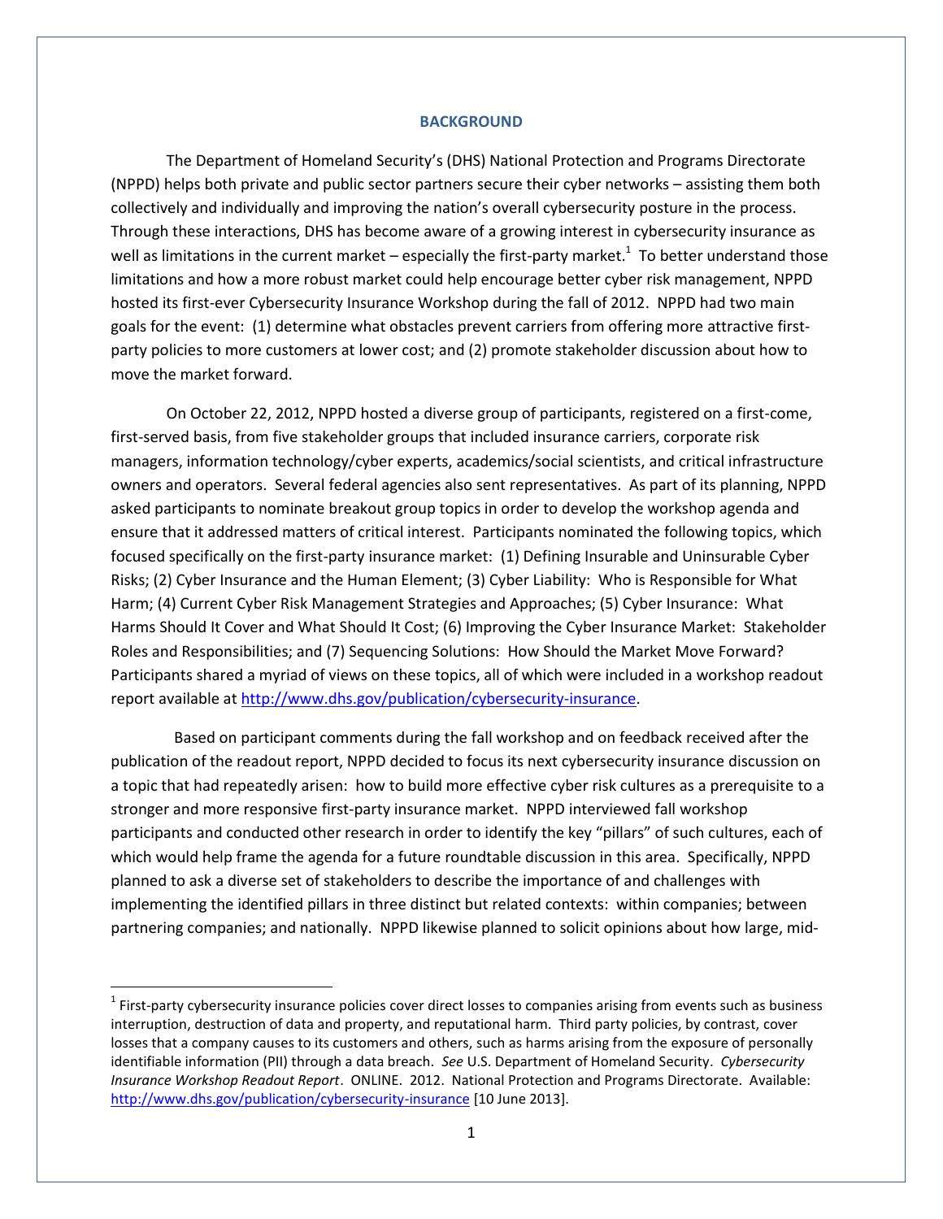## BACKGROUND

The Department of Homeland Security's (DHS) National Protection and Programs Directorate (NPPD) helps both private and public sector partners secure their cyber networks – assisting them both collectively and individually and improving the nation's overall cybersecurity posture in the process. Through these interactions, DHS has become aware of a growing interest in cybersecurity insurance as well as limitations in the current market – especially the first-party market.[1] To better understand those limitations and how a more robust market could help encourage better cyber risk management, NPPD hosted its first-ever Cybersecurity Insurance Workshop during the fall of 2012. NPPD had two main goals for the event: (1) determine what obstacles prevent carriers from offering more attractive first-party policies to more customers at lower cost; and (2) promote stakeholder discussion about how to move the market forward.

On October 22, 2012, NPPD hosted a diverse group of participants, registered on a first-come, first-served basis, from five stakeholder groups that included insurance carriers, corporate risk managers, information technology/cyber experts, academics/social scientists, and critical infrastructure owners and operators. Several federal agencies also sent representatives. As part of its planning, NPPD asked participants to nominate breakout group topics in order to develop the workshop agenda and ensure that it addressed matters of critical interest. Participants nominated the following topics, which focused specifically on the first-party insurance market: (1) Defining Insurable and Uninsurable Cyber Risks; (2) Cyber Insurance and the Human Element; (3) Cyber Liability: Who is Responsible for What Harm; (4) Current Cyber Risk Management Strategies and Approaches; (5) Cyber Insurance: What Harms Should It Cover and What Should It Cost; (6) Improving the Cyber Insurance Market: Stakeholder Roles and Responsibilities; and (7) Sequencing Solutions: How Should the Market Move Forward? Participants shared a myriad of views on these topics, all of which were included in a workshop readout report available at http://www.dhs.gov/publication/cybersecurity-insurance.

Based on participant comments during the fall workshop and on feedback received after the publication of the readout report, NPPD decided to focus its next cybersecurity insurance discussion on a topic that had repeatedly arisen: how to build more effective cyber risk cultures as a prerequisite to a stronger and more responsive first-party insurance market. NPPD interviewed fall workshop participants and conducted other research in order to identify the key "pillars" of such cultures, each of which would help frame the agenda for a future roundtable discussion in this area. Specifically, NPPD planned to ask a diverse set of stakeholders to describe the importance of and challenges with implementing the identified pillars in three distinct but related contexts: within companies; between partnering companies; and nationally. NPPD likewise planned to solicit opinions about how large, mid-

[1] First-party cybersecurity insurance policies cover direct losses to companies arising from events such as business interruption, destruction of data and property, and reputational harm. Third party policies, by contrast, cover losses that a company causes to its customers and others, such as harms arising from the exposure of personally identifiable information (PII) through a data breach. *See* U.S. Department of Homeland Security. *Cybersecurity Insurance Workshop Readout Report*. ONLINE. 2012. National Protection and Programs Directorate. Available: http://www.dhs.gov/publication/cybersecurity-insurance [10 June 2013].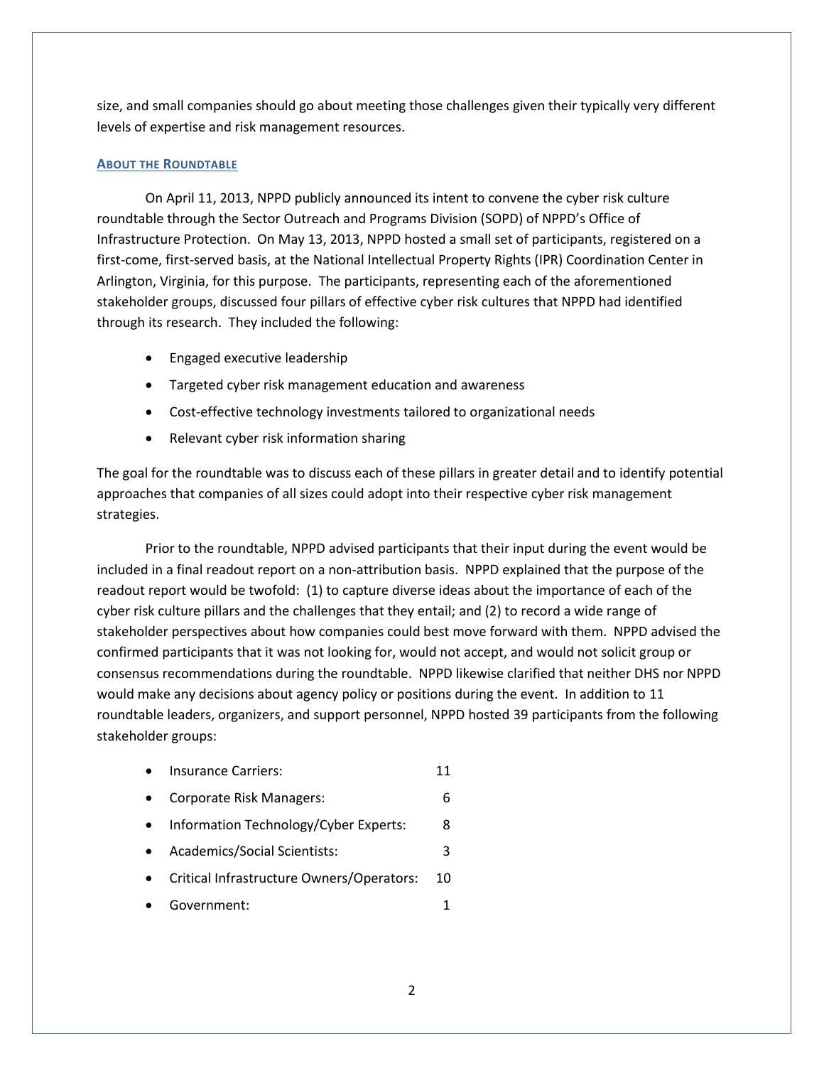size, and small companies should go about meeting those challenges given their typically very different levels of expertise and risk management resources.

## About the Roundtable

On April 11, 2013, NPPD publicly announced its intent to convene the cyber risk culture roundtable through the Sector Outreach and Programs Division (SOPD) of NPPD's Office of Infrastructure Protection. On May 13, 2013, NPPD hosted a small set of participants, registered on a first-come, first-served basis, at the National Intellectual Property Rights (IPR) Coordination Center in Arlington, Virginia, for this purpose. The participants, representing each of the aforementioned stakeholder groups, discussed four pillars of effective cyber risk cultures that NPPD had identified through its research. They included the following:

- Engaged executive leadership
- Targeted cyber risk management education and awareness
- Cost-effective technology investments tailored to organizational needs
- Relevant cyber risk information sharing

The goal for the roundtable was to discuss each of these pillars in greater detail and to identify potential approaches that companies of all sizes could adopt into their respective cyber risk management strategies.

Prior to the roundtable, NPPD advised participants that their input during the event would be included in a final readout report on a non-attribution basis. NPPD explained that the purpose of the readout report would be twofold: (1) to capture diverse ideas about the importance of each of the cyber risk culture pillars and the challenges that they entail; and (2) to record a wide range of stakeholder perspectives about how companies could best move forward with them. NPPD advised the confirmed participants that it was not looking for, would not accept, and would not solicit group or consensus recommendations during the roundtable. NPPD likewise clarified that neither DHS nor NPPD would make any decisions about agency policy or positions during the event. In addition to 11 roundtable leaders, organizers, and support personnel, NPPD hosted 39 participants from the following stakeholder groups:

- Insurance Carriers: 11
- Corporate Risk Managers: 6
- Information Technology/Cyber Experts: 8
- Academics/Social Scientists: 3
- Critical Infrastructure Owners/Operators: 10
- Government: 1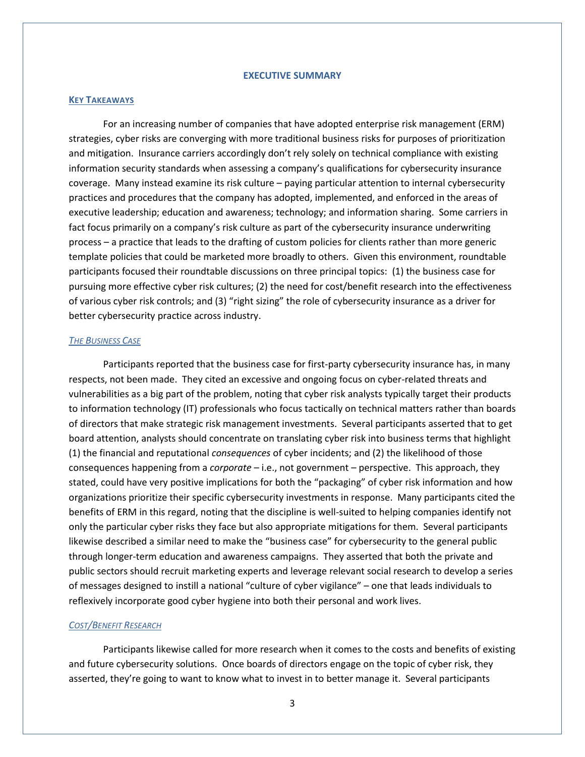# EXECUTIVE SUMMARY

## KEY TAKEAWAYS

For an increasing number of companies that have adopted enterprise risk management (ERM) strategies, cyber risks are converging with more traditional business risks for purposes of prioritization and mitigation. Insurance carriers accordingly don't rely solely on technical compliance with existing information security standards when assessing a company's qualifications for cybersecurity insurance coverage. Many instead examine its risk culture – paying particular attention to internal cybersecurity practices and procedures that the company has adopted, implemented, and enforced in the areas of executive leadership; education and awareness; technology; and information sharing. Some carriers in fact focus primarily on a company's risk culture as part of the cybersecurity insurance underwriting process – a practice that leads to the drafting of custom policies for clients rather than more generic template policies that could be marketed more broadly to others. Given this environment, roundtable participants focused their roundtable discussions on three principal topics: (1) the business case for pursuing more effective cyber risk cultures; (2) the need for cost/benefit research into the effectiveness of various cyber risk controls; and (3) "right sizing" the role of cybersecurity insurance as a driver for better cybersecurity practice across industry.

### *THE BUSINESS CASE*

Participants reported that the business case for first-party cybersecurity insurance has, in many respects, not been made. They cited an excessive and ongoing focus on cyber-related threats and vulnerabilities as a big part of the problem, noting that cyber risk analysts typically target their products to information technology (IT) professionals who focus tactically on technical matters rather than boards of directors that make strategic risk management investments. Several participants asserted that to get board attention, analysts should concentrate on translating cyber risk into business terms that highlight (1) the financial and reputational *consequences* of cyber incidents; and (2) the likelihood of those consequences happening from a *corporate* – i.e., not government – perspective. This approach, they stated, could have very positive implications for both the "packaging" of cyber risk information and how organizations prioritize their specific cybersecurity investments in response. Many participants cited the benefits of ERM in this regard, noting that the discipline is well-suited to helping companies identify not only the particular cyber risks they face but also appropriate mitigations for them. Several participants likewise described a similar need to make the "business case" for cybersecurity to the general public through longer-term education and awareness campaigns. They asserted that both the private and public sectors should recruit marketing experts and leverage relevant social research to develop a series of messages designed to instill a national "culture of cyber vigilance" – one that leads individuals to reflexively incorporate good cyber hygiene into both their personal and work lives.

### *COST/BENEFIT RESEARCH*

Participants likewise called for more research when it comes to the costs and benefits of existing and future cybersecurity solutions. Once boards of directors engage on the topic of cyber risk, they asserted, they're going to want to know what to invest in to better manage it. Several participants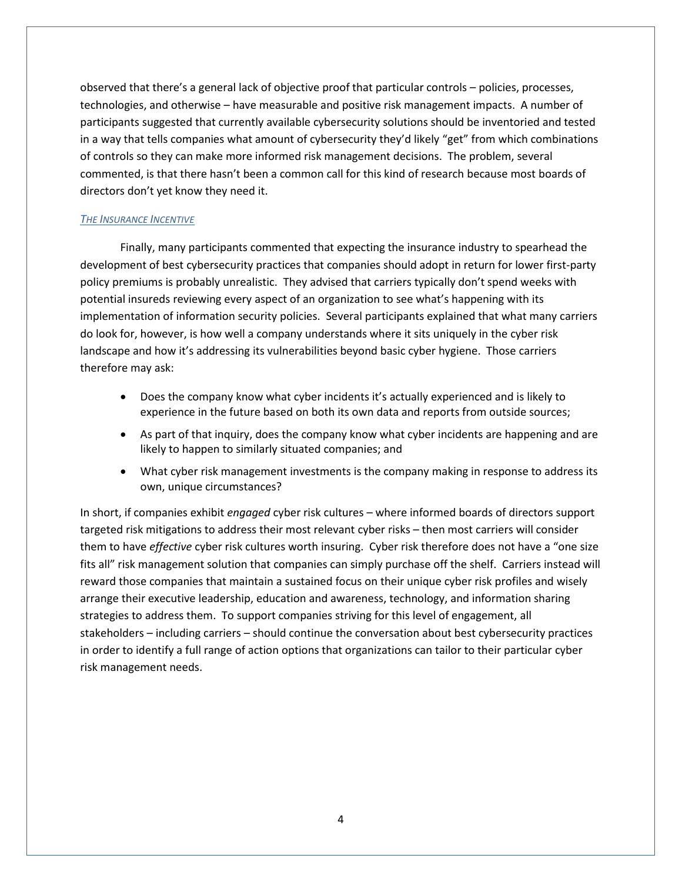observed that there's a general lack of objective proof that particular controls – policies, processes, technologies, and otherwise – have measurable and positive risk management impacts. A number of participants suggested that currently available cybersecurity solutions should be inventoried and tested in a way that tells companies what amount of cybersecurity they'd likely "get" from which combinations of controls so they can make more informed risk management decisions. The problem, several commented, is that there hasn't been a common call for this kind of research because most boards of directors don't yet know they need it.

### *The Insurance Incentive*

Finally, many participants commented that expecting the insurance industry to spearhead the development of best cybersecurity practices that companies should adopt in return for lower first-party policy premiums is probably unrealistic. They advised that carriers typically don't spend weeks with potential insureds reviewing every aspect of an organization to see what's happening with its implementation of information security policies. Several participants explained that what many carriers do look for, however, is how well a company understands where it sits uniquely in the cyber risk landscape and how it's addressing its vulnerabilities beyond basic cyber hygiene. Those carriers therefore may ask:

- Does the company know what cyber incidents it's actually experienced and is likely to experience in the future based on both its own data and reports from outside sources;
- As part of that inquiry, does the company know what cyber incidents are happening and are likely to happen to similarly situated companies; and
- What cyber risk management investments is the company making in response to address its own, unique circumstances?

In short, if companies exhibit *engaged* cyber risk cultures – where informed boards of directors support targeted risk mitigations to address their most relevant cyber risks – then most carriers will consider them to have *effective* cyber risk cultures worth insuring. Cyber risk therefore does not have a "one size fits all" risk management solution that companies can simply purchase off the shelf. Carriers instead will reward those companies that maintain a sustained focus on their unique cyber risk profiles and wisely arrange their executive leadership, education and awareness, technology, and information sharing strategies to address them. To support companies striving for this level of engagement, all stakeholders – including carriers – should continue the conversation about best cybersecurity practices in order to identify a full range of action options that organizations can tailor to their particular cyber risk management needs.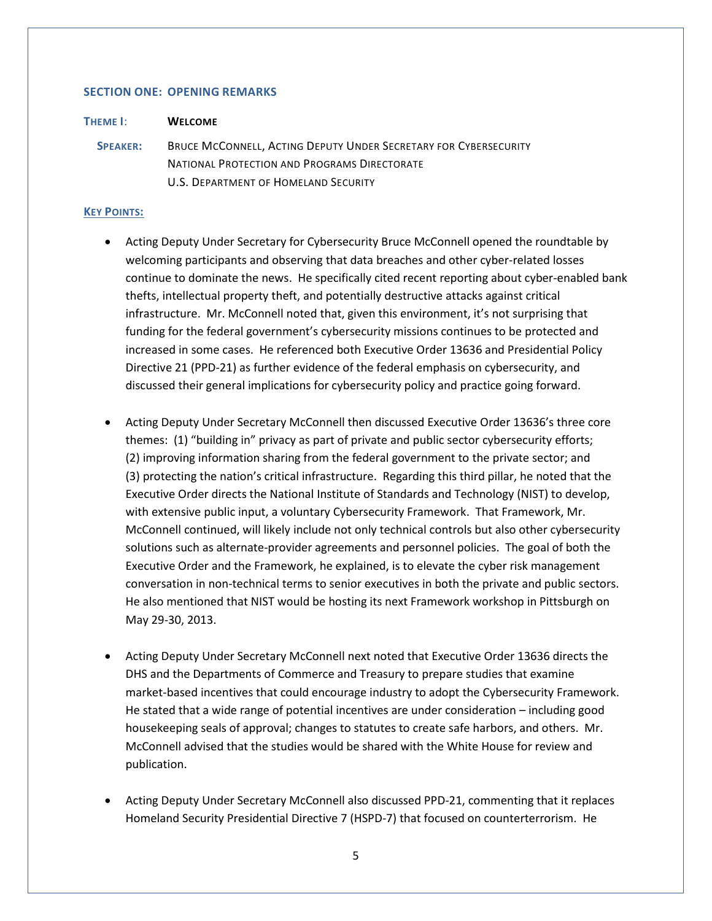## SECTION ONE: OPENING REMARKS

**THEME I: WELCOME**

**SPEAKER:** BRUCE MCCONNELL, ACTING DEPUTY UNDER SECRETARY FOR CYBERSECURITY
NATIONAL PROTECTION AND PROGRAMS DIRECTORATE
U.S. DEPARTMENT OF HOMELAND SECURITY

**KEY POINTS:**

- Acting Deputy Under Secretary for Cybersecurity Bruce McConnell opened the roundtable by welcoming participants and observing that data breaches and other cyber-related losses continue to dominate the news. He specifically cited recent reporting about cyber-enabled bank thefts, intellectual property theft, and potentially destructive attacks against critical infrastructure. Mr. McConnell noted that, given this environment, it's not surprising that funding for the federal government's cybersecurity missions continues to be protected and increased in some cases. He referenced both Executive Order 13636 and Presidential Policy Directive 21 (PPD-21) as further evidence of the federal emphasis on cybersecurity, and discussed their general implications for cybersecurity policy and practice going forward.

- Acting Deputy Under Secretary McConnell then discussed Executive Order 13636's three core themes: (1) "building in" privacy as part of private and public sector cybersecurity efforts; (2) improving information sharing from the federal government to the private sector; and (3) protecting the nation's critical infrastructure. Regarding this third pillar, he noted that the Executive Order directs the National Institute of Standards and Technology (NIST) to develop, with extensive public input, a voluntary Cybersecurity Framework. That Framework, Mr. McConnell continued, will likely include not only technical controls but also other cybersecurity solutions such as alternate-provider agreements and personnel policies. The goal of both the Executive Order and the Framework, he explained, is to elevate the cyber risk management conversation in non-technical terms to senior executives in both the private and public sectors. He also mentioned that NIST would be hosting its next Framework workshop in Pittsburgh on May 29-30, 2013.

- Acting Deputy Under Secretary McConnell next noted that Executive Order 13636 directs the DHS and the Departments of Commerce and Treasury to prepare studies that examine market-based incentives that could encourage industry to adopt the Cybersecurity Framework. He stated that a wide range of potential incentives are under consideration – including good housekeeping seals of approval; changes to statutes to create safe harbors, and others. Mr. McConnell advised that the studies would be shared with the White House for review and publication.

- Acting Deputy Under Secretary McConnell also discussed PPD-21, commenting that it replaces Homeland Security Presidential Directive 7 (HSPD-7) that focused on counterterrorism. He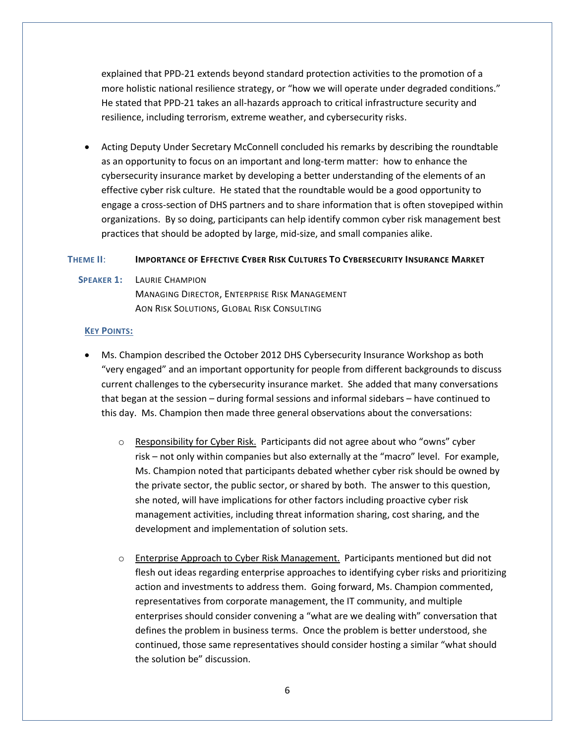explained that PPD-21 extends beyond standard protection activities to the promotion of a more holistic national resilience strategy, or "how we will operate under degraded conditions." He stated that PPD-21 takes an all-hazards approach to critical infrastructure security and resilience, including terrorism, extreme weather, and cybersecurity risks.

- Acting Deputy Under Secretary McConnell concluded his remarks by describing the roundtable as an opportunity to focus on an important and long-term matter: how to enhance the cybersecurity insurance market by developing a better understanding of the elements of an effective cyber risk culture. He stated that the roundtable would be a good opportunity to engage a cross-section of DHS partners and to share information that is often stovepiped within organizations. By so doing, participants can help identify common cyber risk management best practices that should be adopted by large, mid-size, and small companies alike.

## THEME II: IMPORTANCE OF EFFECTIVE CYBER RISK CULTURES TO CYBERSECURITY INSURANCE MARKET

**SPEAKER 1:** LAURIE CHAMPION
MANAGING DIRECTOR, ENTERPRISE RISK MANAGEMENT
AON RISK SOLUTIONS, GLOBAL RISK CONSULTING

**KEY POINTS:**

- Ms. Champion described the October 2012 DHS Cybersecurity Insurance Workshop as both "very engaged" and an important opportunity for people from different backgrounds to discuss current challenges to the cybersecurity insurance market. She added that many conversations that began at the session – during formal sessions and informal sidebars – have continued to this day. Ms. Champion then made three general observations about the conversations:

  - Responsibility for Cyber Risk. Participants did not agree about who "owns" cyber risk – not only within companies but also externally at the "macro" level. For example, Ms. Champion noted that participants debated whether cyber risk should be owned by the private sector, the public sector, or shared by both. The answer to this question, she noted, will have implications for other factors including proactive cyber risk management activities, including threat information sharing, cost sharing, and the development and implementation of solution sets.

  - Enterprise Approach to Cyber Risk Management. Participants mentioned but did not flesh out ideas regarding enterprise approaches to identifying cyber risks and prioritizing action and investments to address them. Going forward, Ms. Champion commented, representatives from corporate management, the IT community, and multiple enterprises should consider convening a "what are we dealing with" conversation that defines the problem in business terms. Once the problem is better understood, she continued, those same representatives should consider hosting a similar "what should the solution be" discussion.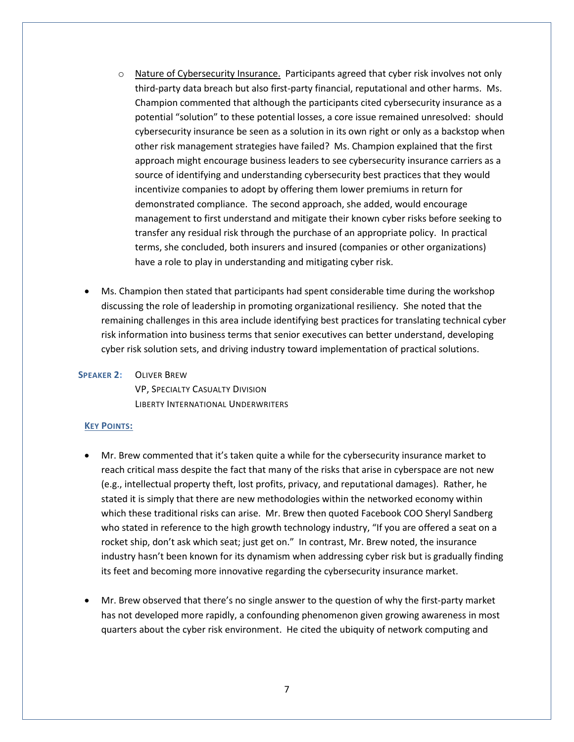- Nature of Cybersecurity Insurance. Participants agreed that cyber risk involves not only third-party data breach but also first-party financial, reputational and other harms. Ms. Champion commented that although the participants cited cybersecurity insurance as a potential "solution" to these potential losses, a core issue remained unresolved: should cybersecurity insurance be seen as a solution in its own right or only as a backstop when other risk management strategies have failed? Ms. Champion explained that the first approach might encourage business leaders to see cybersecurity insurance carriers as a source of identifying and understanding cybersecurity best practices that they would incentivize companies to adopt by offering them lower premiums in return for demonstrated compliance. The second approach, she added, would encourage management to first understand and mitigate their known cyber risks before seeking to transfer any residual risk through the purchase of an appropriate policy. In practical terms, she concluded, both insurers and insured (companies or other organizations) have a role to play in understanding and mitigating cyber risk.

- Ms. Champion then stated that participants had spent considerable time during the workshop discussing the role of leadership in promoting organizational resiliency. She noted that the remaining challenges in this area include identifying best practices for translating technical cyber risk information into business terms that senior executives can better understand, developing cyber risk solution sets, and driving industry toward implementation of practical solutions.

**SPEAKER 2:** OLIVER BREW
VP, SPECIALTY CASUALTY DIVISION
LIBERTY INTERNATIONAL UNDERWRITERS

**KEY POINTS:**

- Mr. Brew commented that it's taken quite a while for the cybersecurity insurance market to reach critical mass despite the fact that many of the risks that arise in cyberspace are not new (e.g., intellectual property theft, lost profits, privacy, and reputational damages). Rather, he stated it is simply that there are new methodologies within the networked economy within which these traditional risks can arise. Mr. Brew then quoted Facebook COO Sheryl Sandberg who stated in reference to the high growth technology industry, "If you are offered a seat on a rocket ship, don't ask which seat; just get on." In contrast, Mr. Brew noted, the insurance industry hasn't been known for its dynamism when addressing cyber risk but is gradually finding its feet and becoming more innovative regarding the cybersecurity insurance market.

- Mr. Brew observed that there's no single answer to the question of why the first-party market has not developed more rapidly, a confounding phenomenon given growing awareness in most quarters about the cyber risk environment. He cited the ubiquity of network computing and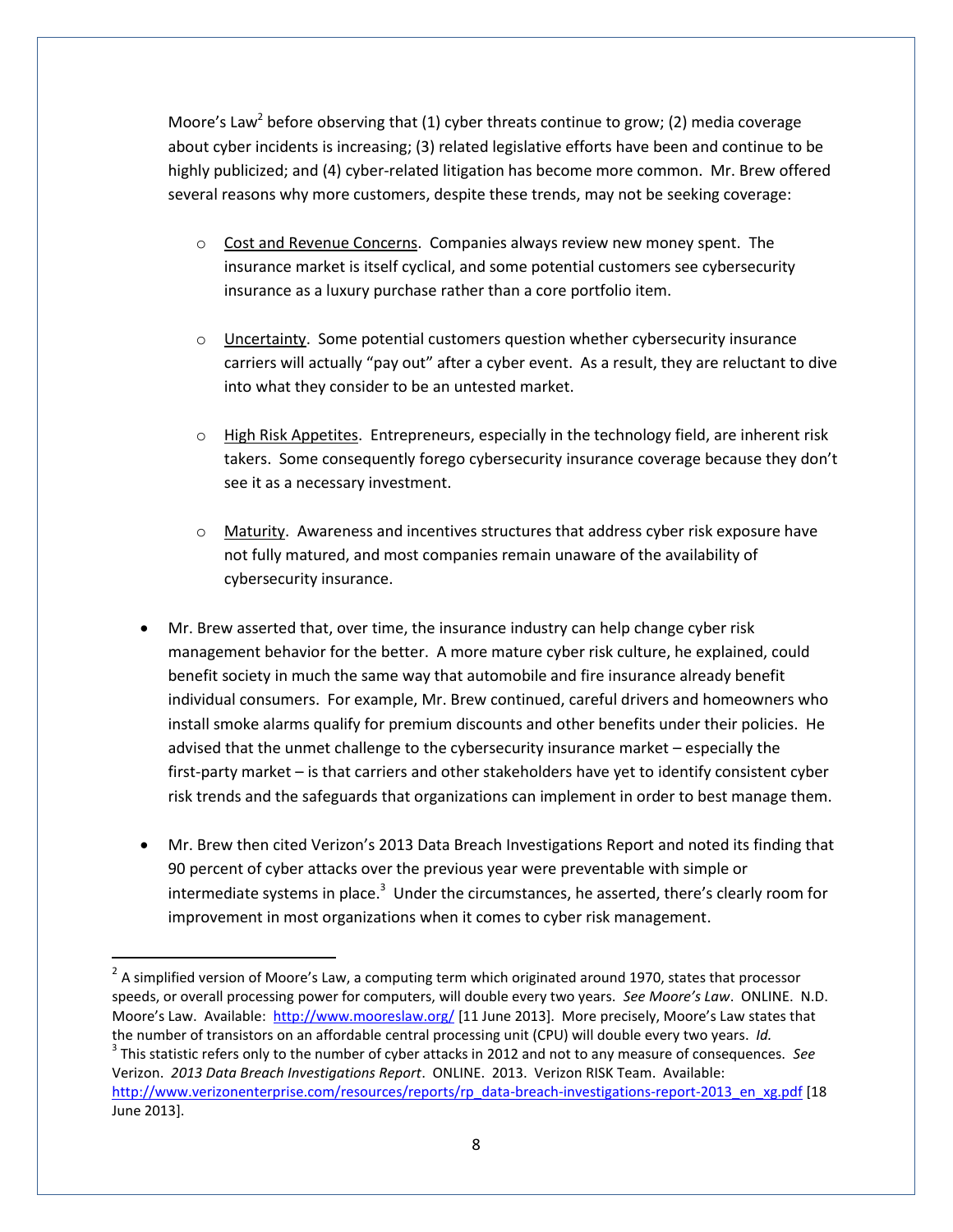Moore's Law[2] before observing that (1) cyber threats continue to grow; (2) media coverage about cyber incidents is increasing; (3) related legislative efforts have been and continue to be highly publicized; and (4) cyber-related litigation has become more common. Mr. Brew offered several reasons why more customers, despite these trends, may not be seeking coverage:

- Cost and Revenue Concerns. Companies always review new money spent. The insurance market is itself cyclical, and some potential customers see cybersecurity insurance as a luxury purchase rather than a core portfolio item.

- Uncertainty. Some potential customers question whether cybersecurity insurance carriers will actually "pay out" after a cyber event. As a result, they are reluctant to dive into what they consider to be an untested market.

- High Risk Appetites. Entrepreneurs, especially in the technology field, are inherent risk takers. Some consequently forego cybersecurity insurance coverage because they don't see it as a necessary investment.

- Maturity. Awareness and incentives structures that address cyber risk exposure have not fully matured, and most companies remain unaware of the availability of cybersecurity insurance.

- Mr. Brew asserted that, over time, the insurance industry can help change cyber risk management behavior for the better. A more mature cyber risk culture, he explained, could benefit society in much the same way that automobile and fire insurance already benefit individual consumers. For example, Mr. Brew continued, careful drivers and homeowners who install smoke alarms qualify for premium discounts and other benefits under their policies. He advised that the unmet challenge to the cybersecurity insurance market – especially the first-party market – is that carriers and other stakeholders have yet to identify consistent cyber risk trends and the safeguards that organizations can implement in order to best manage them.

- Mr. Brew then cited Verizon's 2013 Data Breach Investigations Report and noted its finding that 90 percent of cyber attacks over the previous year were preventable with simple or intermediate systems in place.[3] Under the circumstances, he asserted, there's clearly room for improvement in most organizations when it comes to cyber risk management.

---

[2] A simplified version of Moore's Law, a computing term which originated around 1970, states that processor speeds, or overall processing power for computers, will double every two years. *See Moore's Law*. ONLINE. N.D. Moore's Law. Available: http://www.mooreslaw.org/ [11 June 2013]. More precisely, Moore's Law states that the number of transistors on an affordable central processing unit (CPU) will double every two years. *Id.*

[3] This statistic refers only to the number of cyber attacks in 2012 and not to any measure of consequences. *See* Verizon. *2013 Data Breach Investigations Report*. ONLINE. 2013. Verizon RISK Team. Available: http://www.verizonenterprise.com/resources/reports/rp_data-breach-investigations-report-2013_en_xg.pdf [18 June 2013].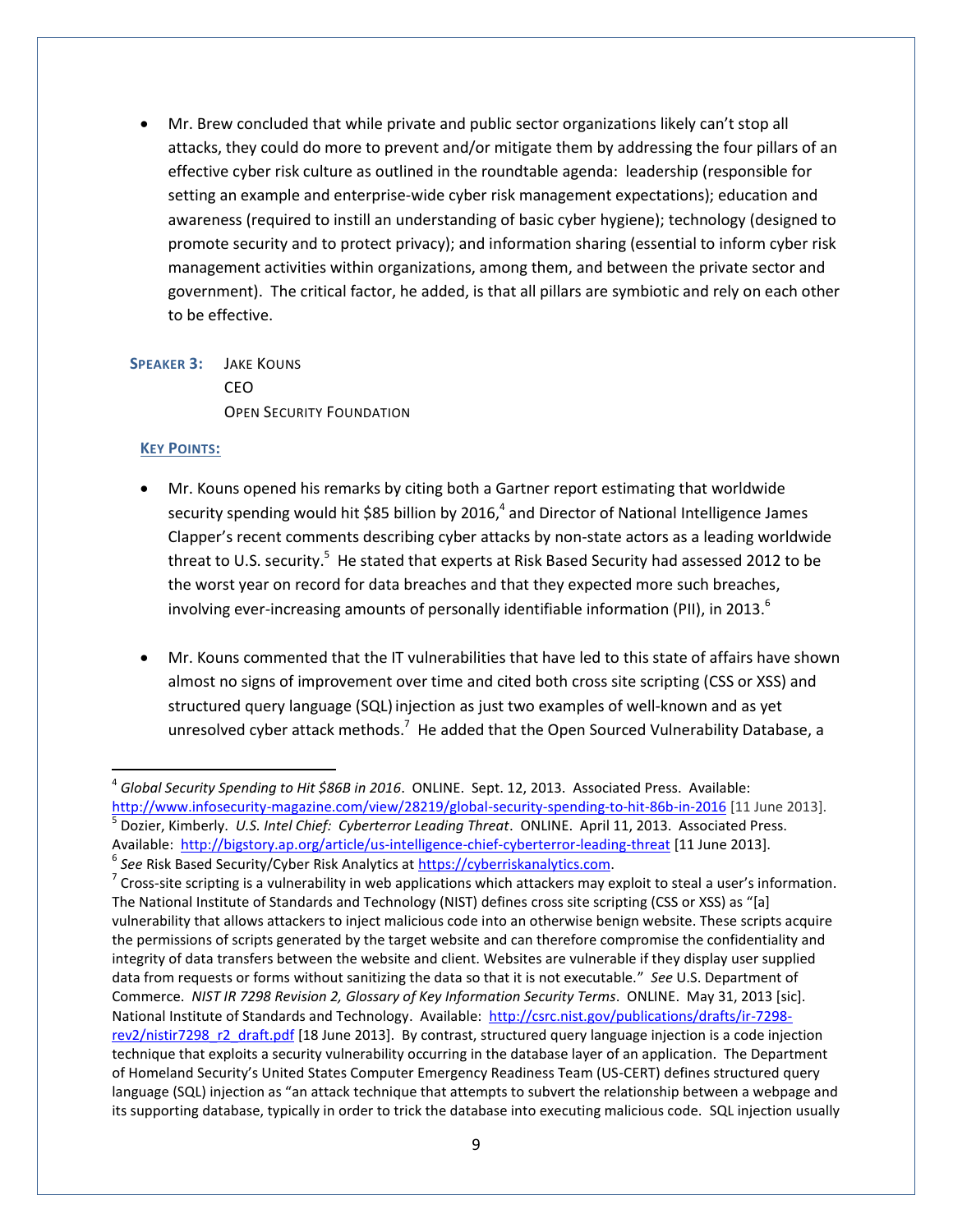- Mr. Brew concluded that while private and public sector organizations likely can't stop all attacks, they could do more to prevent and/or mitigate them by addressing the four pillars of an effective cyber risk culture as outlined in the roundtable agenda: leadership (responsible for setting an example and enterprise-wide cyber risk management expectations); education and awareness (required to instill an understanding of basic cyber hygiene); technology (designed to promote security and to protect privacy); and information sharing (essential to inform cyber risk management activities within organizations, among them, and between the private sector and government). The critical factor, he added, is that all pillars are symbiotic and rely on each other to be effective.

**SPEAKER 3:** JAKE KOUNS
CEO
OPEN SECURITY FOUNDATION

**KEY POINTS:**

- Mr. Kouns opened his remarks by citing both a Gartner report estimating that worldwide security spending would hit $85 billion by 2016,[4] and Director of National Intelligence James Clapper's recent comments describing cyber attacks by non-state actors as a leading worldwide threat to U.S. security.[5] He stated that experts at Risk Based Security had assessed 2012 to be the worst year on record for data breaches and that they expected more such breaches, involving ever-increasing amounts of personally identifiable information (PII), in 2013.[6]

- Mr. Kouns commented that the IT vulnerabilities that have led to this state of affairs have shown almost no signs of improvement over time and cited both cross site scripting (CSS or XSS) and structured query language (SQL) injection as just two examples of well-known and as yet unresolved cyber attack methods.[7] He added that the Open Sourced Vulnerability Database, a

---

[4] *Global Security Spending to Hit $86B in 2016*. ONLINE. Sept. 12, 2013. Associated Press. Available: http://www.infosecurity-magazine.com/view/28219/global-security-spending-to-hit-86b-in-2016 [11 June 2013].

[5] Dozier, Kimberly. *U.S. Intel Chief: Cyberterror Leading Threat*. ONLINE. April 11, 2013. Associated Press. Available: http://bigstory.ap.org/article/us-intelligence-chief-cyberterror-leading-threat [11 June 2013].

[6] *See* Risk Based Security/Cyber Risk Analytics at https://cyberriskanalytics.com.

[7] Cross-site scripting is a vulnerability in web applications which attackers may exploit to steal a user's information. The National Institute of Standards and Technology (NIST) defines cross site scripting (CSS or XSS) as "[a] vulnerability that allows attackers to inject malicious code into an otherwise benign website. These scripts acquire the permissions of scripts generated by the target website and can therefore compromise the confidentiality and integrity of data transfers between the website and client. Websites are vulnerable if they display user supplied data from requests or forms without sanitizing the data so that it is not executable." *See* U.S. Department of Commerce. *NIST IR 7298 Revision 2, Glossary of Key Information Security Terms*. ONLINE. May 31, 2013 [sic]. National Institute of Standards and Technology. Available: http://csrc.nist.gov/publications/drafts/ir-7298-rev2/nistir7298_r2_draft.pdf [18 June 2013]. By contrast, structured query language injection is a code injection technique that exploits a security vulnerability occurring in the database layer of an application. The Department of Homeland Security's United States Computer Emergency Readiness Team (US-CERT) defines structured query language (SQL) injection as "an attack technique that attempts to subvert the relationship between a webpage and its supporting database, typically in order to trick the database into executing malicious code. SQL injection usually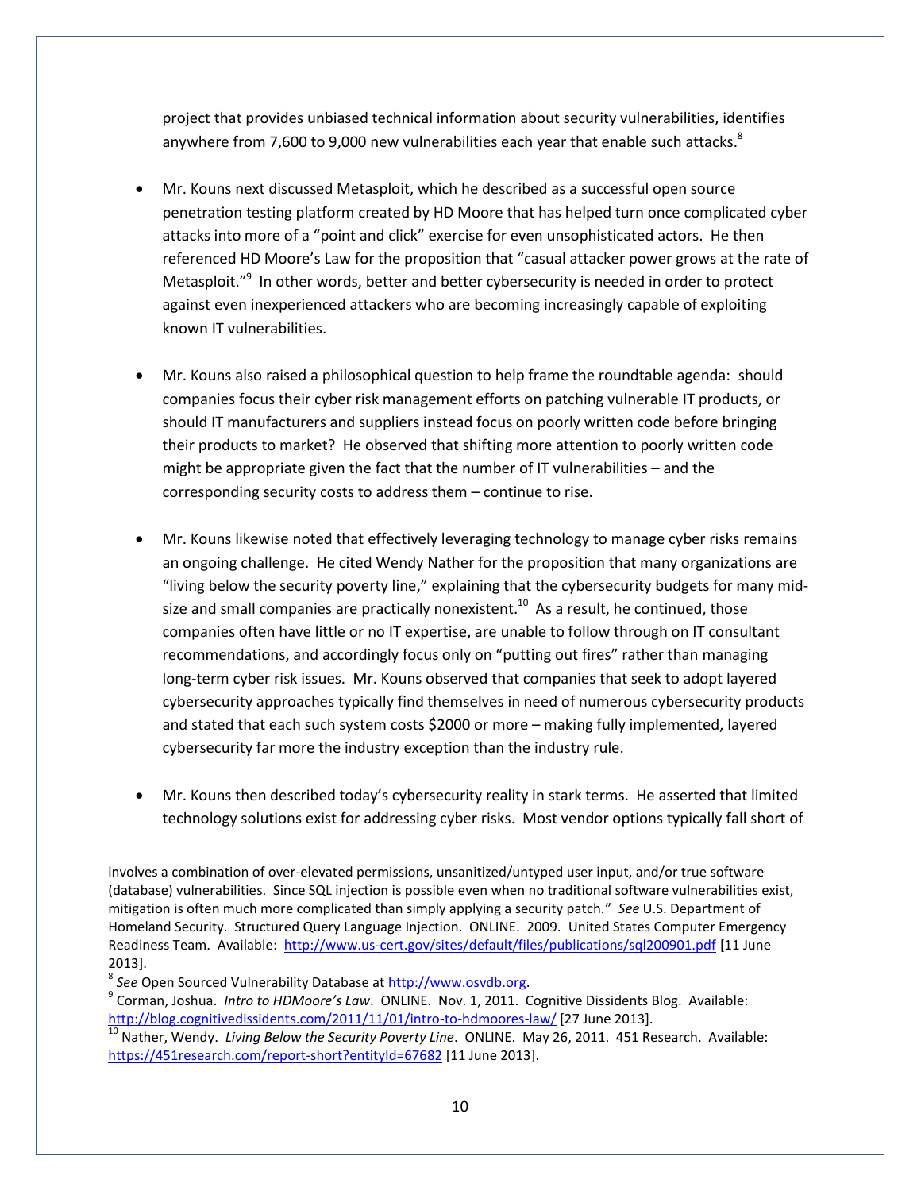project that provides unbiased technical information about security vulnerabilities, identifies anywhere from 7,600 to 9,000 new vulnerabilities each year that enable such attacks.[8]

- Mr. Kouns next discussed Metasploit, which he described as a successful open source penetration testing platform created by HD Moore that has helped turn once complicated cyber attacks into more of a "point and click" exercise for even unsophisticated actors. He then referenced HD Moore's Law for the proposition that "casual attacker power grows at the rate of Metasploit."[9] In other words, better and better cybersecurity is needed in order to protect against even inexperienced attackers who are becoming increasingly capable of exploiting known IT vulnerabilities.

- Mr. Kouns also raised a philosophical question to help frame the roundtable agenda: should companies focus their cyber risk management efforts on patching vulnerable IT products, or should IT manufacturers and suppliers instead focus on poorly written code before bringing their products to market? He observed that shifting more attention to poorly written code might be appropriate given the fact that the number of IT vulnerabilities – and the corresponding security costs to address them – continue to rise.

- Mr. Kouns likewise noted that effectively leveraging technology to manage cyber risks remains an ongoing challenge. He cited Wendy Nather for the proposition that many organizations are "living below the security poverty line," explaining that the cybersecurity budgets for many mid-size and small companies are practically nonexistent.[10] As a result, he continued, those companies often have little or no IT expertise, are unable to follow through on IT consultant recommendations, and accordingly focus only on "putting out fires" rather than managing long-term cyber risk issues. Mr. Kouns observed that companies that seek to adopt layered cybersecurity approaches typically find themselves in need of numerous cybersecurity products and stated that each such system costs $2000 or more – making fully implemented, layered cybersecurity far more the industry exception than the industry rule.

- Mr. Kouns then described today's cybersecurity reality in stark terms. He asserted that limited technology solutions exist for addressing cyber risks. Most vendor options typically fall short of

---

involves a combination of over-elevated permissions, unsanitized/untyped user input, and/or true software (database) vulnerabilities. Since SQL injection is possible even when no traditional software vulnerabilities exist, mitigation is often much more complicated than simply applying a security patch." *See* U.S. Department of Homeland Security. Structured Query Language Injection. ONLINE. 2009. United States Computer Emergency Readiness Team. Available: http://www.us-cert.gov/sites/default/files/publications/sql200901.pdf [11 June 2013].

[8] *See* Open Sourced Vulnerability Database at http://www.osvdb.org.

[9] Corman, Joshua. *Intro to HDMoore's Law*. ONLINE. Nov. 1, 2011. Cognitive Dissidents Blog. Available: http://blog.cognitivedissidents.com/2011/11/01/intro-to-hdmoores-law/ [27 June 2013].

[10] Nather, Wendy. *Living Below the Security Poverty Line*. ONLINE. May 26, 2011. 451 Research. Available: https://451research.com/report-short?entityId=67682 [11 June 2013].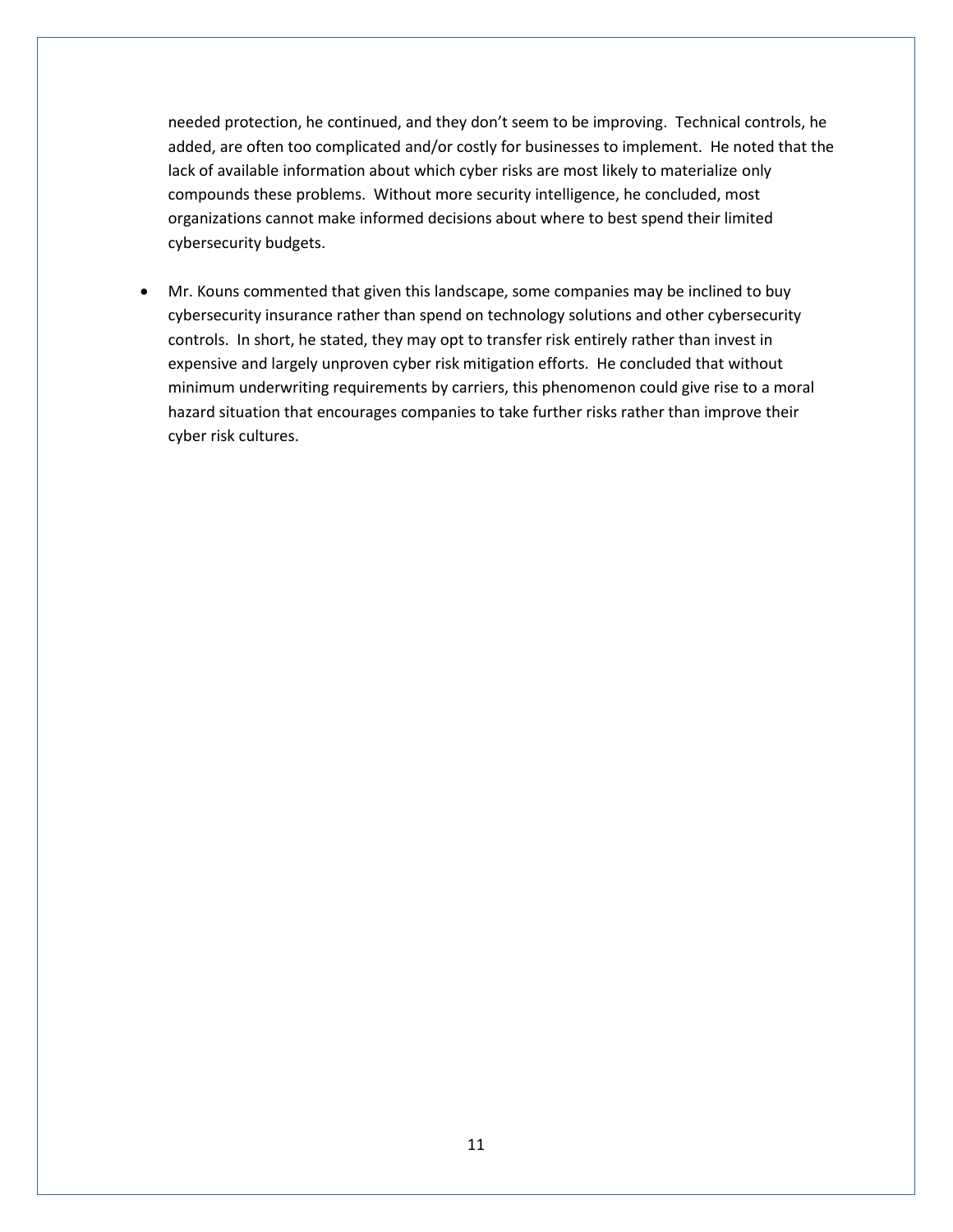needed protection, he continued, and they don't seem to be improving. Technical controls, he added, are often too complicated and/or costly for businesses to implement. He noted that the lack of available information about which cyber risks are most likely to materialize only compounds these problems. Without more security intelligence, he concluded, most organizations cannot make informed decisions about where to best spend their limited cybersecurity budgets.

- Mr. Kouns commented that given this landscape, some companies may be inclined to buy cybersecurity insurance rather than spend on technology solutions and other cybersecurity controls. In short, he stated, they may opt to transfer risk entirely rather than invest in expensive and largely unproven cyber risk mitigation efforts. He concluded that without minimum underwriting requirements by carriers, this phenomenon could give rise to a moral hazard situation that encourages companies to take further risks rather than improve their cyber risk cultures.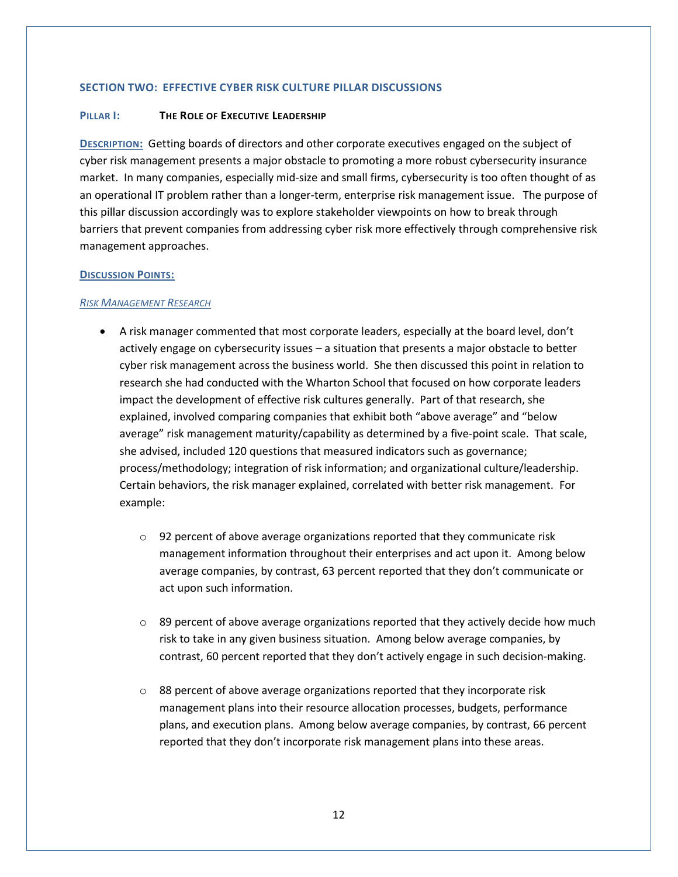## SECTION TWO: EFFECTIVE CYBER RISK CULTURE PILLAR DISCUSSIONS

### PILLAR I: THE ROLE OF EXECUTIVE LEADERSHIP

**DESCRIPTION:** Getting boards of directors and other corporate executives engaged on the subject of cyber risk management presents a major obstacle to promoting a more robust cybersecurity insurance market. In many companies, especially mid-size and small firms, cybersecurity is too often thought of as an operational IT problem rather than a longer-term, enterprise risk management issue. The purpose of this pillar discussion accordingly was to explore stakeholder viewpoints on how to break through barriers that prevent companies from addressing cyber risk more effectively through comprehensive risk management approaches.

**DISCUSSION POINTS:**

*RISK MANAGEMENT RESEARCH*

- A risk manager commented that most corporate leaders, especially at the board level, don't actively engage on cybersecurity issues – a situation that presents a major obstacle to better cyber risk management across the business world. She then discussed this point in relation to research she had conducted with the Wharton School that focused on how corporate leaders impact the development of effective risk cultures generally. Part of that research, she explained, involved comparing companies that exhibit both "above average" and "below average" risk management maturity/capability as determined by a five-point scale. That scale, she advised, included 120 questions that measured indicators such as governance; process/methodology; integration of risk information; and organizational culture/leadership. Certain behaviors, the risk manager explained, correlated with better risk management. For example:
    - 92 percent of above average organizations reported that they communicate risk management information throughout their enterprises and act upon it. Among below average companies, by contrast, 63 percent reported that they don't communicate or act upon such information.
    - 89 percent of above average organizations reported that they actively decide how much risk to take in any given business situation. Among below average companies, by contrast, 60 percent reported that they don't actively engage in such decision-making.
    - 88 percent of above average organizations reported that they incorporate risk management plans into their resource allocation processes, budgets, performance plans, and execution plans. Among below average companies, by contrast, 66 percent reported that they don't incorporate risk management plans into these areas.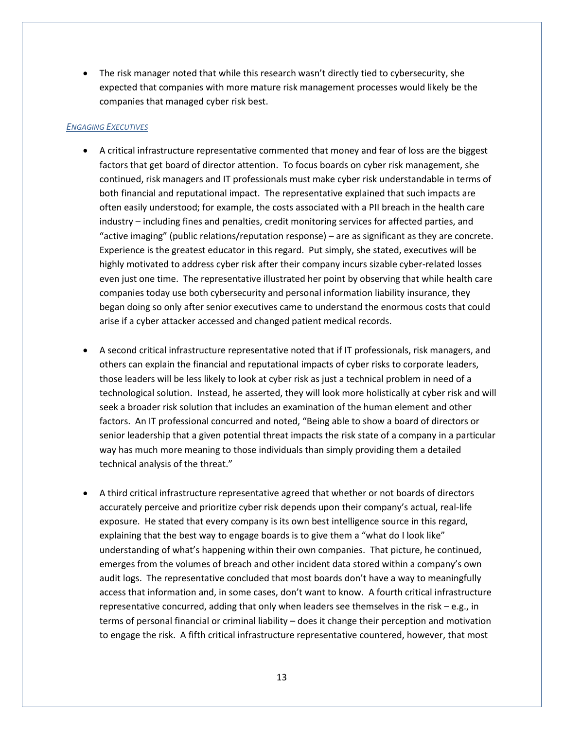- The risk manager noted that while this research wasn't directly tied to cybersecurity, she expected that companies with more mature risk management processes would likely be the companies that managed cyber risk best.

*Engaging Executives*

- A critical infrastructure representative commented that money and fear of loss are the biggest factors that get board of director attention. To focus boards on cyber risk management, she continued, risk managers and IT professionals must make cyber risk understandable in terms of both financial and reputational impact. The representative explained that such impacts are often easily understood; for example, the costs associated with a PII breach in the health care industry – including fines and penalties, credit monitoring services for affected parties, and "active imaging" (public relations/reputation response) – are as significant as they are concrete. Experience is the greatest educator in this regard. Put simply, she stated, executives will be highly motivated to address cyber risk after their company incurs sizable cyber-related losses even just one time. The representative illustrated her point by observing that while health care companies today use both cybersecurity and personal information liability insurance, they began doing so only after senior executives came to understand the enormous costs that could arise if a cyber attacker accessed and changed patient medical records.

- A second critical infrastructure representative noted that if IT professionals, risk managers, and others can explain the financial and reputational impacts of cyber risks to corporate leaders, those leaders will be less likely to look at cyber risk as just a technical problem in need of a technological solution. Instead, he asserted, they will look more holistically at cyber risk and will seek a broader risk solution that includes an examination of the human element and other factors. An IT professional concurred and noted, "Being able to show a board of directors or senior leadership that a given potential threat impacts the risk state of a company in a particular way has much more meaning to those individuals than simply providing them a detailed technical analysis of the threat."

- A third critical infrastructure representative agreed that whether or not boards of directors accurately perceive and prioritize cyber risk depends upon their company's actual, real-life exposure. He stated that every company is its own best intelligence source in this regard, explaining that the best way to engage boards is to give them a "what do I look like" understanding of what's happening within their own companies. That picture, he continued, emerges from the volumes of breach and other incident data stored within a company's own audit logs. The representative concluded that most boards don't have a way to meaningfully access that information and, in some cases, don't want to know. A fourth critical infrastructure representative concurred, adding that only when leaders see themselves in the risk – e.g., in terms of personal financial or criminal liability – does it change their perception and motivation to engage the risk. A fifth critical infrastructure representative countered, however, that most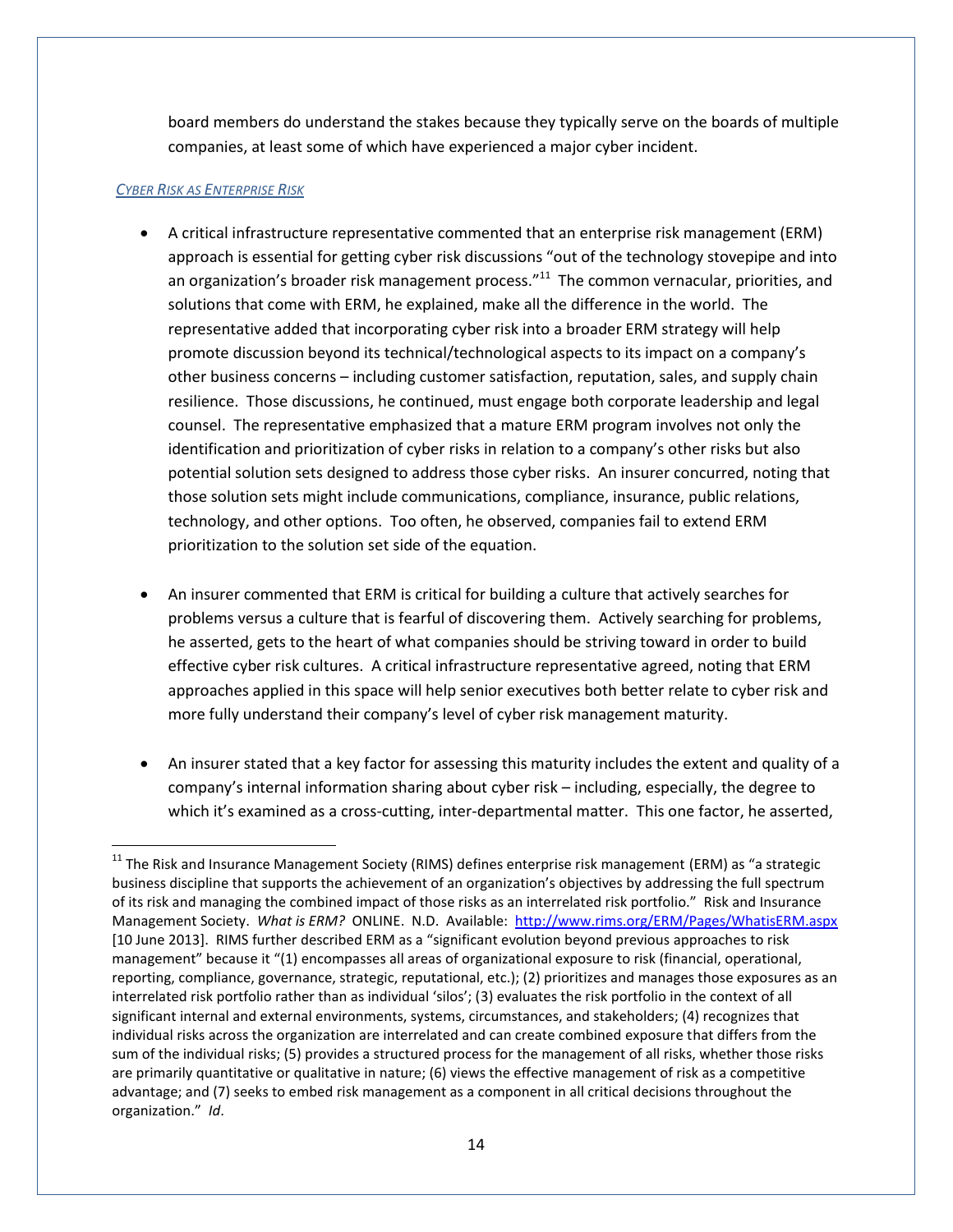board members do understand the stakes because they typically serve on the boards of multiple companies, at least some of which have experienced a major cyber incident.

*Cyber Risk as Enterprise Risk*

- A critical infrastructure representative commented that an enterprise risk management (ERM) approach is essential for getting cyber risk discussions "out of the technology stovepipe and into an organization's broader risk management process."[11] The common vernacular, priorities, and solutions that come with ERM, he explained, make all the difference in the world. The representative added that incorporating cyber risk into a broader ERM strategy will help promote discussion beyond its technical/technological aspects to its impact on a company's other business concerns – including customer satisfaction, reputation, sales, and supply chain resilience. Those discussions, he continued, must engage both corporate leadership and legal counsel. The representative emphasized that a mature ERM program involves not only the identification and prioritization of cyber risks in relation to a company's other risks but also potential solution sets designed to address those cyber risks. An insurer concurred, noting that those solution sets might include communications, compliance, insurance, public relations, technology, and other options. Too often, he observed, companies fail to extend ERM prioritization to the solution set side of the equation.

- An insurer commented that ERM is critical for building a culture that actively searches for problems versus a culture that is fearful of discovering them. Actively searching for problems, he asserted, gets to the heart of what companies should be striving toward in order to build effective cyber risk cultures. A critical infrastructure representative agreed, noting that ERM approaches applied in this space will help senior executives both better relate to cyber risk and more fully understand their company's level of cyber risk management maturity.

- An insurer stated that a key factor for assessing this maturity includes the extent and quality of a company's internal information sharing about cyber risk – including, especially, the degree to which it's examined as a cross-cutting, inter-departmental matter. This one factor, he asserted,

---

[11] The Risk and Insurance Management Society (RIMS) defines enterprise risk management (ERM) as "a strategic business discipline that supports the achievement of an organization's objectives by addressing the full spectrum of its risk and managing the combined impact of those risks as an interrelated risk portfolio." Risk and Insurance Management Society. *What is ERM?* ONLINE. N.D. Available: http://www.rims.org/ERM/Pages/WhatisERM.aspx [10 June 2013]. RIMS further described ERM as a "significant evolution beyond previous approaches to risk management" because it "(1) encompasses all areas of organizational exposure to risk (financial, operational, reporting, compliance, governance, strategic, reputational, etc.); (2) prioritizes and manages those exposures as an interrelated risk portfolio rather than as individual 'silos'; (3) evaluates the risk portfolio in the context of all significant internal and external environments, systems, circumstances, and stakeholders; (4) recognizes that individual risks across the organization are interrelated and can create combined exposure that differs from the sum of the individual risks; (5) provides a structured process for the management of all risks, whether those risks are primarily quantitative or qualitative in nature; (6) views the effective management of risk as a competitive advantage; and (7) seeks to embed risk management as a component in all critical decisions throughout the organization." *Id*.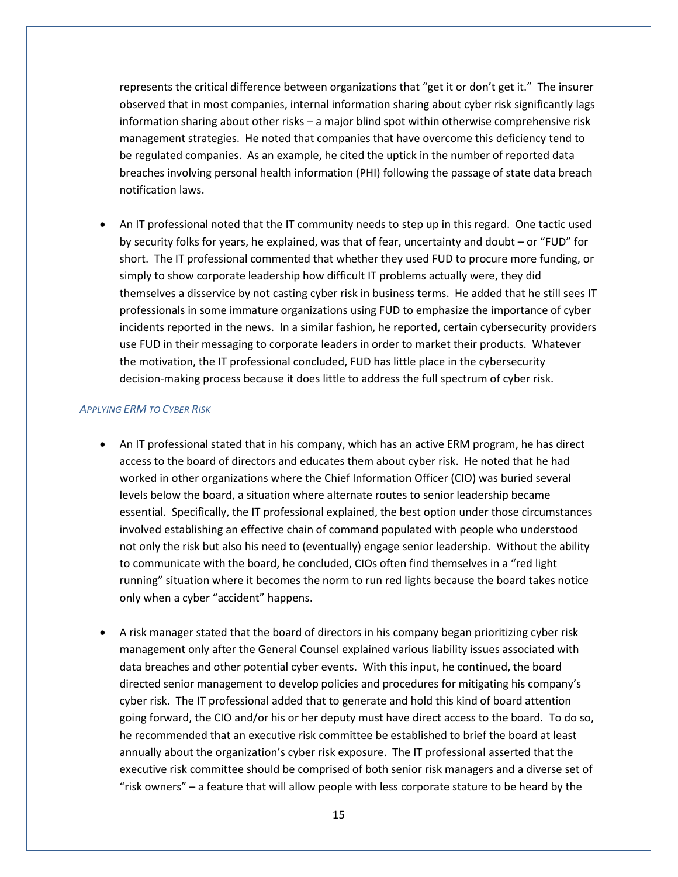represents the critical difference between organizations that "get it or don't get it." The insurer observed that in most companies, internal information sharing about cyber risk significantly lags information sharing about other risks – a major blind spot within otherwise comprehensive risk management strategies. He noted that companies that have overcome this deficiency tend to be regulated companies. As an example, he cited the uptick in the number of reported data breaches involving personal health information (PHI) following the passage of state data breach notification laws.

- An IT professional noted that the IT community needs to step up in this regard. One tactic used by security folks for years, he explained, was that of fear, uncertainty and doubt – or "FUD" for short. The IT professional commented that whether they used FUD to procure more funding, or simply to show corporate leadership how difficult IT problems actually were, they did themselves a disservice by not casting cyber risk in business terms. He added that he still sees IT professionals in some immature organizations using FUD to emphasize the importance of cyber incidents reported in the news. In a similar fashion, he reported, certain cybersecurity providers use FUD in their messaging to corporate leaders in order to market their products. Whatever the motivation, the IT professional concluded, FUD has little place in the cybersecurity decision-making process because it does little to address the full spectrum of cyber risk.

### *Applying ERM to Cyber Risk*

- An IT professional stated that in his company, which has an active ERM program, he has direct access to the board of directors and educates them about cyber risk. He noted that he had worked in other organizations where the Chief Information Officer (CIO) was buried several levels below the board, a situation where alternate routes to senior leadership became essential. Specifically, the IT professional explained, the best option under those circumstances involved establishing an effective chain of command populated with people who understood not only the risk but also his need to (eventually) engage senior leadership. Without the ability to communicate with the board, he concluded, CIOs often find themselves in a "red light running" situation where it becomes the norm to run red lights because the board takes notice only when a cyber "accident" happens.

- A risk manager stated that the board of directors in his company began prioritizing cyber risk management only after the General Counsel explained various liability issues associated with data breaches and other potential cyber events. With this input, he continued, the board directed senior management to develop policies and procedures for mitigating his company's cyber risk. The IT professional added that to generate and hold this kind of board attention going forward, the CIO and/or his or her deputy must have direct access to the board. To do so, he recommended that an executive risk committee be established to brief the board at least annually about the organization's cyber risk exposure. The IT professional asserted that the executive risk committee should be comprised of both senior risk managers and a diverse set of "risk owners" – a feature that will allow people with less corporate stature to be heard by the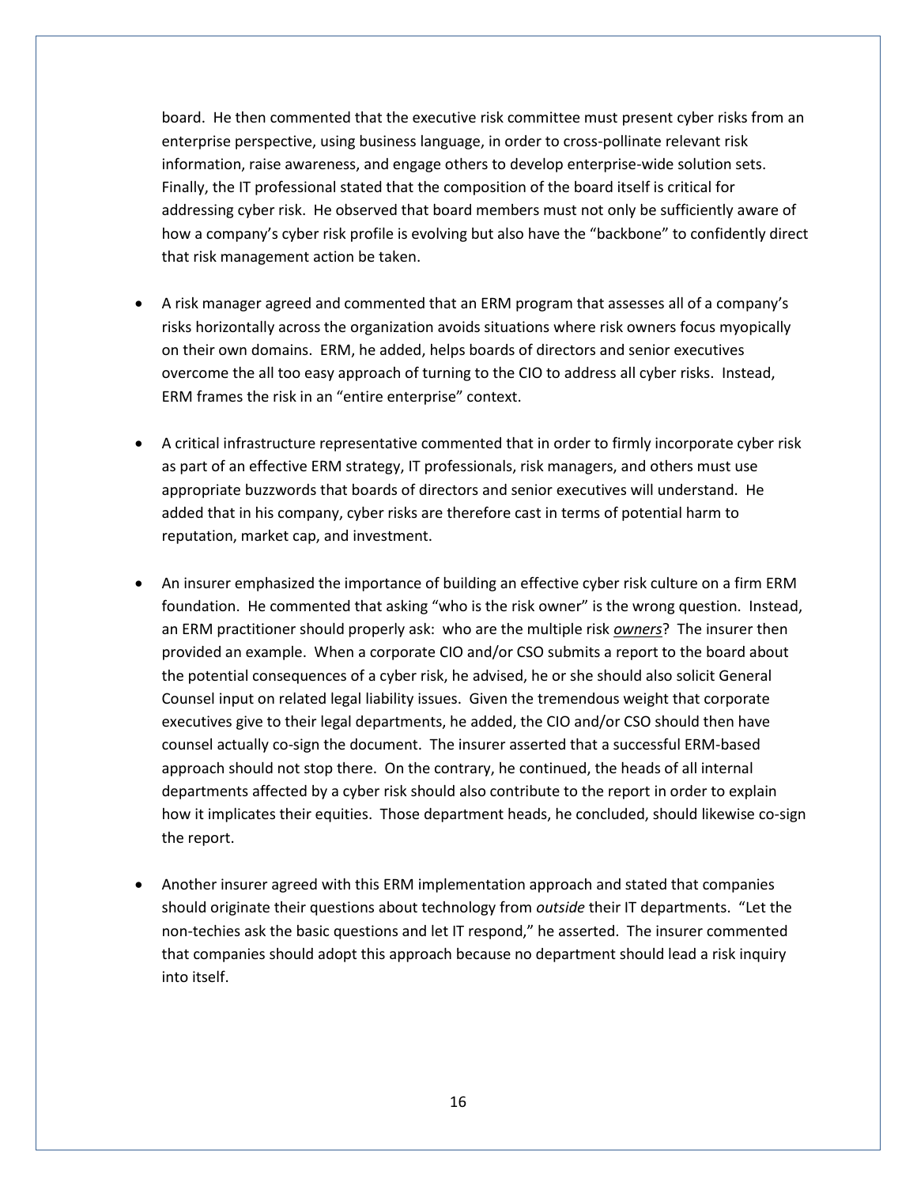board. He then commented that the executive risk committee must present cyber risks from an enterprise perspective, using business language, in order to cross-pollinate relevant risk information, raise awareness, and engage others to develop enterprise-wide solution sets. Finally, the IT professional stated that the composition of the board itself is critical for addressing cyber risk. He observed that board members must not only be sufficiently aware of how a company's cyber risk profile is evolving but also have the "backbone" to confidently direct that risk management action be taken.

- A risk manager agreed and commented that an ERM program that assesses all of a company's risks horizontally across the organization avoids situations where risk owners focus myopically on their own domains. ERM, he added, helps boards of directors and senior executives overcome the all too easy approach of turning to the CIO to address all cyber risks. Instead, ERM frames the risk in an "entire enterprise" context.

- A critical infrastructure representative commented that in order to firmly incorporate cyber risk as part of an effective ERM strategy, IT professionals, risk managers, and others must use appropriate buzzwords that boards of directors and senior executives will understand. He added that in his company, cyber risks are therefore cast in terms of potential harm to reputation, market cap, and investment.

- An insurer emphasized the importance of building an effective cyber risk culture on a firm ERM foundation. He commented that asking "who is the risk owner" is the wrong question. Instead, an ERM practitioner should properly ask: who are the multiple risk ***owners***? The insurer then provided an example. When a corporate CIO and/or CSO submits a report to the board about the potential consequences of a cyber risk, he advised, he or she should also solicit General Counsel input on related legal liability issues. Given the tremendous weight that corporate executives give to their legal departments, he added, the CIO and/or CSO should then have counsel actually co-sign the document. The insurer asserted that a successful ERM-based approach should not stop there. On the contrary, he continued, the heads of all internal departments affected by a cyber risk should also contribute to the report in order to explain how it implicates their equities. Those department heads, he concluded, should likewise co-sign the report.

- Another insurer agreed with this ERM implementation approach and stated that companies should originate their questions about technology from *outside* their IT departments. "Let the non-techies ask the basic questions and let IT respond," he asserted. The insurer commented that companies should adopt this approach because no department should lead a risk inquiry into itself.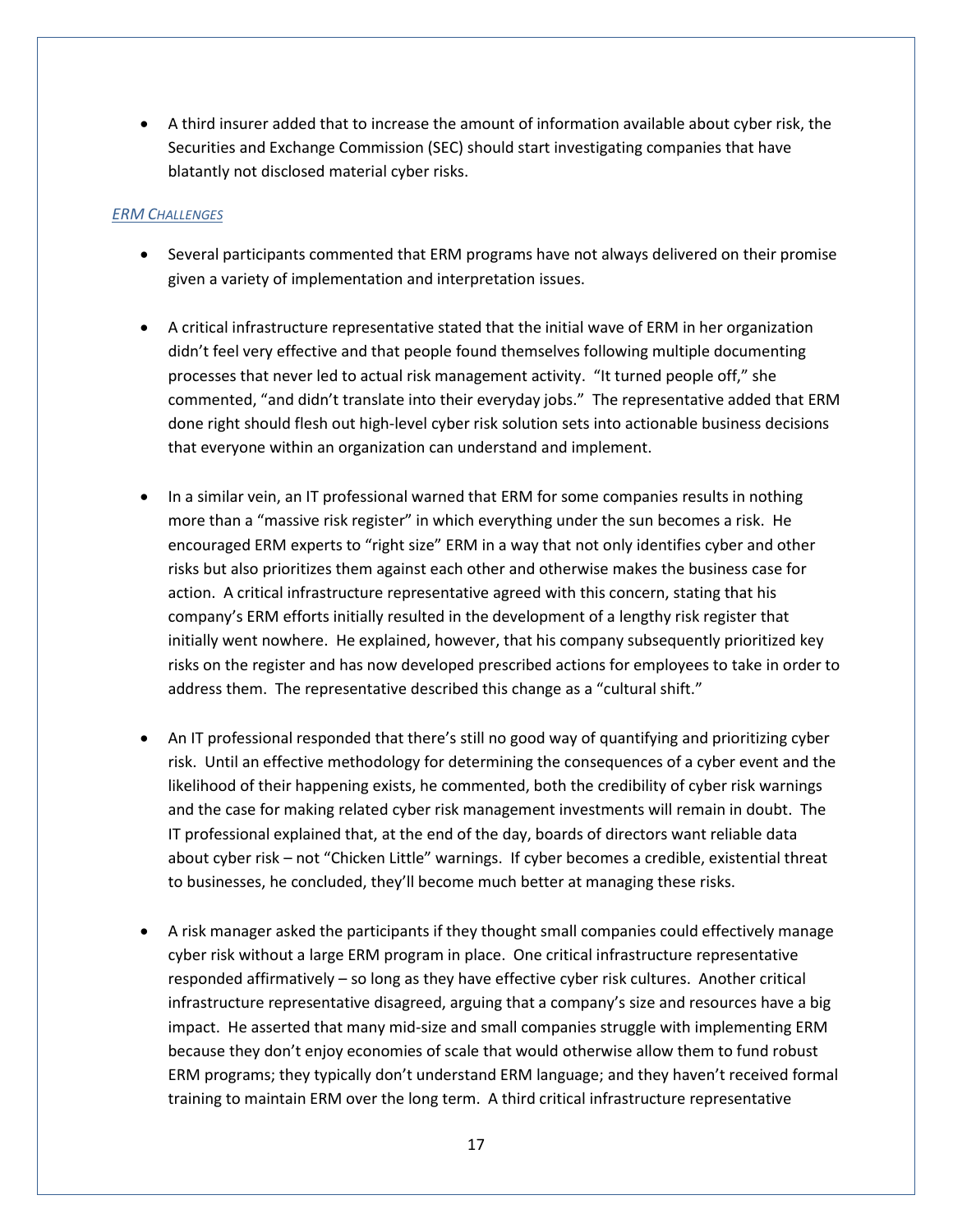- A third insurer added that to increase the amount of information available about cyber risk, the Securities and Exchange Commission (SEC) should start investigating companies that have blatantly not disclosed material cyber risks.

### *ERM Challenges*

- Several participants commented that ERM programs have not always delivered on their promise given a variety of implementation and interpretation issues.

- A critical infrastructure representative stated that the initial wave of ERM in her organization didn't feel very effective and that people found themselves following multiple documenting processes that never led to actual risk management activity. "It turned people off," she commented, "and didn't translate into their everyday jobs." The representative added that ERM done right should flesh out high-level cyber risk solution sets into actionable business decisions that everyone within an organization can understand and implement.

- In a similar vein, an IT professional warned that ERM for some companies results in nothing more than a "massive risk register" in which everything under the sun becomes a risk. He encouraged ERM experts to "right size" ERM in a way that not only identifies cyber and other risks but also prioritizes them against each other and otherwise makes the business case for action. A critical infrastructure representative agreed with this concern, stating that his company's ERM efforts initially resulted in the development of a lengthy risk register that initially went nowhere. He explained, however, that his company subsequently prioritized key risks on the register and has now developed prescribed actions for employees to take in order to address them. The representative described this change as a "cultural shift."

- An IT professional responded that there's still no good way of quantifying and prioritizing cyber risk. Until an effective methodology for determining the consequences of a cyber event and the likelihood of their happening exists, he commented, both the credibility of cyber risk warnings and the case for making related cyber risk management investments will remain in doubt. The IT professional explained that, at the end of the day, boards of directors want reliable data about cyber risk – not "Chicken Little" warnings. If cyber becomes a credible, existential threat to businesses, he concluded, they'll become much better at managing these risks.

- A risk manager asked the participants if they thought small companies could effectively manage cyber risk without a large ERM program in place. One critical infrastructure representative responded affirmatively – so long as they have effective cyber risk cultures. Another critical infrastructure representative disagreed, arguing that a company's size and resources have a big impact. He asserted that many mid-size and small companies struggle with implementing ERM because they don't enjoy economies of scale that would otherwise allow them to fund robust ERM programs; they typically don't understand ERM language; and they haven't received formal training to maintain ERM over the long term. A third critical infrastructure representative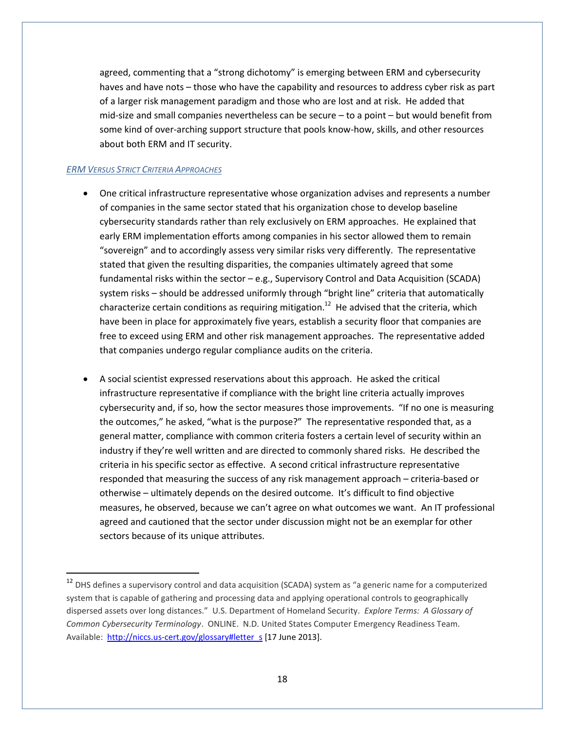agreed, commenting that a "strong dichotomy" is emerging between ERM and cybersecurity haves and have nots – those who have the capability and resources to address cyber risk as part of a larger risk management paradigm and those who are lost and at risk. He added that mid-size and small companies nevertheless can be secure – to a point – but would benefit from some kind of over-arching support structure that pools know-how, skills, and other resources about both ERM and IT security.

### *ERM Versus Strict Criteria Approaches*

- One critical infrastructure representative whose organization advises and represents a number of companies in the same sector stated that his organization chose to develop baseline cybersecurity standards rather than rely exclusively on ERM approaches. He explained that early ERM implementation efforts among companies in his sector allowed them to remain "sovereign" and to accordingly assess very similar risks very differently. The representative stated that given the resulting disparities, the companies ultimately agreed that some fundamental risks within the sector – e.g., Supervisory Control and Data Acquisition (SCADA) system risks – should be addressed uniformly through "bright line" criteria that automatically characterize certain conditions as requiring mitigation.[12] He advised that the criteria, which have been in place for approximately five years, establish a security floor that companies are free to exceed using ERM and other risk management approaches. The representative added that companies undergo regular compliance audits on the criteria.

- A social scientist expressed reservations about this approach. He asked the critical infrastructure representative if compliance with the bright line criteria actually improves cybersecurity and, if so, how the sector measures those improvements. "If no one is measuring the outcomes," he asked, "what is the purpose?" The representative responded that, as a general matter, compliance with common criteria fosters a certain level of security within an industry if they're well written and are directed to commonly shared risks. He described the criteria in his specific sector as effective. A second critical infrastructure representative responded that measuring the success of any risk management approach – criteria-based or otherwise – ultimately depends on the desired outcome. It's difficult to find objective measures, he observed, because we can't agree on what outcomes we want. An IT professional agreed and cautioned that the sector under discussion might not be an exemplar for other sectors because of its unique attributes.

---

[12] DHS defines a supervisory control and data acquisition (SCADA) system as "a generic name for a computerized system that is capable of gathering and processing data and applying operational controls to geographically dispersed assets over long distances." U.S. Department of Homeland Security. *Explore Terms: A Glossary of Common Cybersecurity Terminology*. ONLINE. N.D. United States Computer Emergency Readiness Team. Available: http://niccs.us-cert.gov/glossary#letter_s [17 June 2013].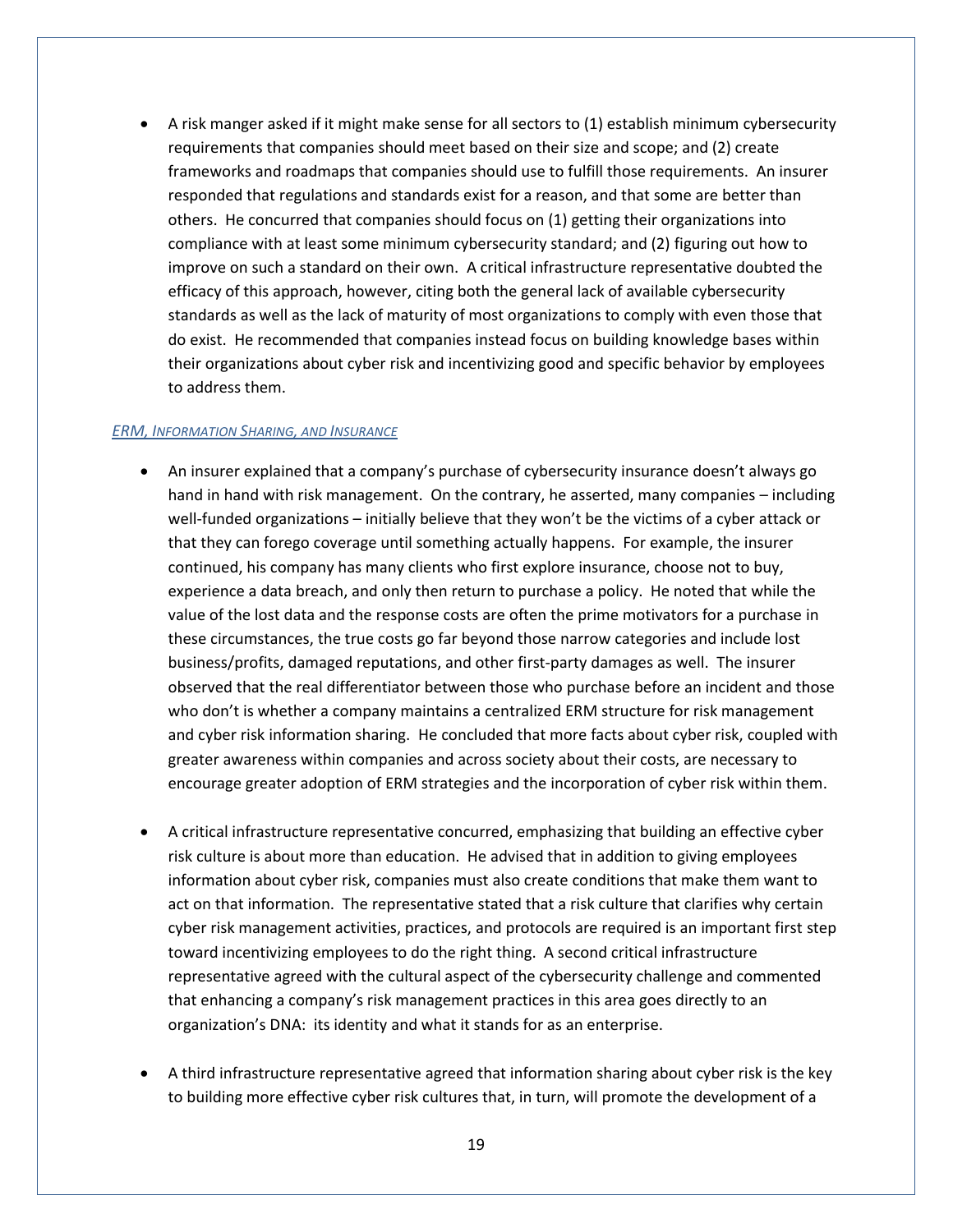- A risk manger asked if it might make sense for all sectors to (1) establish minimum cybersecurity requirements that companies should meet based on their size and scope; and (2) create frameworks and roadmaps that companies should use to fulfill those requirements. An insurer responded that regulations and standards exist for a reason, and that some are better than others. He concurred that companies should focus on (1) getting their organizations into compliance with at least some minimum cybersecurity standard; and (2) figuring out how to improve on such a standard on their own. A critical infrastructure representative doubted the efficacy of this approach, however, citing both the general lack of available cybersecurity standards as well as the lack of maturity of most organizations to comply with even those that do exist. He recommended that companies instead focus on building knowledge bases within their organizations about cyber risk and incentivizing good and specific behavior by employees to address them.

### *ERM, Information Sharing, and Insurance*

- An insurer explained that a company's purchase of cybersecurity insurance doesn't always go hand in hand with risk management. On the contrary, he asserted, many companies – including well-funded organizations – initially believe that they won't be the victims of a cyber attack or that they can forego coverage until something actually happens. For example, the insurer continued, his company has many clients who first explore insurance, choose not to buy, experience a data breach, and only then return to purchase a policy. He noted that while the value of the lost data and the response costs are often the prime motivators for a purchase in these circumstances, the true costs go far beyond those narrow categories and include lost business/profits, damaged reputations, and other first-party damages as well. The insurer observed that the real differentiator between those who purchase before an incident and those who don't is whether a company maintains a centralized ERM structure for risk management and cyber risk information sharing. He concluded that more facts about cyber risk, coupled with greater awareness within companies and across society about their costs, are necessary to encourage greater adoption of ERM strategies and the incorporation of cyber risk within them.

- A critical infrastructure representative concurred, emphasizing that building an effective cyber risk culture is about more than education. He advised that in addition to giving employees information about cyber risk, companies must also create conditions that make them want to act on that information. The representative stated that a risk culture that clarifies why certain cyber risk management activities, practices, and protocols are required is an important first step toward incentivizing employees to do the right thing. A second critical infrastructure representative agreed with the cultural aspect of the cybersecurity challenge and commented that enhancing a company's risk management practices in this area goes directly to an organization's DNA: its identity and what it stands for as an enterprise.

- A third infrastructure representative agreed that information sharing about cyber risk is the key to building more effective cyber risk cultures that, in turn, will promote the development of a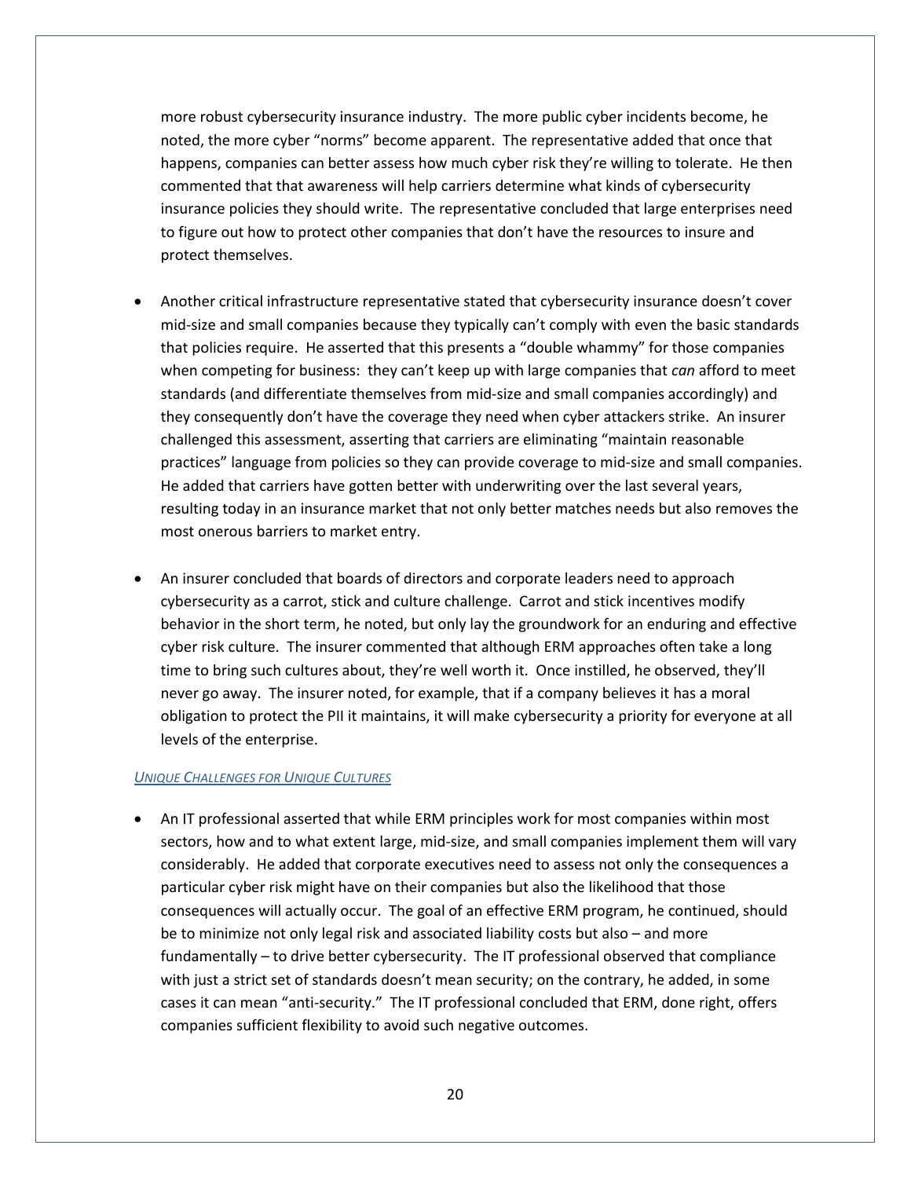more robust cybersecurity insurance industry. The more public cyber incidents become, he noted, the more cyber "norms" become apparent. The representative added that once that happens, companies can better assess how much cyber risk they're willing to tolerate. He then commented that that awareness will help carriers determine what kinds of cybersecurity insurance policies they should write. The representative concluded that large enterprises need to figure out how to protect other companies that don't have the resources to insure and protect themselves.

- Another critical infrastructure representative stated that cybersecurity insurance doesn't cover mid-size and small companies because they typically can't comply with even the basic standards that policies require. He asserted that this presents a "double whammy" for those companies when competing for business: they can't keep up with large companies that *can* afford to meet standards (and differentiate themselves from mid-size and small companies accordingly) and they consequently don't have the coverage they need when cyber attackers strike. An insurer challenged this assessment, asserting that carriers are eliminating "maintain reasonable practices" language from policies so they can provide coverage to mid-size and small companies. He added that carriers have gotten better with underwriting over the last several years, resulting today in an insurance market that not only better matches needs but also removes the most onerous barriers to market entry.

- An insurer concluded that boards of directors and corporate leaders need to approach cybersecurity as a carrot, stick and culture challenge. Carrot and stick incentives modify behavior in the short term, he noted, but only lay the groundwork for an enduring and effective cyber risk culture. The insurer commented that although ERM approaches often take a long time to bring such cultures about, they're well worth it. Once instilled, he observed, they'll never go away. The insurer noted, for example, that if a company believes it has a moral obligation to protect the PII it maintains, it will make cybersecurity a priority for everyone at all levels of the enterprise.

*Unique Challenges for Unique Cultures*

- An IT professional asserted that while ERM principles work for most companies within most sectors, how and to what extent large, mid-size, and small companies implement them will vary considerably. He added that corporate executives need to assess not only the consequences a particular cyber risk might have on their companies but also the likelihood that those consequences will actually occur. The goal of an effective ERM program, he continued, should be to minimize not only legal risk and associated liability costs but also – and more fundamentally – to drive better cybersecurity. The IT professional observed that compliance with just a strict set of standards doesn't mean security; on the contrary, he added, in some cases it can mean "anti-security." The IT professional concluded that ERM, done right, offers companies sufficient flexibility to avoid such negative outcomes.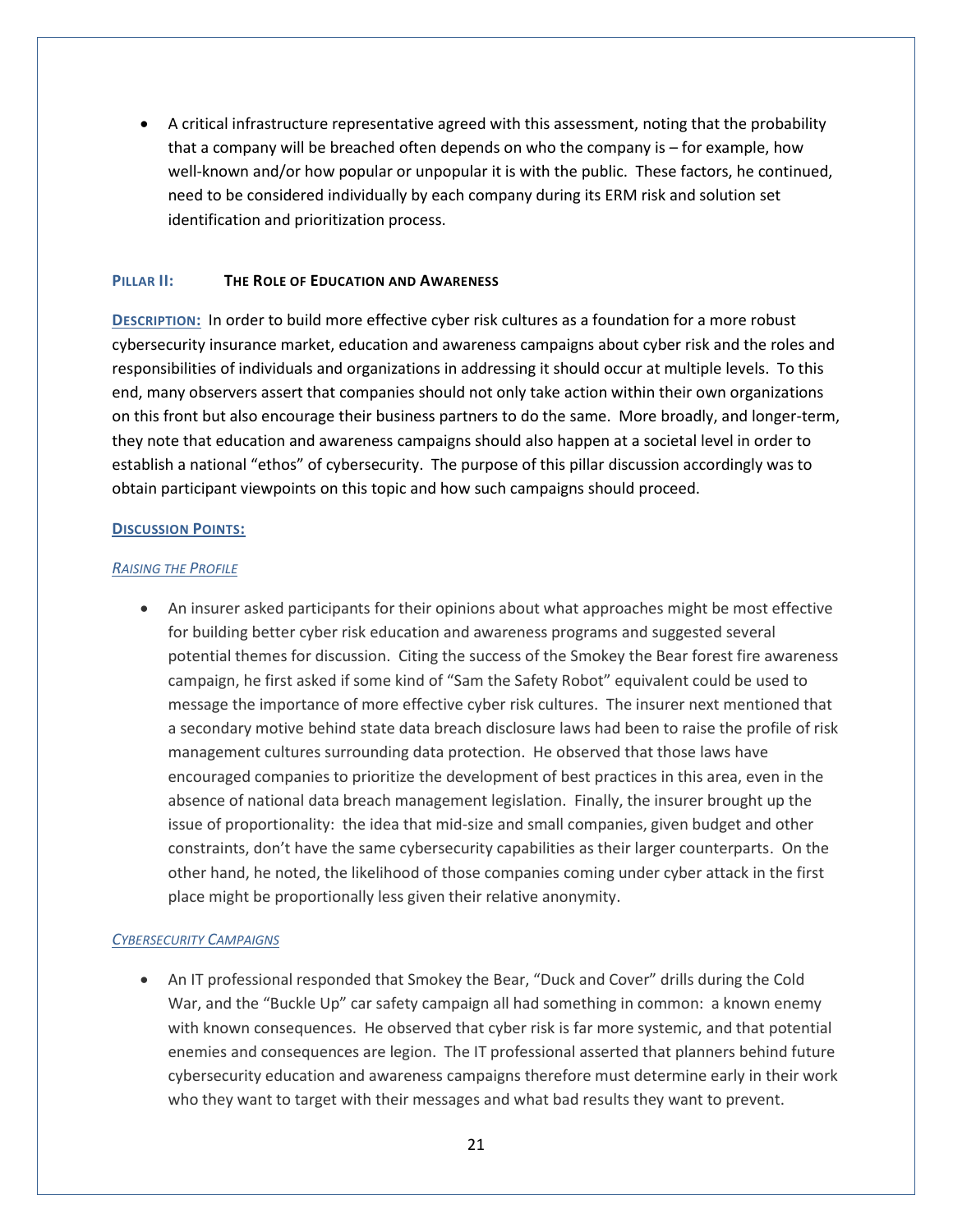- A critical infrastructure representative agreed with this assessment, noting that the probability that a company will be breached often depends on who the company is – for example, how well-known and/or how popular or unpopular it is with the public. These factors, he continued, need to be considered individually by each company during its ERM risk and solution set identification and prioritization process.

## PILLAR II: THE ROLE OF EDUCATION AND AWARENESS

**DESCRIPTION:** In order to build more effective cyber risk cultures as a foundation for a more robust cybersecurity insurance market, education and awareness campaigns about cyber risk and the roles and responsibilities of individuals and organizations in addressing it should occur at multiple levels. To this end, many observers assert that companies should not only take action within their own organizations on this front but also encourage their business partners to do the same. More broadly, and longer-term, they note that education and awareness campaigns should also happen at a societal level in order to establish a national "ethos" of cybersecurity. The purpose of this pillar discussion accordingly was to obtain participant viewpoints on this topic and how such campaigns should proceed.

**DISCUSSION POINTS:**

*RAISING THE PROFILE*

- An insurer asked participants for their opinions about what approaches might be most effective for building better cyber risk education and awareness programs and suggested several potential themes for discussion. Citing the success of the Smokey the Bear forest fire awareness campaign, he first asked if some kind of "Sam the Safety Robot" equivalent could be used to message the importance of more effective cyber risk cultures. The insurer next mentioned that a secondary motive behind state data breach disclosure laws had been to raise the profile of risk management cultures surrounding data protection. He observed that those laws have encouraged companies to prioritize the development of best practices in this area, even in the absence of national data breach management legislation. Finally, the insurer brought up the issue of proportionality: the idea that mid-size and small companies, given budget and other constraints, don't have the same cybersecurity capabilities as their larger counterparts. On the other hand, he noted, the likelihood of those companies coming under cyber attack in the first place might be proportionally less given their relative anonymity.

*CYBERSECURITY CAMPAIGNS*

- An IT professional responded that Smokey the Bear, "Duck and Cover" drills during the Cold War, and the "Buckle Up" car safety campaign all had something in common: a known enemy with known consequences. He observed that cyber risk is far more systemic, and that potential enemies and consequences are legion. The IT professional asserted that planners behind future cybersecurity education and awareness campaigns therefore must determine early in their work who they want to target with their messages and what bad results they want to prevent.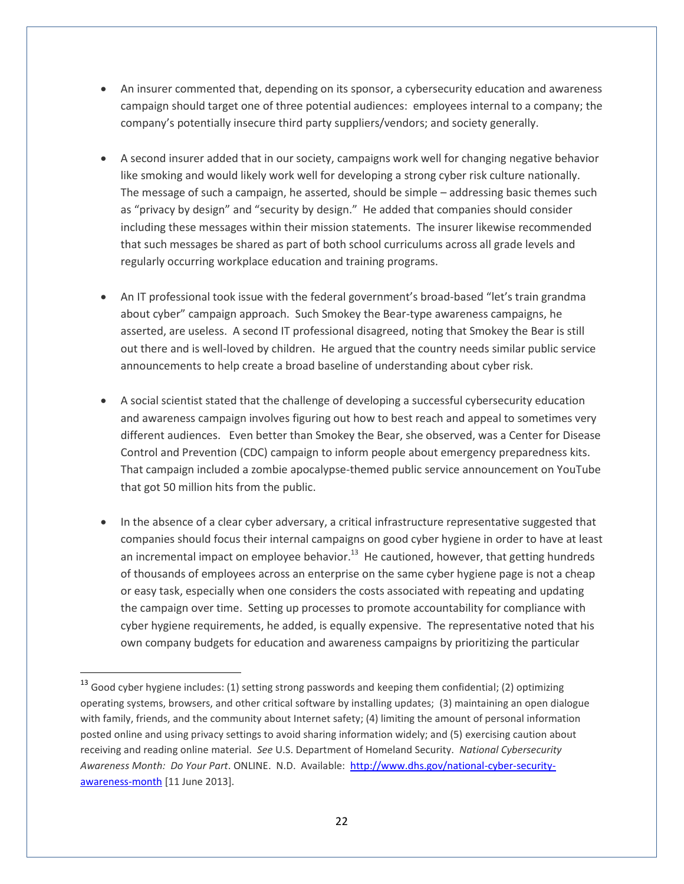- An insurer commented that, depending on its sponsor, a cybersecurity education and awareness campaign should target one of three potential audiences: employees internal to a company; the company's potentially insecure third party suppliers/vendors; and society generally.

- A second insurer added that in our society, campaigns work well for changing negative behavior like smoking and would likely work well for developing a strong cyber risk culture nationally. The message of such a campaign, he asserted, should be simple – addressing basic themes such as "privacy by design" and "security by design." He added that companies should consider including these messages within their mission statements. The insurer likewise recommended that such messages be shared as part of both school curriculums across all grade levels and regularly occurring workplace education and training programs.

- An IT professional took issue with the federal government's broad-based "let's train grandma about cyber" campaign approach. Such Smokey the Bear-type awareness campaigns, he asserted, are useless. A second IT professional disagreed, noting that Smokey the Bear is still out there and is well-loved by children. He argued that the country needs similar public service announcements to help create a broad baseline of understanding about cyber risk.

- A social scientist stated that the challenge of developing a successful cybersecurity education and awareness campaign involves figuring out how to best reach and appeal to sometimes very different audiences. Even better than Smokey the Bear, she observed, was a Center for Disease Control and Prevention (CDC) campaign to inform people about emergency preparedness kits. That campaign included a zombie apocalypse-themed public service announcement on YouTube that got 50 million hits from the public.

- In the absence of a clear cyber adversary, a critical infrastructure representative suggested that companies should focus their internal campaigns on good cyber hygiene in order to have at least an incremental impact on employee behavior.[13] He cautioned, however, that getting hundreds of thousands of employees across an enterprise on the same cyber hygiene page is not a cheap or easy task, especially when one considers the costs associated with repeating and updating the campaign over time. Setting up processes to promote accountability for compliance with cyber hygiene requirements, he added, is equally expensive. The representative noted that his own company budgets for education and awareness campaigns by prioritizing the particular

---

[13] Good cyber hygiene includes: (1) setting strong passwords and keeping them confidential; (2) optimizing operating systems, browsers, and other critical software by installing updates; (3) maintaining an open dialogue with family, friends, and the community about Internet safety; (4) limiting the amount of personal information posted online and using privacy settings to avoid sharing information widely; and (5) exercising caution about receiving and reading online material. *See* U.S. Department of Homeland Security. *National Cybersecurity Awareness Month: Do Your Part*. ONLINE. N.D. Available: http://www.dhs.gov/national-cyber-security-awareness-month [11 June 2013].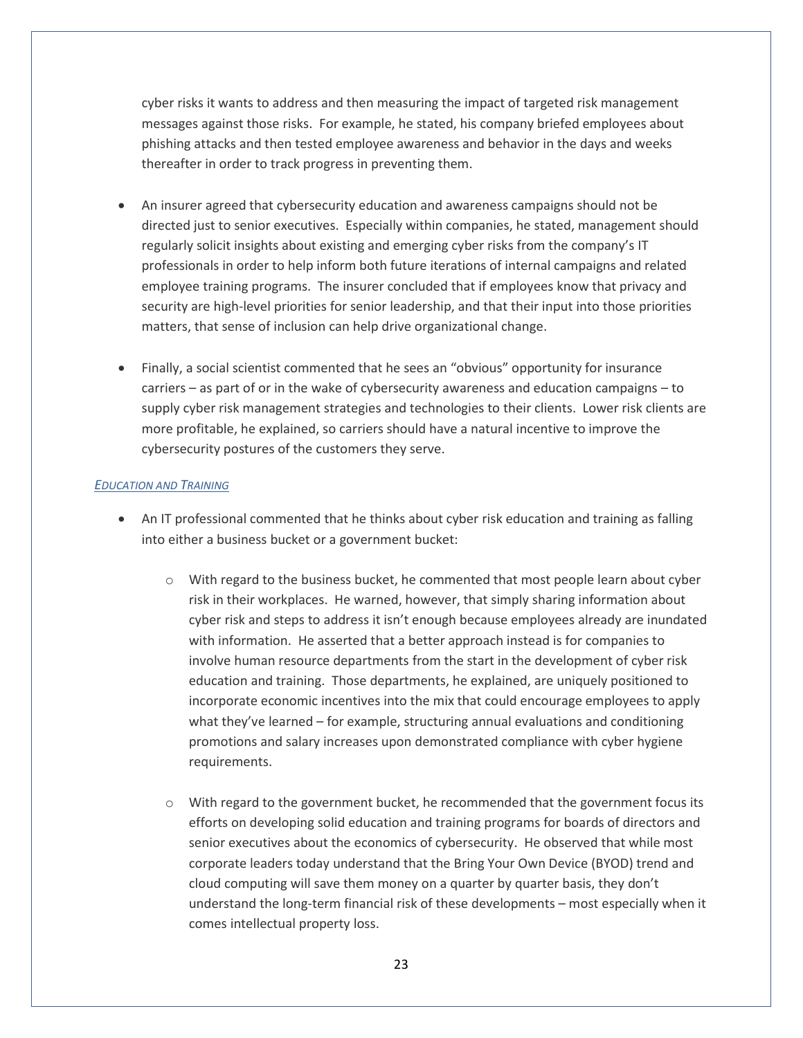cyber risks it wants to address and then measuring the impact of targeted risk management messages against those risks. For example, he stated, his company briefed employees about phishing attacks and then tested employee awareness and behavior in the days and weeks thereafter in order to track progress in preventing them.

- An insurer agreed that cybersecurity education and awareness campaigns should not be directed just to senior executives. Especially within companies, he stated, management should regularly solicit insights about existing and emerging cyber risks from the company's IT professionals in order to help inform both future iterations of internal campaigns and related employee training programs. The insurer concluded that if employees know that privacy and security are high-level priorities for senior leadership, and that their input into those priorities matters, that sense of inclusion can help drive organizational change.

- Finally, a social scientist commented that he sees an "obvious" opportunity for insurance carriers – as part of or in the wake of cybersecurity awareness and education campaigns – to supply cyber risk management strategies and technologies to their clients. Lower risk clients are more profitable, he explained, so carriers should have a natural incentive to improve the cybersecurity postures of the customers they serve.

*EDUCATION AND TRAINING*

- An IT professional commented that he thinks about cyber risk education and training as falling into either a business bucket or a government bucket:

  - With regard to the business bucket, he commented that most people learn about cyber risk in their workplaces. He warned, however, that simply sharing information about cyber risk and steps to address it isn't enough because employees already are inundated with information. He asserted that a better approach instead is for companies to involve human resource departments from the start in the development of cyber risk education and training. Those departments, he explained, are uniquely positioned to incorporate economic incentives into the mix that could encourage employees to apply what they've learned – for example, structuring annual evaluations and conditioning promotions and salary increases upon demonstrated compliance with cyber hygiene requirements.

  - With regard to the government bucket, he recommended that the government focus its efforts on developing solid education and training programs for boards of directors and senior executives about the economics of cybersecurity. He observed that while most corporate leaders today understand that the Bring Your Own Device (BYOD) trend and cloud computing will save them money on a quarter by quarter basis, they don't understand the long-term financial risk of these developments – most especially when it comes intellectual property loss.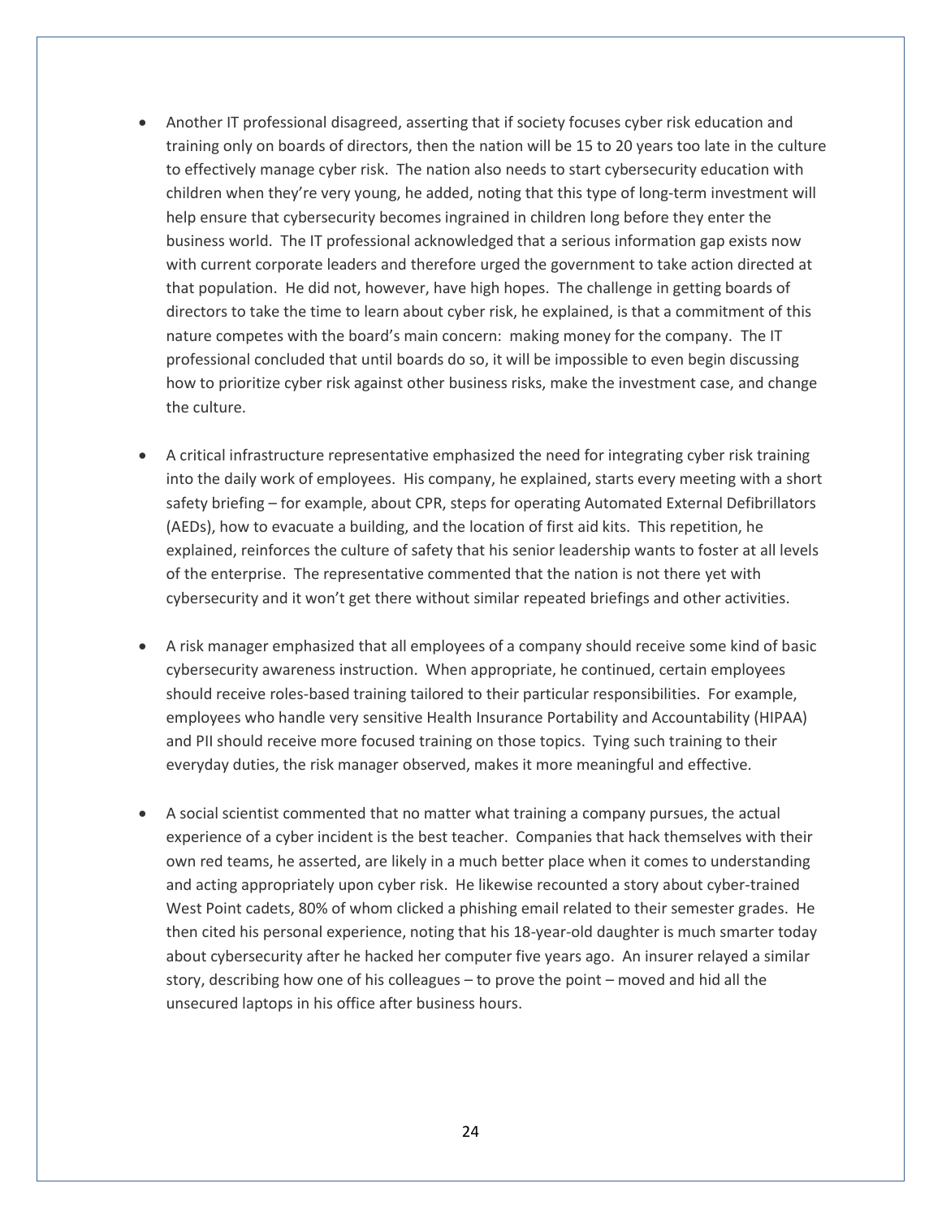- Another IT professional disagreed, asserting that if society focuses cyber risk education and training only on boards of directors, then the nation will be 15 to 20 years too late in the culture to effectively manage cyber risk. The nation also needs to start cybersecurity education with children when they're very young, he added, noting that this type of long-term investment will help ensure that cybersecurity becomes ingrained in children long before they enter the business world. The IT professional acknowledged that a serious information gap exists now with current corporate leaders and therefore urged the government to take action directed at that population. He did not, however, have high hopes. The challenge in getting boards of directors to take the time to learn about cyber risk, he explained, is that a commitment of this nature competes with the board's main concern: making money for the company. The IT professional concluded that until boards do so, it will be impossible to even begin discussing how to prioritize cyber risk against other business risks, make the investment case, and change the culture.

- A critical infrastructure representative emphasized the need for integrating cyber risk training into the daily work of employees. His company, he explained, starts every meeting with a short safety briefing – for example, about CPR, steps for operating Automated External Defibrillators (AEDs), how to evacuate a building, and the location of first aid kits. This repetition, he explained, reinforces the culture of safety that his senior leadership wants to foster at all levels of the enterprise. The representative commented that the nation is not there yet with cybersecurity and it won't get there without similar repeated briefings and other activities.

- A risk manager emphasized that all employees of a company should receive some kind of basic cybersecurity awareness instruction. When appropriate, he continued, certain employees should receive roles-based training tailored to their particular responsibilities. For example, employees who handle very sensitive Health Insurance Portability and Accountability (HIPAA) and PII should receive more focused training on those topics. Tying such training to their everyday duties, the risk manager observed, makes it more meaningful and effective.

- A social scientist commented that no matter what training a company pursues, the actual experience of a cyber incident is the best teacher. Companies that hack themselves with their own red teams, he asserted, are likely in a much better place when it comes to understanding and acting appropriately upon cyber risk. He likewise recounted a story about cyber-trained West Point cadets, 80% of whom clicked a phishing email related to their semester grades. He then cited his personal experience, noting that his 18-year-old daughter is much smarter today about cybersecurity after he hacked her computer five years ago. An insurer relayed a similar story, describing how one of his colleagues – to prove the point – moved and hid all the unsecured laptops in his office after business hours.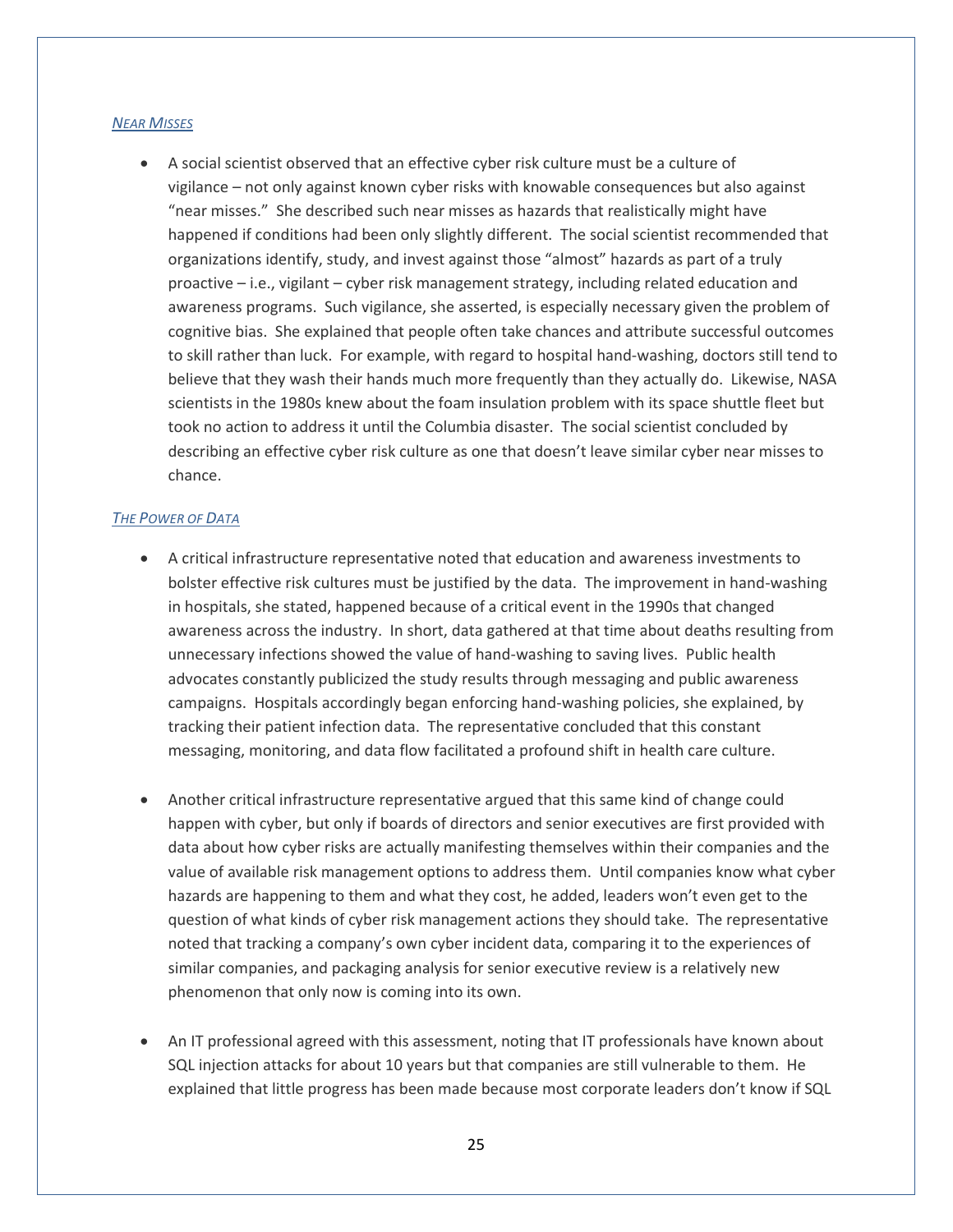### *NEAR MISSES*

- A social scientist observed that an effective cyber risk culture must be a culture of vigilance – not only against known cyber risks with knowable consequences but also against "near misses." She described such near misses as hazards that realistically might have happened if conditions had been only slightly different. The social scientist recommended that organizations identify, study, and invest against those "almost" hazards as part of a truly proactive – i.e., vigilant – cyber risk management strategy, including related education and awareness programs. Such vigilance, she asserted, is especially necessary given the problem of cognitive bias. She explained that people often take chances and attribute successful outcomes to skill rather than luck. For example, with regard to hospital hand-washing, doctors still tend to believe that they wash their hands much more frequently than they actually do. Likewise, NASA scientists in the 1980s knew about the foam insulation problem with its space shuttle fleet but took no action to address it until the Columbia disaster. The social scientist concluded by describing an effective cyber risk culture as one that doesn't leave similar cyber near misses to chance.

### *THE POWER OF DATA*

- A critical infrastructure representative noted that education and awareness investments to bolster effective risk cultures must be justified by the data. The improvement in hand-washing in hospitals, she stated, happened because of a critical event in the 1990s that changed awareness across the industry. In short, data gathered at that time about deaths resulting from unnecessary infections showed the value of hand-washing to saving lives. Public health advocates constantly publicized the study results through messaging and public awareness campaigns. Hospitals accordingly began enforcing hand-washing policies, she explained, by tracking their patient infection data. The representative concluded that this constant messaging, monitoring, and data flow facilitated a profound shift in health care culture.

- Another critical infrastructure representative argued that this same kind of change could happen with cyber, but only if boards of directors and senior executives are first provided with data about how cyber risks are actually manifesting themselves within their companies and the value of available risk management options to address them. Until companies know what cyber hazards are happening to them and what they cost, he added, leaders won't even get to the question of what kinds of cyber risk management actions they should take. The representative noted that tracking a company's own cyber incident data, comparing it to the experiences of similar companies, and packaging analysis for senior executive review is a relatively new phenomenon that only now is coming into its own.

- An IT professional agreed with this assessment, noting that IT professionals have known about SQL injection attacks for about 10 years but that companies are still vulnerable to them. He explained that little progress has been made because most corporate leaders don't know if SQL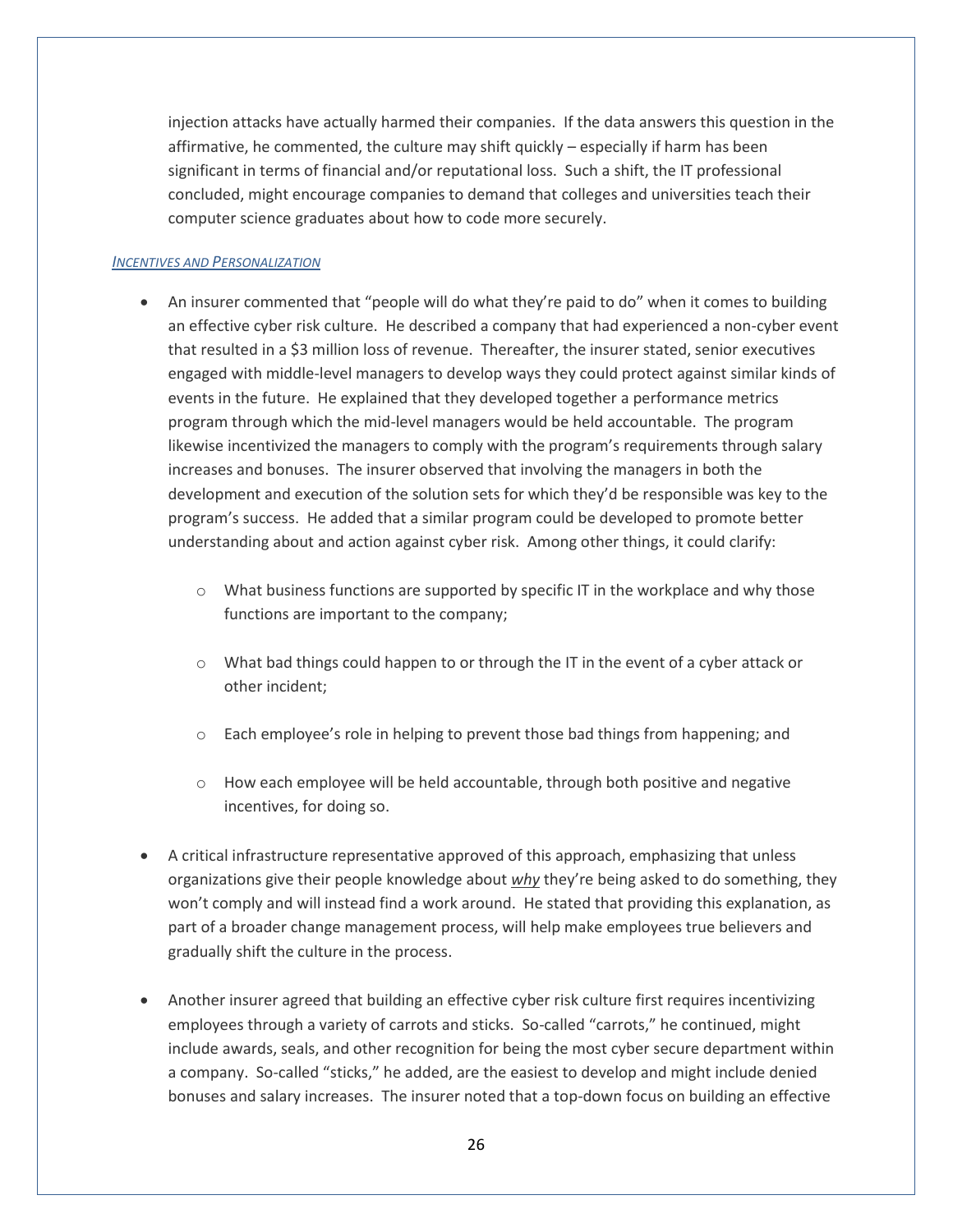injection attacks have actually harmed their companies. If the data answers this question in the affirmative, he commented, the culture may shift quickly – especially if harm has been significant in terms of financial and/or reputational loss. Such a shift, the IT professional concluded, might encourage companies to demand that colleges and universities teach their computer science graduates about how to code more securely.

*INCENTIVES AND PERSONALIZATION*

- An insurer commented that "people will do what they're paid to do" when it comes to building an effective cyber risk culture. He described a company that had experienced a non-cyber event that resulted in a $3 million loss of revenue. Thereafter, the insurer stated, senior executives engaged with middle-level managers to develop ways they could protect against similar kinds of events in the future. He explained that they developed together a performance metrics program through which the mid-level managers would be held accountable. The program likewise incentivized the managers to comply with the program's requirements through salary increases and bonuses. The insurer observed that involving the managers in both the development and execution of the solution sets for which they'd be responsible was key to the program's success. He added that a similar program could be developed to promote better understanding about and action against cyber risk. Among other things, it could clarify:
  - What business functions are supported by specific IT in the workplace and why those functions are important to the company;
  - What bad things could happen to or through the IT in the event of a cyber attack or other incident;
  - Each employee's role in helping to prevent those bad things from happening; and
  - How each employee will be held accountable, through both positive and negative incentives, for doing so.
- A critical infrastructure representative approved of this approach, emphasizing that unless organizations give their people knowledge about ***why*** they're being asked to do something, they won't comply and will instead find a work around. He stated that providing this explanation, as part of a broader change management process, will help make employees true believers and gradually shift the culture in the process.
- Another insurer agreed that building an effective cyber risk culture first requires incentivizing employees through a variety of carrots and sticks. So-called "carrots," he continued, might include awards, seals, and other recognition for being the most cyber secure department within a company. So-called "sticks," he added, are the easiest to develop and might include denied bonuses and salary increases. The insurer noted that a top-down focus on building an effective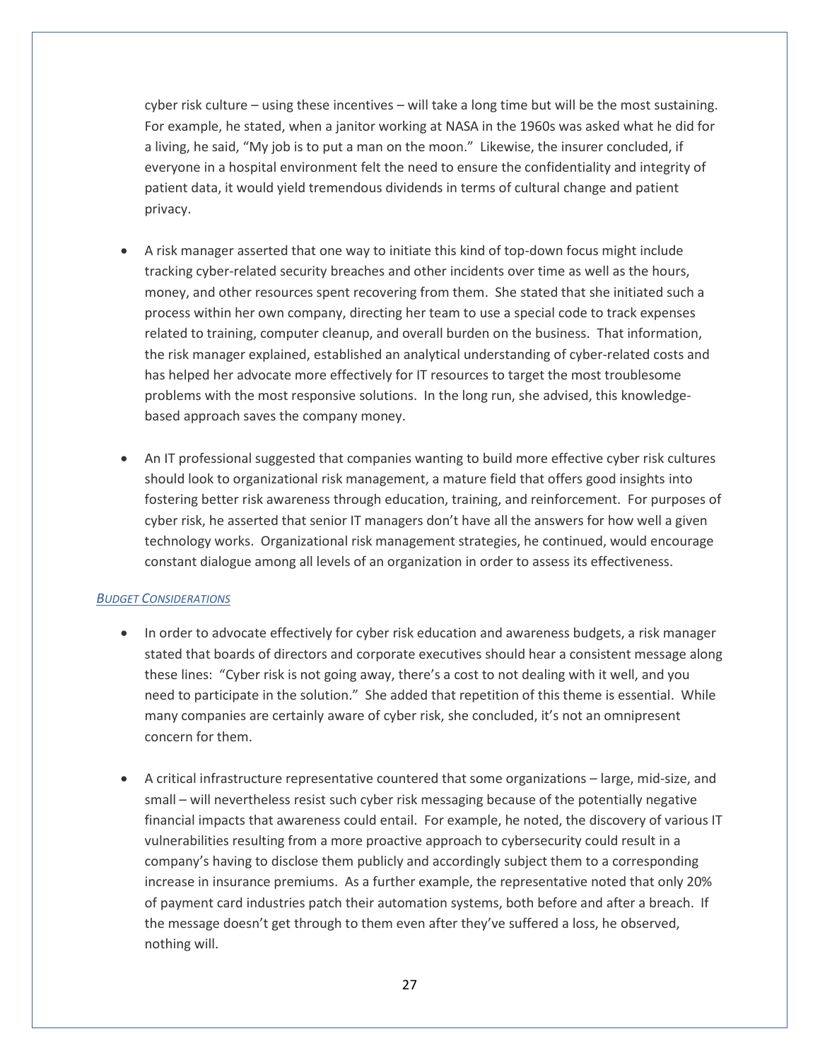cyber risk culture – using these incentives – will take a long time but will be the most sustaining. For example, he stated, when a janitor working at NASA in the 1960s was asked what he did for a living, he said, "My job is to put a man on the moon." Likewise, the insurer concluded, if everyone in a hospital environment felt the need to ensure the confidentiality and integrity of patient data, it would yield tremendous dividends in terms of cultural change and patient privacy.

- A risk manager asserted that one way to initiate this kind of top-down focus might include tracking cyber-related security breaches and other incidents over time as well as the hours, money, and other resources spent recovering from them. She stated that she initiated such a process within her own company, directing her team to use a special code to track expenses related to training, computer cleanup, and overall burden on the business. That information, the risk manager explained, established an analytical understanding of cyber-related costs and has helped her advocate more effectively for IT resources to target the most troublesome problems with the most responsive solutions. In the long run, she advised, this knowledge-based approach saves the company money.

- An IT professional suggested that companies wanting to build more effective cyber risk cultures should look to organizational risk management, a mature field that offers good insights into fostering better risk awareness through education, training, and reinforcement. For purposes of cyber risk, he asserted that senior IT managers don't have all the answers for how well a given technology works. Organizational risk management strategies, he continued, would encourage constant dialogue among all levels of an organization in order to assess its effectiveness.

*BUDGET CONSIDERATIONS*

- In order to advocate effectively for cyber risk education and awareness budgets, a risk manager stated that boards of directors and corporate executives should hear a consistent message along these lines: "Cyber risk is not going away, there's a cost to not dealing with it well, and you need to participate in the solution." She added that repetition of this theme is essential. While many companies are certainly aware of cyber risk, she concluded, it's not an omnipresent concern for them.

- A critical infrastructure representative countered that some organizations – large, mid-size, and small – will nevertheless resist such cyber risk messaging because of the potentially negative financial impacts that awareness could entail. For example, he noted, the discovery of various IT vulnerabilities resulting from a more proactive approach to cybersecurity could result in a company's having to disclose them publicly and accordingly subject them to a corresponding increase in insurance premiums. As a further example, the representative noted that only 20% of payment card industries patch their automation systems, both before and after a breach. If the message doesn't get through to them even after they've suffered a loss, he observed, nothing will.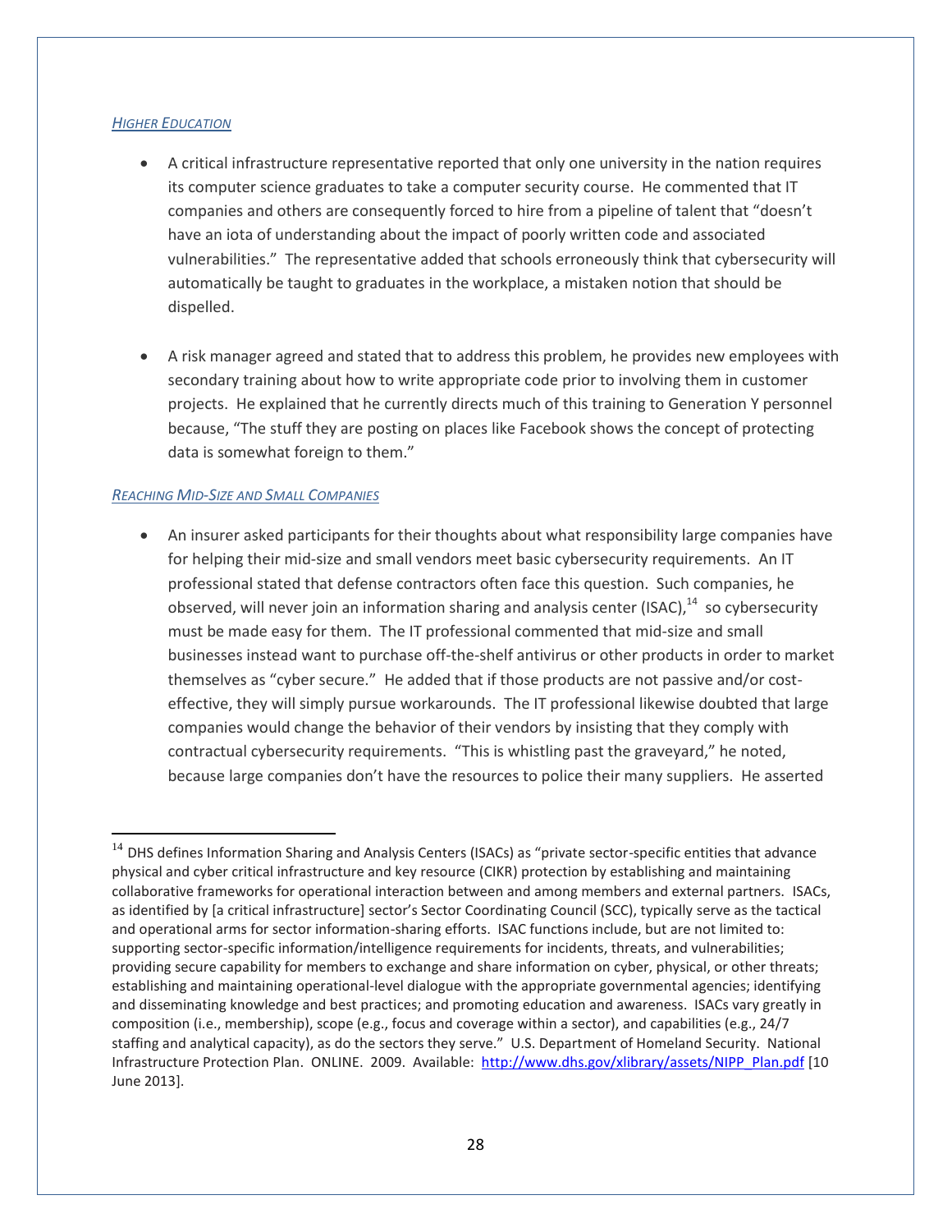*HIGHER EDUCATION*

- A critical infrastructure representative reported that only one university in the nation requires its computer science graduates to take a computer security course. He commented that IT companies and others are consequently forced to hire from a pipeline of talent that "doesn't have an iota of understanding about the impact of poorly written code and associated vulnerabilities." The representative added that schools erroneously think that cybersecurity will automatically be taught to graduates in the workplace, a mistaken notion that should be dispelled.

- A risk manager agreed and stated that to address this problem, he provides new employees with secondary training about how to write appropriate code prior to involving them in customer projects. He explained that he currently directs much of this training to Generation Y personnel because, "The stuff they are posting on places like Facebook shows the concept of protecting data is somewhat foreign to them."

*REACHING MID-SIZE AND SMALL COMPANIES*

- An insurer asked participants for their thoughts about what responsibility large companies have for helping their mid-size and small vendors meet basic cybersecurity requirements. An IT professional stated that defense contractors often face this question. Such companies, he observed, will never join an information sharing and analysis center (ISAC),[14] so cybersecurity must be made easy for them. The IT professional commented that mid-size and small businesses instead want to purchase off-the-shelf antivirus or other products in order to market themselves as "cyber secure." He added that if those products are not passive and/or cost-effective, they will simply pursue workarounds. The IT professional likewise doubted that large companies would change the behavior of their vendors by insisting that they comply with contractual cybersecurity requirements. "This is whistling past the graveyard," he noted, because large companies don't have the resources to police their many suppliers. He asserted

---

[14] DHS defines Information Sharing and Analysis Centers (ISACs) as "private sector-specific entities that advance physical and cyber critical infrastructure and key resource (CIKR) protection by establishing and maintaining collaborative frameworks for operational interaction between and among members and external partners. ISACs, as identified by [a critical infrastructure] sector's Sector Coordinating Council (SCC), typically serve as the tactical and operational arms for sector information-sharing efforts. ISAC functions include, but are not limited to: supporting sector-specific information/intelligence requirements for incidents, threats, and vulnerabilities; providing secure capability for members to exchange and share information on cyber, physical, or other threats; establishing and maintaining operational-level dialogue with the appropriate governmental agencies; identifying and disseminating knowledge and best practices; and promoting education and awareness. ISACs vary greatly in composition (i.e., membership), scope (e.g., focus and coverage within a sector), and capabilities (e.g., 24/7 staffing and analytical capacity), as do the sectors they serve." U.S. Department of Homeland Security. National Infrastructure Protection Plan. ONLINE. 2009. Available: http://www.dhs.gov/xlibrary/assets/NIPP_Plan.pdf [10 June 2013].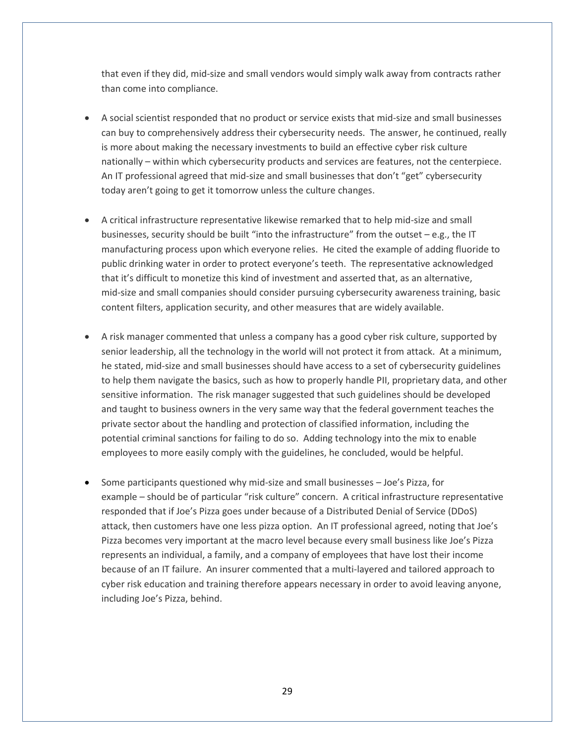that even if they did, mid-size and small vendors would simply walk away from contracts rather than come into compliance.

- A social scientist responded that no product or service exists that mid-size and small businesses can buy to comprehensively address their cybersecurity needs. The answer, he continued, really is more about making the necessary investments to build an effective cyber risk culture nationally – within which cybersecurity products and services are features, not the centerpiece. An IT professional agreed that mid-size and small businesses that don't "get" cybersecurity today aren't going to get it tomorrow unless the culture changes.

- A critical infrastructure representative likewise remarked that to help mid-size and small businesses, security should be built "into the infrastructure" from the outset – e.g., the IT manufacturing process upon which everyone relies. He cited the example of adding fluoride to public drinking water in order to protect everyone's teeth. The representative acknowledged that it's difficult to monetize this kind of investment and asserted that, as an alternative, mid-size and small companies should consider pursuing cybersecurity awareness training, basic content filters, application security, and other measures that are widely available.

- A risk manager commented that unless a company has a good cyber risk culture, supported by senior leadership, all the technology in the world will not protect it from attack. At a minimum, he stated, mid-size and small businesses should have access to a set of cybersecurity guidelines to help them navigate the basics, such as how to properly handle PII, proprietary data, and other sensitive information. The risk manager suggested that such guidelines should be developed and taught to business owners in the very same way that the federal government teaches the private sector about the handling and protection of classified information, including the potential criminal sanctions for failing to do so. Adding technology into the mix to enable employees to more easily comply with the guidelines, he concluded, would be helpful.

- Some participants questioned why mid-size and small businesses – Joe's Pizza, for example – should be of particular "risk culture" concern. A critical infrastructure representative responded that if Joe's Pizza goes under because of a Distributed Denial of Service (DDoS) attack, then customers have one less pizza option. An IT professional agreed, noting that Joe's Pizza becomes very important at the macro level because every small business like Joe's Pizza represents an individual, a family, and a company of employees that have lost their income because of an IT failure. An insurer commented that a multi-layered and tailored approach to cyber risk education and training therefore appears necessary in order to avoid leaving anyone, including Joe's Pizza, behind.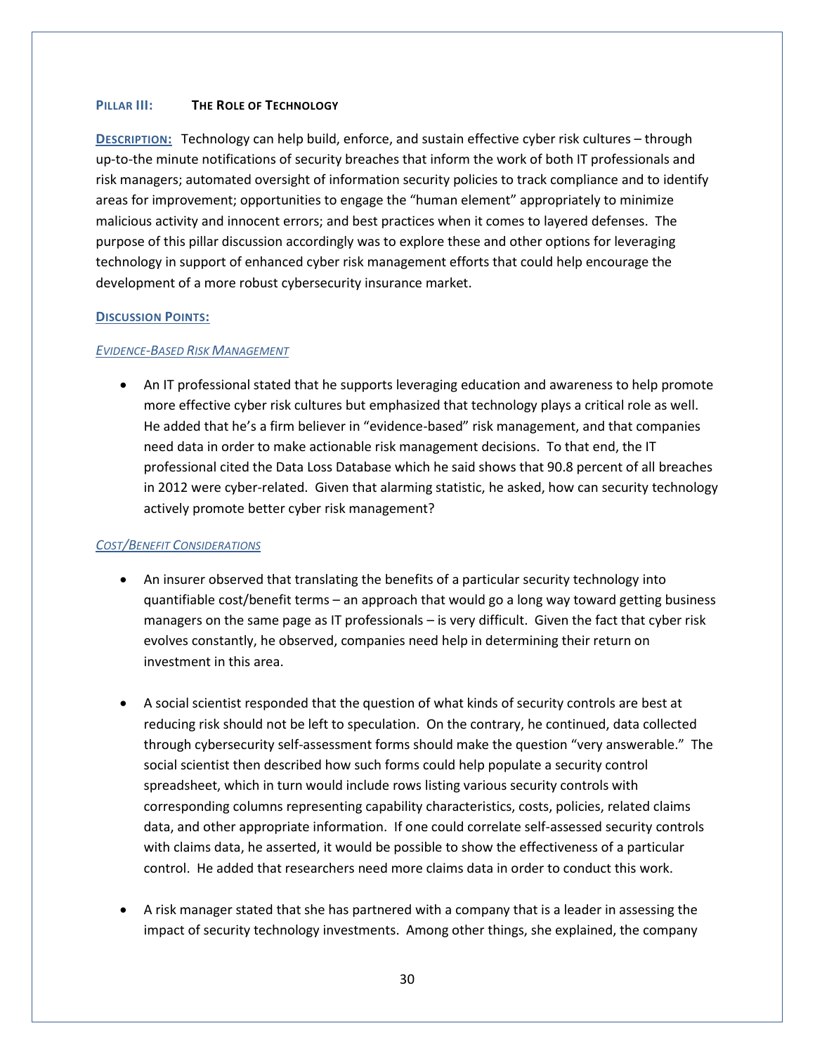## Pillar III: The Role of Technology

**Description:** Technology can help build, enforce, and sustain effective cyber risk cultures – through up-to-the minute notifications of security breaches that inform the work of both IT professionals and risk managers; automated oversight of information security policies to track compliance and to identify areas for improvement; opportunities to engage the "human element" appropriately to minimize malicious activity and innocent errors; and best practices when it comes to layered defenses. The purpose of this pillar discussion accordingly was to explore these and other options for leveraging technology in support of enhanced cyber risk management efforts that could help encourage the development of a more robust cybersecurity insurance market.

**Discussion Points:**

*Evidence-Based Risk Management*

- An IT professional stated that he supports leveraging education and awareness to help promote more effective cyber risk cultures but emphasized that technology plays a critical role as well. He added that he's a firm believer in "evidence-based" risk management, and that companies need data in order to make actionable risk management decisions. To that end, the IT professional cited the Data Loss Database which he said shows that 90.8 percent of all breaches in 2012 were cyber-related. Given that alarming statistic, he asked, how can security technology actively promote better cyber risk management?

*Cost/Benefit Considerations*

- An insurer observed that translating the benefits of a particular security technology into quantifiable cost/benefit terms – an approach that would go a long way toward getting business managers on the same page as IT professionals – is very difficult. Given the fact that cyber risk evolves constantly, he observed, companies need help in determining their return on investment in this area.

- A social scientist responded that the question of what kinds of security controls are best at reducing risk should not be left to speculation. On the contrary, he continued, data collected through cybersecurity self-assessment forms should make the question "very answerable." The social scientist then described how such forms could help populate a security control spreadsheet, which in turn would include rows listing various security controls with corresponding columns representing capability characteristics, costs, policies, related claims data, and other appropriate information. If one could correlate self-assessed security controls with claims data, he asserted, it would be possible to show the effectiveness of a particular control. He added that researchers need more claims data in order to conduct this work.

- A risk manager stated that she has partnered with a company that is a leader in assessing the impact of security technology investments. Among other things, she explained, the company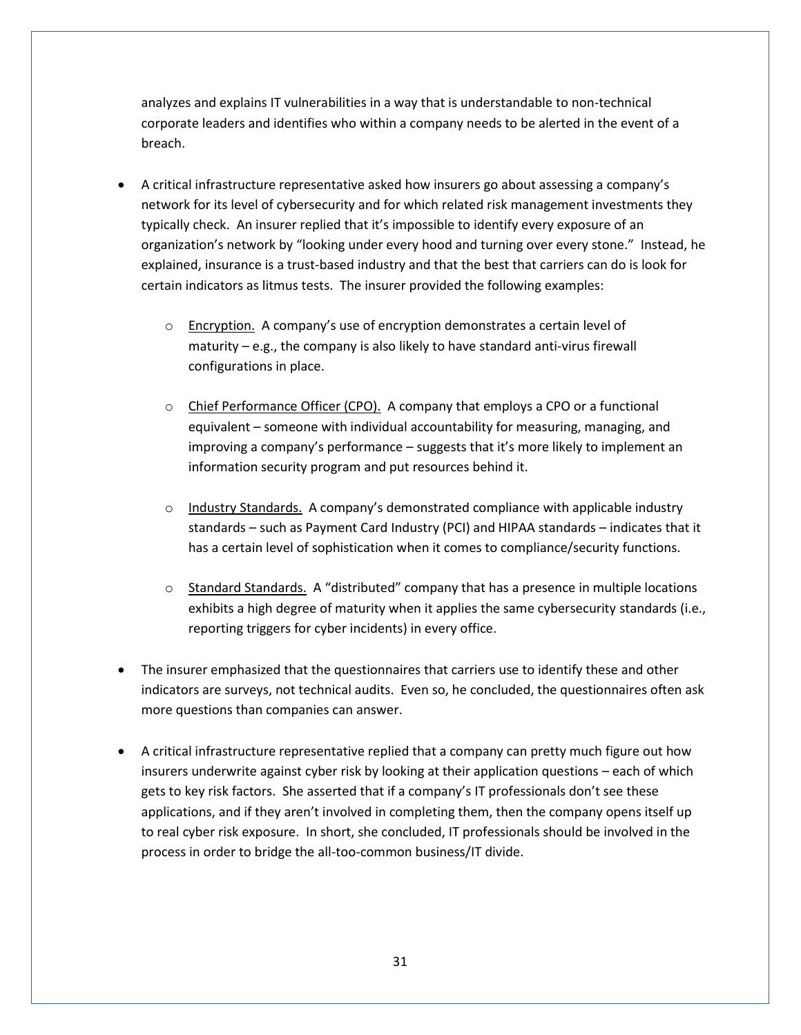analyzes and explains IT vulnerabilities in a way that is understandable to non-technical corporate leaders and identifies who within a company needs to be alerted in the event of a breach.

- A critical infrastructure representative asked how insurers go about assessing a company's network for its level of cybersecurity and for which related risk management investments they typically check. An insurer replied that it's impossible to identify every exposure of an organization's network by "looking under every hood and turning over every stone." Instead, he explained, insurance is a trust-based industry and that the best that carriers can do is look for certain indicators as litmus tests. The insurer provided the following examples:

  - Encryption. A company's use of encryption demonstrates a certain level of maturity – e.g., the company is also likely to have standard anti-virus firewall configurations in place.

  - Chief Performance Officer (CPO). A company that employs a CPO or a functional equivalent – someone with individual accountability for measuring, managing, and improving a company's performance – suggests that it's more likely to implement an information security program and put resources behind it.

  - Industry Standards. A company's demonstrated compliance with applicable industry standards – such as Payment Card Industry (PCI) and HIPAA standards – indicates that it has a certain level of sophistication when it comes to compliance/security functions.

  - Standard Standards. A "distributed" company that has a presence in multiple locations exhibits a high degree of maturity when it applies the same cybersecurity standards (i.e., reporting triggers for cyber incidents) in every office.

- The insurer emphasized that the questionnaires that carriers use to identify these and other indicators are surveys, not technical audits. Even so, he concluded, the questionnaires often ask more questions than companies can answer.

- A critical infrastructure representative replied that a company can pretty much figure out how insurers underwrite against cyber risk by looking at their application questions – each of which gets to key risk factors. She asserted that if a company's IT professionals don't see these applications, and if they aren't involved in completing them, then the company opens itself up to real cyber risk exposure. In short, she concluded, IT professionals should be involved in the process in order to bridge the all-too-common business/IT divide.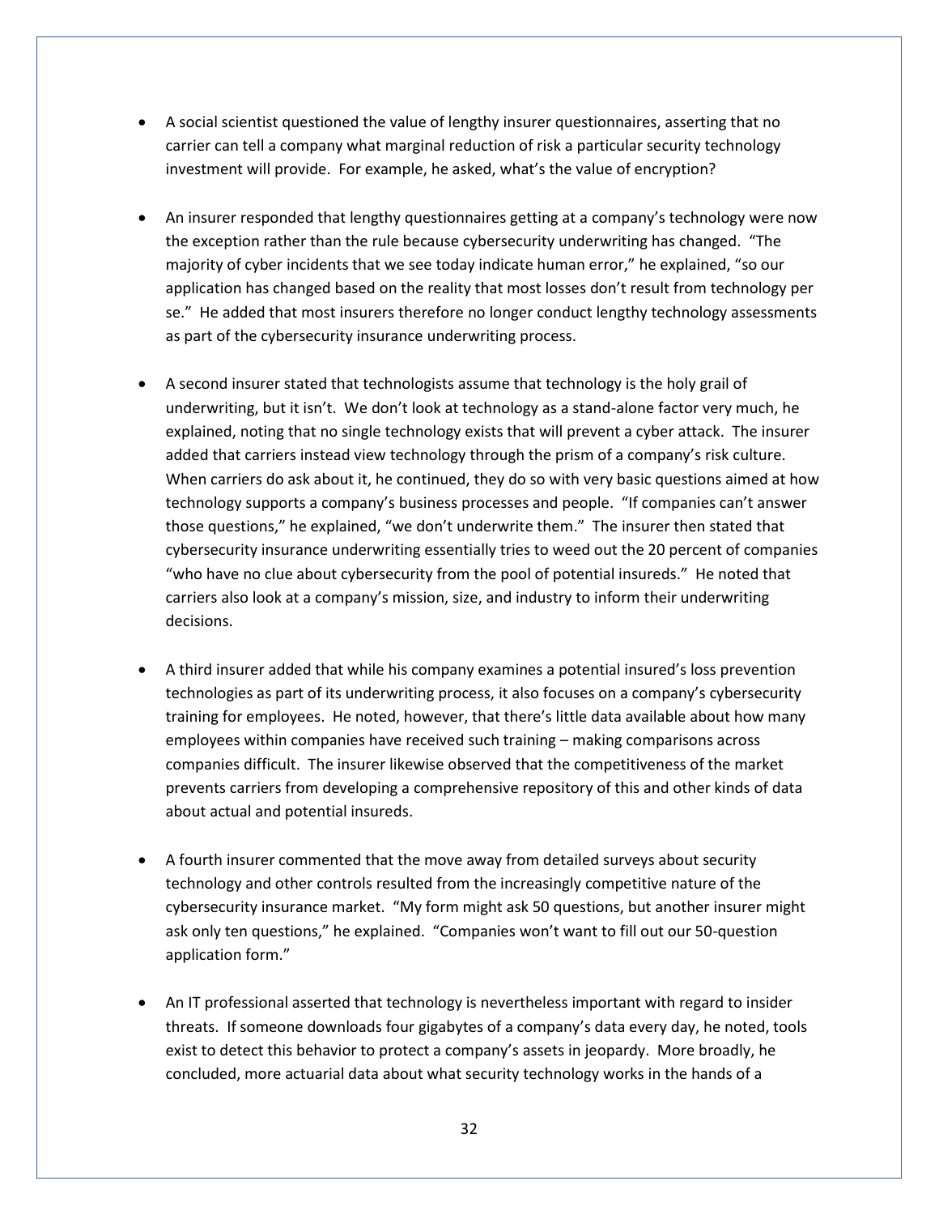- A social scientist questioned the value of lengthy insurer questionnaires, asserting that no carrier can tell a company what marginal reduction of risk a particular security technology investment will provide. For example, he asked, what's the value of encryption?

- An insurer responded that lengthy questionnaires getting at a company's technology were now the exception rather than the rule because cybersecurity underwriting has changed. "The majority of cyber incidents that we see today indicate human error," he explained, "so our application has changed based on the reality that most losses don't result from technology per se." He added that most insurers therefore no longer conduct lengthy technology assessments as part of the cybersecurity insurance underwriting process.

- A second insurer stated that technologists assume that technology is the holy grail of underwriting, but it isn't. We don't look at technology as a stand-alone factor very much, he explained, noting that no single technology exists that will prevent a cyber attack. The insurer added that carriers instead view technology through the prism of a company's risk culture. When carriers do ask about it, he continued, they do so with very basic questions aimed at how technology supports a company's business processes and people. "If companies can't answer those questions," he explained, "we don't underwrite them." The insurer then stated that cybersecurity insurance underwriting essentially tries to weed out the 20 percent of companies "who have no clue about cybersecurity from the pool of potential insureds." He noted that carriers also look at a company's mission, size, and industry to inform their underwriting decisions.

- A third insurer added that while his company examines a potential insured's loss prevention technologies as part of its underwriting process, it also focuses on a company's cybersecurity training for employees. He noted, however, that there's little data available about how many employees within companies have received such training – making comparisons across companies difficult. The insurer likewise observed that the competitiveness of the market prevents carriers from developing a comprehensive repository of this and other kinds of data about actual and potential insureds.

- A fourth insurer commented that the move away from detailed surveys about security technology and other controls resulted from the increasingly competitive nature of the cybersecurity insurance market. "My form might ask 50 questions, but another insurer might ask only ten questions," he explained. "Companies won't want to fill out our 50-question application form."

- An IT professional asserted that technology is nevertheless important with regard to insider threats. If someone downloads four gigabytes of a company's data every day, he noted, tools exist to detect this behavior to protect a company's assets in jeopardy. More broadly, he concluded, more actuarial data about what security technology works in the hands of a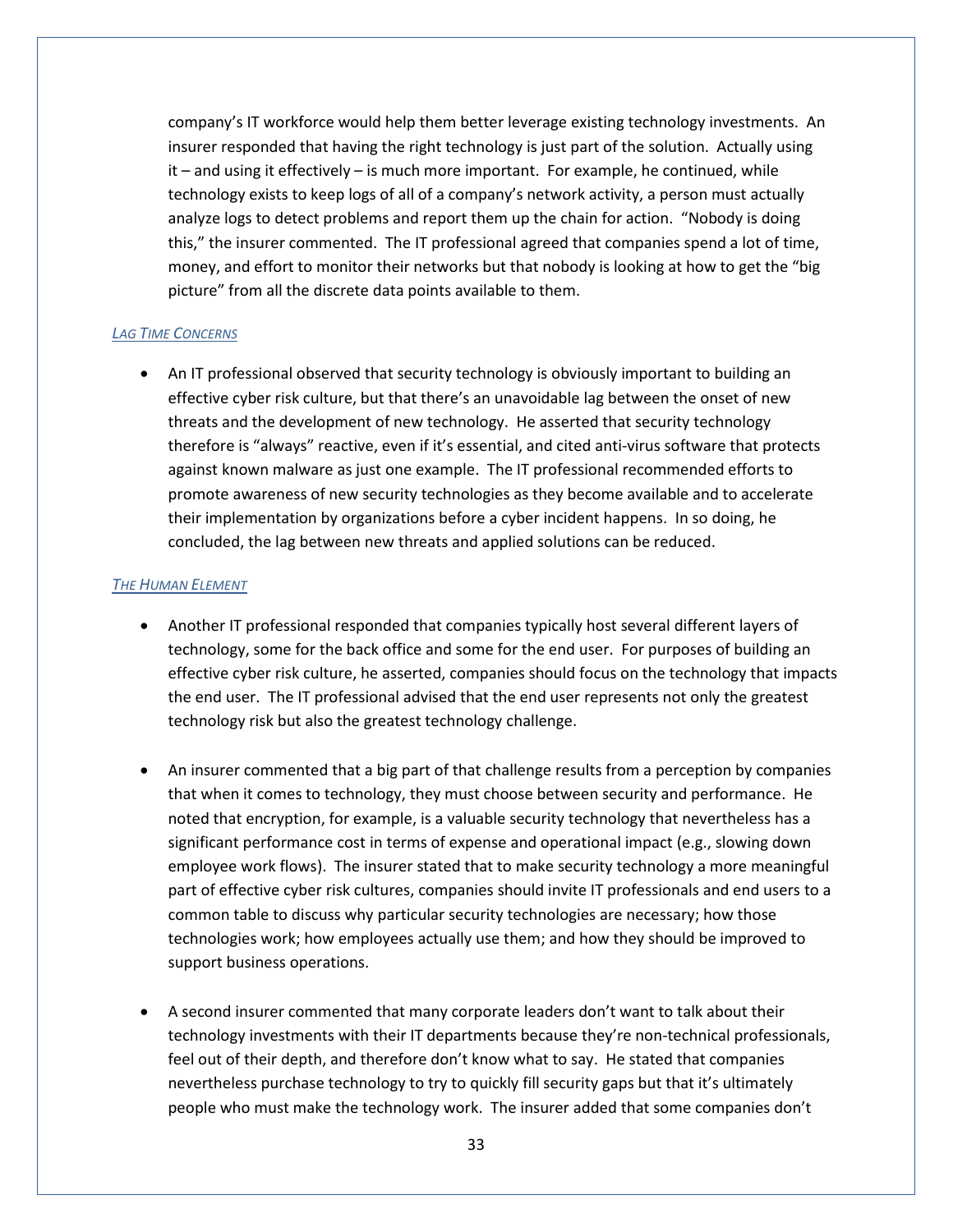company's IT workforce would help them better leverage existing technology investments. An insurer responded that having the right technology is just part of the solution. Actually using it – and using it effectively – is much more important. For example, he continued, while technology exists to keep logs of all of a company's network activity, a person must actually analyze logs to detect problems and report them up the chain for action. "Nobody is doing this," the insurer commented. The IT professional agreed that companies spend a lot of time, money, and effort to monitor their networks but that nobody is looking at how to get the "big picture" from all the discrete data points available to them.

*LAG TIME CONCERNS*

- An IT professional observed that security technology is obviously important to building an effective cyber risk culture, but that there's an unavoidable lag between the onset of new threats and the development of new technology. He asserted that security technology therefore is "always" reactive, even if it's essential, and cited anti-virus software that protects against known malware as just one example. The IT professional recommended efforts to promote awareness of new security technologies as they become available and to accelerate their implementation by organizations before a cyber incident happens. In so doing, he concluded, the lag between new threats and applied solutions can be reduced.

*THE HUMAN ELEMENT*

- Another IT professional responded that companies typically host several different layers of technology, some for the back office and some for the end user. For purposes of building an effective cyber risk culture, he asserted, companies should focus on the technology that impacts the end user. The IT professional advised that the end user represents not only the greatest technology risk but also the greatest technology challenge.

- An insurer commented that a big part of that challenge results from a perception by companies that when it comes to technology, they must choose between security and performance. He noted that encryption, for example, is a valuable security technology that nevertheless has a significant performance cost in terms of expense and operational impact (e.g., slowing down employee work flows). The insurer stated that to make security technology a more meaningful part of effective cyber risk cultures, companies should invite IT professionals and end users to a common table to discuss why particular security technologies are necessary; how those technologies work; how employees actually use them; and how they should be improved to support business operations.

- A second insurer commented that many corporate leaders don't want to talk about their technology investments with their IT departments because they're non-technical professionals, feel out of their depth, and therefore don't know what to say. He stated that companies nevertheless purchase technology to try to quickly fill security gaps but that it's ultimately people who must make the technology work. The insurer added that some companies don't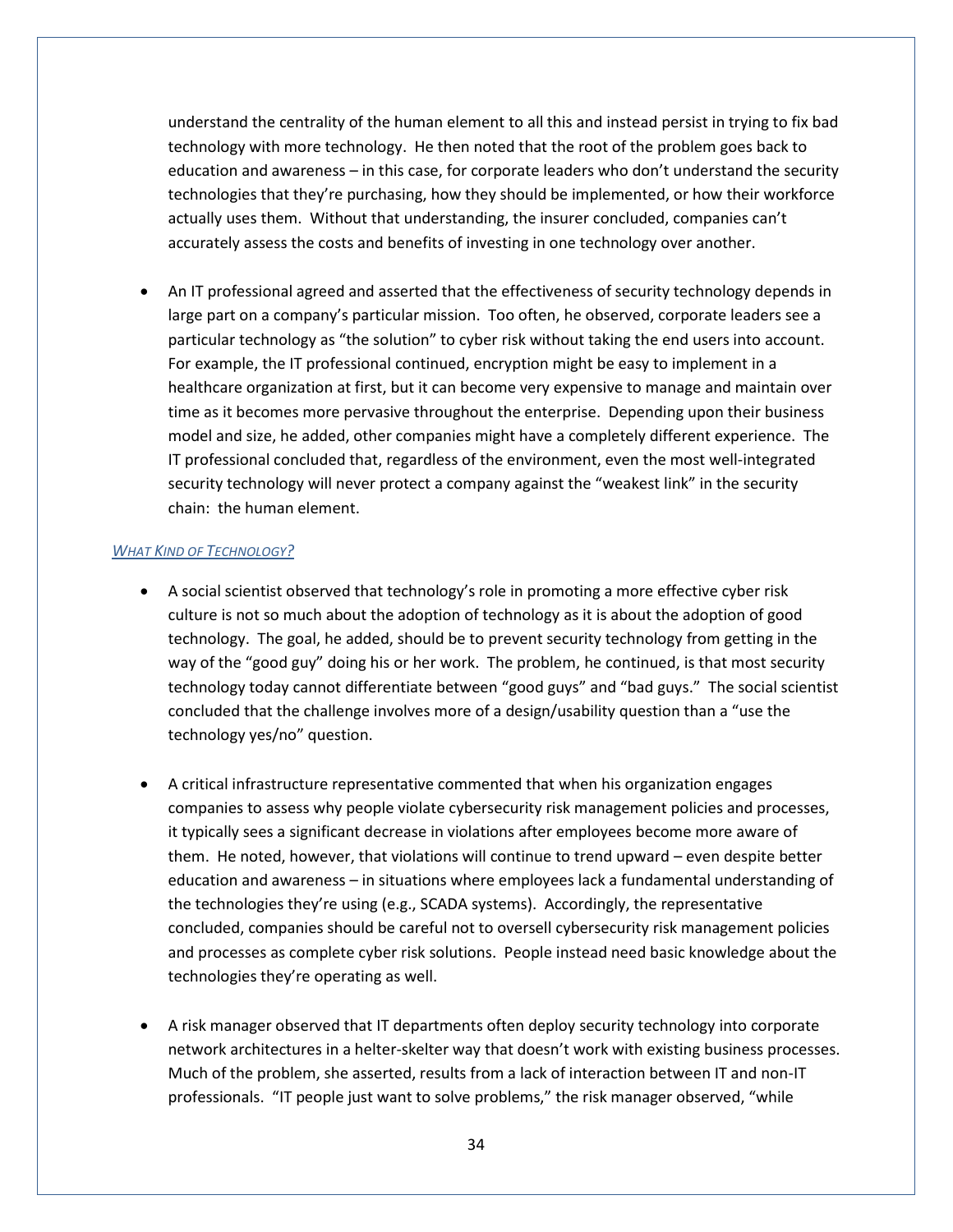understand the centrality of the human element to all this and instead persist in trying to fix bad technology with more technology. He then noted that the root of the problem goes back to education and awareness – in this case, for corporate leaders who don't understand the security technologies that they're purchasing, how they should be implemented, or how their workforce actually uses them. Without that understanding, the insurer concluded, companies can't accurately assess the costs and benefits of investing in one technology over another.

- An IT professional agreed and asserted that the effectiveness of security technology depends in large part on a company's particular mission. Too often, he observed, corporate leaders see a particular technology as "the solution" to cyber risk without taking the end users into account. For example, the IT professional continued, encryption might be easy to implement in a healthcare organization at first, but it can become very expensive to manage and maintain over time as it becomes more pervasive throughout the enterprise. Depending upon their business model and size, he added, other companies might have a completely different experience. The IT professional concluded that, regardless of the environment, even the most well-integrated security technology will never protect a company against the "weakest link" in the security chain: the human element.

### *What Kind of Technology?*

- A social scientist observed that technology's role in promoting a more effective cyber risk culture is not so much about the adoption of technology as it is about the adoption of good technology. The goal, he added, should be to prevent security technology from getting in the way of the "good guy" doing his or her work. The problem, he continued, is that most security technology today cannot differentiate between "good guys" and "bad guys." The social scientist concluded that the challenge involves more of a design/usability question than a "use the technology yes/no" question.

- A critical infrastructure representative commented that when his organization engages companies to assess why people violate cybersecurity risk management policies and processes, it typically sees a significant decrease in violations after employees become more aware of them. He noted, however, that violations will continue to trend upward – even despite better education and awareness – in situations where employees lack a fundamental understanding of the technologies they're using (e.g., SCADA systems). Accordingly, the representative concluded, companies should be careful not to oversell cybersecurity risk management policies and processes as complete cyber risk solutions. People instead need basic knowledge about the technologies they're operating as well.

- A risk manager observed that IT departments often deploy security technology into corporate network architectures in a helter-skelter way that doesn't work with existing business processes. Much of the problem, she asserted, results from a lack of interaction between IT and non-IT professionals. "IT people just want to solve problems," the risk manager observed, "while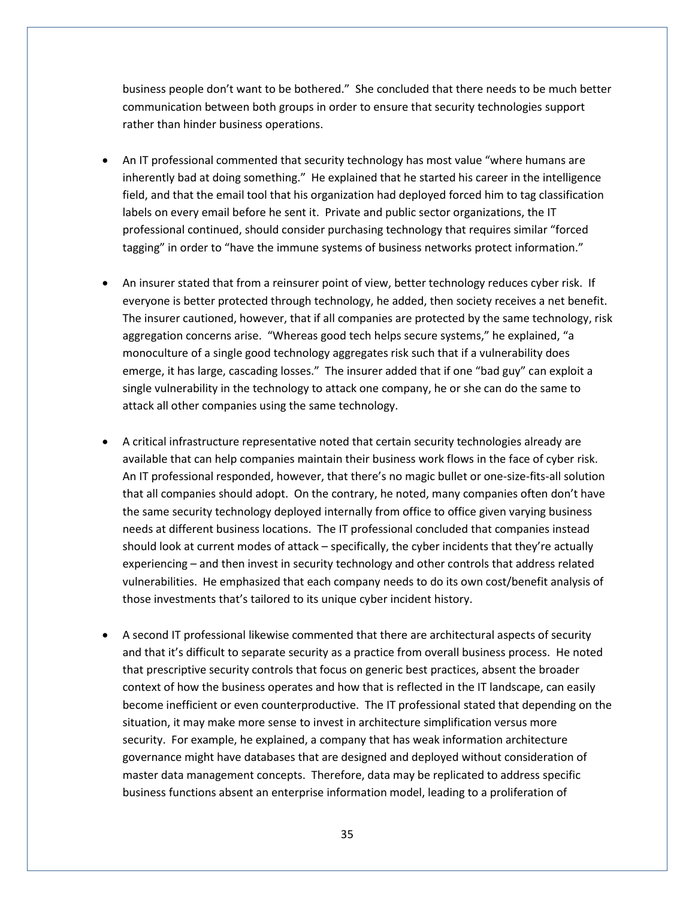business people don't want to be bothered." She concluded that there needs to be much better communication between both groups in order to ensure that security technologies support rather than hinder business operations.

- An IT professional commented that security technology has most value "where humans are inherently bad at doing something." He explained that he started his career in the intelligence field, and that the email tool that his organization had deployed forced him to tag classification labels on every email before he sent it. Private and public sector organizations, the IT professional continued, should consider purchasing technology that requires similar "forced tagging" in order to "have the immune systems of business networks protect information."

- An insurer stated that from a reinsurer point of view, better technology reduces cyber risk. If everyone is better protected through technology, he added, then society receives a net benefit. The insurer cautioned, however, that if all companies are protected by the same technology, risk aggregation concerns arise. "Whereas good tech helps secure systems," he explained, "a monoculture of a single good technology aggregates risk such that if a vulnerability does emerge, it has large, cascading losses." The insurer added that if one "bad guy" can exploit a single vulnerability in the technology to attack one company, he or she can do the same to attack all other companies using the same technology.

- A critical infrastructure representative noted that certain security technologies already are available that can help companies maintain their business work flows in the face of cyber risk. An IT professional responded, however, that there's no magic bullet or one-size-fits-all solution that all companies should adopt. On the contrary, he noted, many companies often don't have the same security technology deployed internally from office to office given varying business needs at different business locations. The IT professional concluded that companies instead should look at current modes of attack – specifically, the cyber incidents that they're actually experiencing – and then invest in security technology and other controls that address related vulnerabilities. He emphasized that each company needs to do its own cost/benefit analysis of those investments that's tailored to its unique cyber incident history.

- A second IT professional likewise commented that there are architectural aspects of security and that it's difficult to separate security as a practice from overall business process. He noted that prescriptive security controls that focus on generic best practices, absent the broader context of how the business operates and how that is reflected in the IT landscape, can easily become inefficient or even counterproductive. The IT professional stated that depending on the situation, it may make more sense to invest in architecture simplification versus more security. For example, he explained, a company that has weak information architecture governance might have databases that are designed and deployed without consideration of master data management concepts. Therefore, data may be replicated to address specific business functions absent an enterprise information model, leading to a proliferation of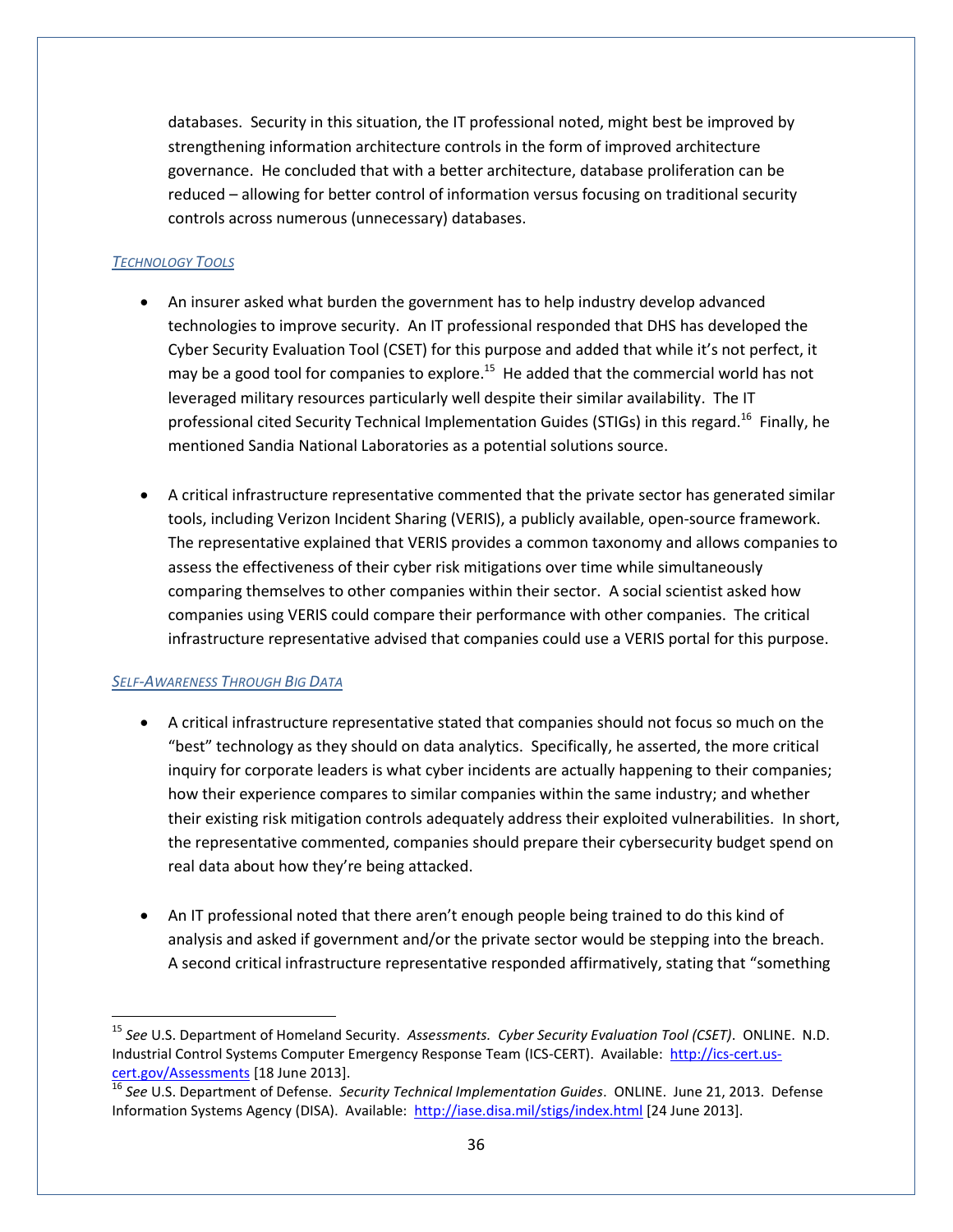databases. Security in this situation, the IT professional noted, might best be improved by strengthening information architecture controls in the form of improved architecture governance. He concluded that with a better architecture, database proliferation can be reduced – allowing for better control of information versus focusing on traditional security controls across numerous (unnecessary) databases.

*Technology Tools*

- An insurer asked what burden the government has to help industry develop advanced technologies to improve security. An IT professional responded that DHS has developed the Cyber Security Evaluation Tool (CSET) for this purpose and added that while it's not perfect, it may be a good tool for companies to explore.[15] He added that the commercial world has not leveraged military resources particularly well despite their similar availability. The IT professional cited Security Technical Implementation Guides (STIGs) in this regard.[16] Finally, he mentioned Sandia National Laboratories as a potential solutions source.

- A critical infrastructure representative commented that the private sector has generated similar tools, including Verizon Incident Sharing (VERIS), a publicly available, open-source framework. The representative explained that VERIS provides a common taxonomy and allows companies to assess the effectiveness of their cyber risk mitigations over time while simultaneously comparing themselves to other companies within their sector. A social scientist asked how companies using VERIS could compare their performance with other companies. The critical infrastructure representative advised that companies could use a VERIS portal for this purpose.

*Self-Awareness Through Big Data*

- A critical infrastructure representative stated that companies should not focus so much on the "best" technology as they should on data analytics. Specifically, he asserted, the more critical inquiry for corporate leaders is what cyber incidents are actually happening to their companies; how their experience compares to similar companies within the same industry; and whether their existing risk mitigation controls adequately address their exploited vulnerabilities. In short, the representative commented, companies should prepare their cybersecurity budget spend on real data about how they're being attacked.

- An IT professional noted that there aren't enough people being trained to do this kind of analysis and asked if government and/or the private sector would be stepping into the breach. A second critical infrastructure representative responded affirmatively, stating that "something

---

[15] *See* U.S. Department of Homeland Security. *Assessments. Cyber Security Evaluation Tool (CSET)*. ONLINE. N.D. Industrial Control Systems Computer Emergency Response Team (ICS-CERT). Available: http://ics-cert.us-cert.gov/Assessments [18 June 2013].

[16] *See* U.S. Department of Defense. *Security Technical Implementation Guides*. ONLINE. June 21, 2013. Defense Information Systems Agency (DISA). Available: http://iase.disa.mil/stigs/index.html [24 June 2013].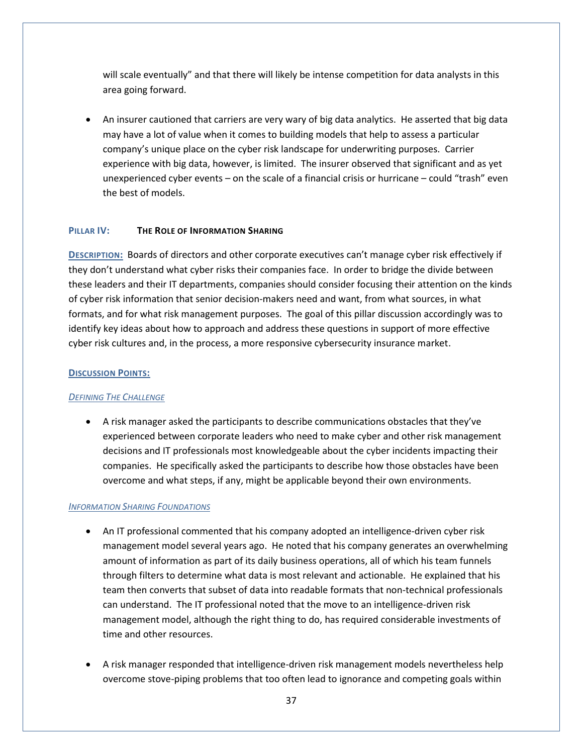will scale eventually" and that there will likely be intense competition for data analysts in this area going forward.

- An insurer cautioned that carriers are very wary of big data analytics. He asserted that big data may have a lot of value when it comes to building models that help to assess a particular company's unique place on the cyber risk landscape for underwriting purposes. Carrier experience with big data, however, is limited. The insurer observed that significant and as yet unexperienced cyber events – on the scale of a financial crisis or hurricane – could "trash" even the best of models.

### PILLAR IV: THE ROLE OF INFORMATION SHARING

**DESCRIPTION:** Boards of directors and other corporate executives can't manage cyber risk effectively if they don't understand what cyber risks their companies face. In order to bridge the divide between these leaders and their IT departments, companies should consider focusing their attention on the kinds of cyber risk information that senior decision-makers need and want, from what sources, in what formats, and for what risk management purposes. The goal of this pillar discussion accordingly was to identify key ideas about how to approach and address these questions in support of more effective cyber risk cultures and, in the process, a more responsive cybersecurity insurance market.

**DISCUSSION POINTS:**

*DEFINING THE CHALLENGE*

- A risk manager asked the participants to describe communications obstacles that they've experienced between corporate leaders who need to make cyber and other risk management decisions and IT professionals most knowledgeable about the cyber incidents impacting their companies. He specifically asked the participants to describe how those obstacles have been overcome and what steps, if any, might be applicable beyond their own environments.

*INFORMATION SHARING FOUNDATIONS*

- An IT professional commented that his company adopted an intelligence-driven cyber risk management model several years ago. He noted that his company generates an overwhelming amount of information as part of its daily business operations, all of which his team funnels through filters to determine what data is most relevant and actionable. He explained that his team then converts that subset of data into readable formats that non-technical professionals can understand. The IT professional noted that the move to an intelligence-driven risk management model, although the right thing to do, has required considerable investments of time and other resources.

- A risk manager responded that intelligence-driven risk management models nevertheless help overcome stove-piping problems that too often lead to ignorance and competing goals within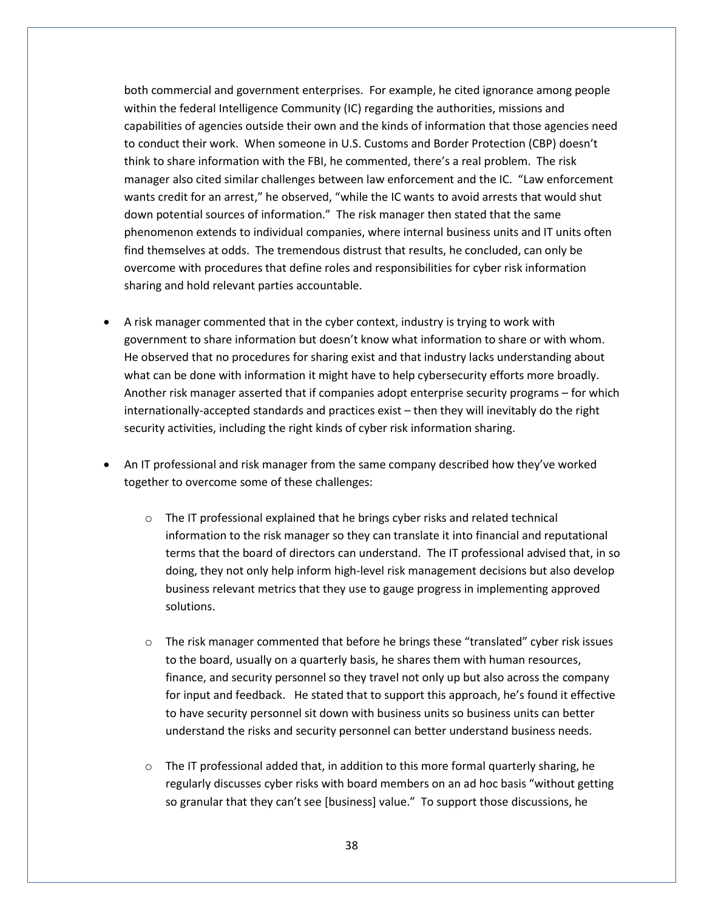both commercial and government enterprises. For example, he cited ignorance among people within the federal Intelligence Community (IC) regarding the authorities, missions and capabilities of agencies outside their own and the kinds of information that those agencies need to conduct their work. When someone in U.S. Customs and Border Protection (CBP) doesn't think to share information with the FBI, he commented, there's a real problem. The risk manager also cited similar challenges between law enforcement and the IC. "Law enforcement wants credit for an arrest," he observed, "while the IC wants to avoid arrests that would shut down potential sources of information." The risk manager then stated that the same phenomenon extends to individual companies, where internal business units and IT units often find themselves at odds. The tremendous distrust that results, he concluded, can only be overcome with procedures that define roles and responsibilities for cyber risk information sharing and hold relevant parties accountable.

- A risk manager commented that in the cyber context, industry is trying to work with government to share information but doesn't know what information to share or with whom. He observed that no procedures for sharing exist and that industry lacks understanding about what can be done with information it might have to help cybersecurity efforts more broadly. Another risk manager asserted that if companies adopt enterprise security programs – for which internationally-accepted standards and practices exist – then they will inevitably do the right security activities, including the right kinds of cyber risk information sharing.

- An IT professional and risk manager from the same company described how they've worked together to overcome some of these challenges:

  - The IT professional explained that he brings cyber risks and related technical information to the risk manager so they can translate it into financial and reputational terms that the board of directors can understand. The IT professional advised that, in so doing, they not only help inform high-level risk management decisions but also develop business relevant metrics that they use to gauge progress in implementing approved solutions.

  - The risk manager commented that before he brings these "translated" cyber risk issues to the board, usually on a quarterly basis, he shares them with human resources, finance, and security personnel so they travel not only up but also across the company for input and feedback. He stated that to support this approach, he's found it effective to have security personnel sit down with business units so business units can better understand the risks and security personnel can better understand business needs.

  - The IT professional added that, in addition to this more formal quarterly sharing, he regularly discusses cyber risks with board members on an ad hoc basis "without getting so granular that they can't see [business] value." To support those discussions, he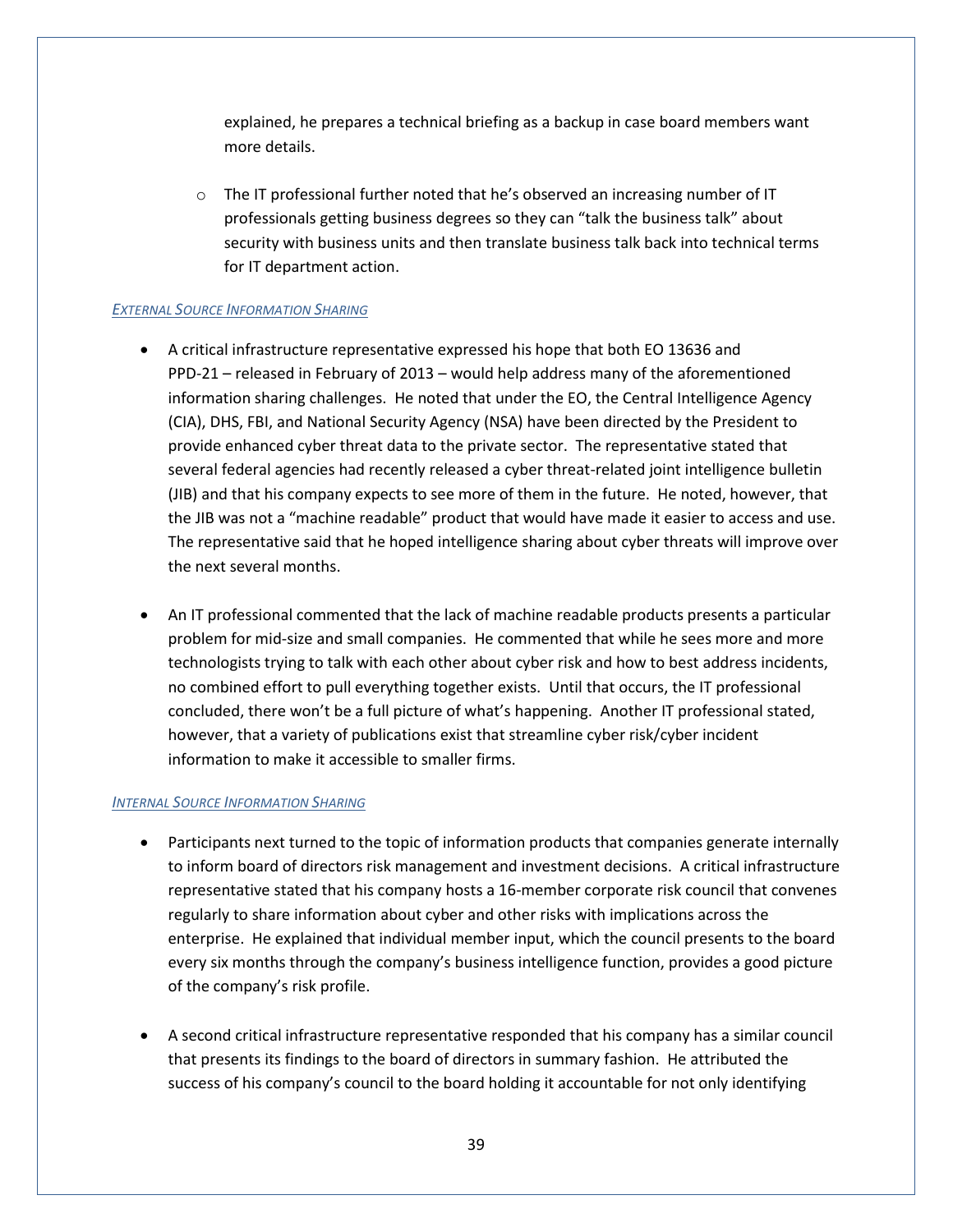explained, he prepares a technical briefing as a backup in case board members want more details.

- The IT professional further noted that he's observed an increasing number of IT professionals getting business degrees so they can "talk the business talk" about security with business units and then translate business talk back into technical terms for IT department action.

*EXTERNAL SOURCE INFORMATION SHARING*

- A critical infrastructure representative expressed his hope that both EO 13636 and PPD-21 – released in February of 2013 – would help address many of the aforementioned information sharing challenges. He noted that under the EO, the Central Intelligence Agency (CIA), DHS, FBI, and National Security Agency (NSA) have been directed by the President to provide enhanced cyber threat data to the private sector. The representative stated that several federal agencies had recently released a cyber threat-related joint intelligence bulletin (JIB) and that his company expects to see more of them in the future. He noted, however, that the JIB was not a "machine readable" product that would have made it easier to access and use. The representative said that he hoped intelligence sharing about cyber threats will improve over the next several months.

- An IT professional commented that the lack of machine readable products presents a particular problem for mid-size and small companies. He commented that while he sees more and more technologists trying to talk with each other about cyber risk and how to best address incidents, no combined effort to pull everything together exists. Until that occurs, the IT professional concluded, there won't be a full picture of what's happening. Another IT professional stated, however, that a variety of publications exist that streamline cyber risk/cyber incident information to make it accessible to smaller firms.

*INTERNAL SOURCE INFORMATION SHARING*

- Participants next turned to the topic of information products that companies generate internally to inform board of directors risk management and investment decisions. A critical infrastructure representative stated that his company hosts a 16-member corporate risk council that convenes regularly to share information about cyber and other risks with implications across the enterprise. He explained that individual member input, which the council presents to the board every six months through the company's business intelligence function, provides a good picture of the company's risk profile.

- A second critical infrastructure representative responded that his company has a similar council that presents its findings to the board of directors in summary fashion. He attributed the success of his company's council to the board holding it accountable for not only identifying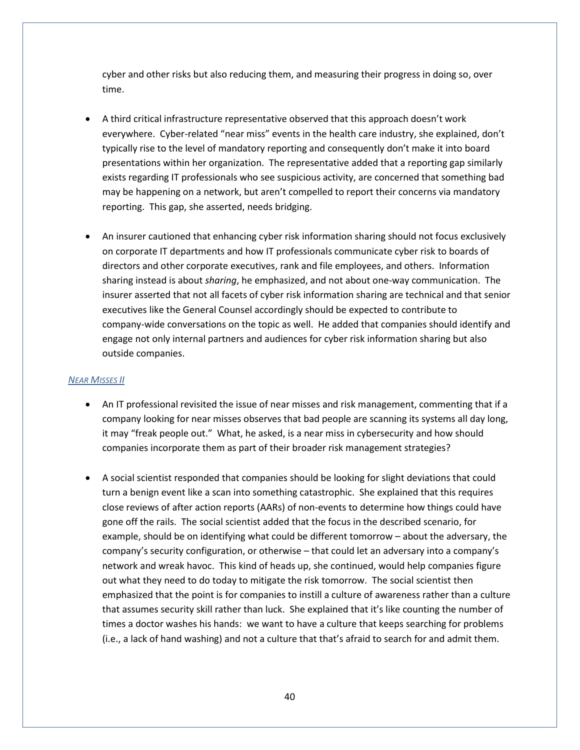cyber and other risks but also reducing them, and measuring their progress in doing so, over time.

- A third critical infrastructure representative observed that this approach doesn't work everywhere. Cyber-related "near miss" events in the health care industry, she explained, don't typically rise to the level of mandatory reporting and consequently don't make it into board presentations within her organization. The representative added that a reporting gap similarly exists regarding IT professionals who see suspicious activity, are concerned that something bad may be happening on a network, but aren't compelled to report their concerns via mandatory reporting. This gap, she asserted, needs bridging.

- An insurer cautioned that enhancing cyber risk information sharing should not focus exclusively on corporate IT departments and how IT professionals communicate cyber risk to boards of directors and other corporate executives, rank and file employees, and others. Information sharing instead is about *sharing*, he emphasized, and not about one-way communication. The insurer asserted that not all facets of cyber risk information sharing are technical and that senior executives like the General Counsel accordingly should be expected to contribute to company-wide conversations on the topic as well. He added that companies should identify and engage not only internal partners and audiences for cyber risk information sharing but also outside companies.

### *Near Misses II*

- An IT professional revisited the issue of near misses and risk management, commenting that if a company looking for near misses observes that bad people are scanning its systems all day long, it may "freak people out." What, he asked, is a near miss in cybersecurity and how should companies incorporate them as part of their broader risk management strategies?

- A social scientist responded that companies should be looking for slight deviations that could turn a benign event like a scan into something catastrophic. She explained that this requires close reviews of after action reports (AARs) of non-events to determine how things could have gone off the rails. The social scientist added that the focus in the described scenario, for example, should be on identifying what could be different tomorrow – about the adversary, the company's security configuration, or otherwise – that could let an adversary into a company's network and wreak havoc. This kind of heads up, she continued, would help companies figure out what they need to do today to mitigate the risk tomorrow. The social scientist then emphasized that the point is for companies to instill a culture of awareness rather than a culture that assumes security skill rather than luck. She explained that it's like counting the number of times a doctor washes his hands: we want to have a culture that keeps searching for problems (i.e., a lack of hand washing) and not a culture that that's afraid to search for and admit them.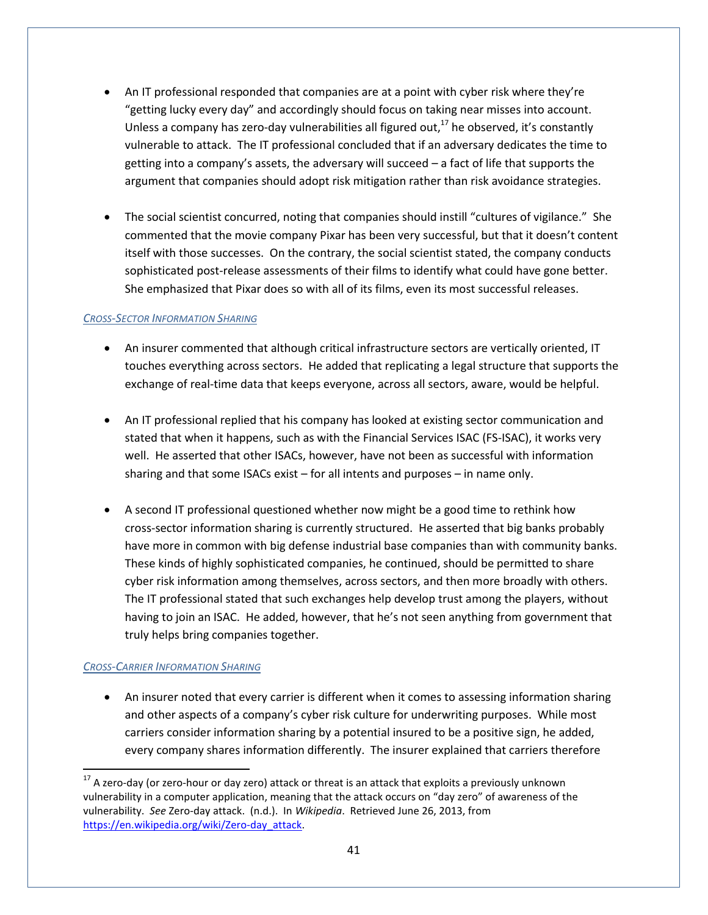- An IT professional responded that companies are at a point with cyber risk where they're "getting lucky every day" and accordingly should focus on taking near misses into account. Unless a company has zero-day vulnerabilities all figured out,[17] he observed, it's constantly vulnerable to attack. The IT professional concluded that if an adversary dedicates the time to getting into a company's assets, the adversary will succeed – a fact of life that supports the argument that companies should adopt risk mitigation rather than risk avoidance strategies.

- The social scientist concurred, noting that companies should instill "cultures of vigilance." She commented that the movie company Pixar has been very successful, but that it doesn't content itself with those successes. On the contrary, the social scientist stated, the company conducts sophisticated post-release assessments of their films to identify what could have gone better. She emphasized that Pixar does so with all of its films, even its most successful releases.

*CROSS-SECTOR INFORMATION SHARING*

- An insurer commented that although critical infrastructure sectors are vertically oriented, IT touches everything across sectors. He added that replicating a legal structure that supports the exchange of real-time data that keeps everyone, across all sectors, aware, would be helpful.

- An IT professional replied that his company has looked at existing sector communication and stated that when it happens, such as with the Financial Services ISAC (FS-ISAC), it works very well. He asserted that other ISACs, however, have not been as successful with information sharing and that some ISACs exist – for all intents and purposes – in name only.

- A second IT professional questioned whether now might be a good time to rethink how cross-sector information sharing is currently structured. He asserted that big banks probably have more in common with big defense industrial base companies than with community banks. These kinds of highly sophisticated companies, he continued, should be permitted to share cyber risk information among themselves, across sectors, and then more broadly with others. The IT professional stated that such exchanges help develop trust among the players, without having to join an ISAC. He added, however, that he's not seen anything from government that truly helps bring companies together.

*CROSS-CARRIER INFORMATION SHARING*

- An insurer noted that every carrier is different when it comes to assessing information sharing and other aspects of a company's cyber risk culture for underwriting purposes. While most carriers consider information sharing by a potential insured to be a positive sign, he added, every company shares information differently. The insurer explained that carriers therefore

[17] A zero-day (or zero-hour or day zero) attack or threat is an attack that exploits a previously unknown vulnerability in a computer application, meaning that the attack occurs on "day zero" of awareness of the vulnerability. *See* Zero-day attack. (n.d.). In *Wikipedia*. Retrieved June 26, 2013, from https://en.wikipedia.org/wiki/Zero-day_attack.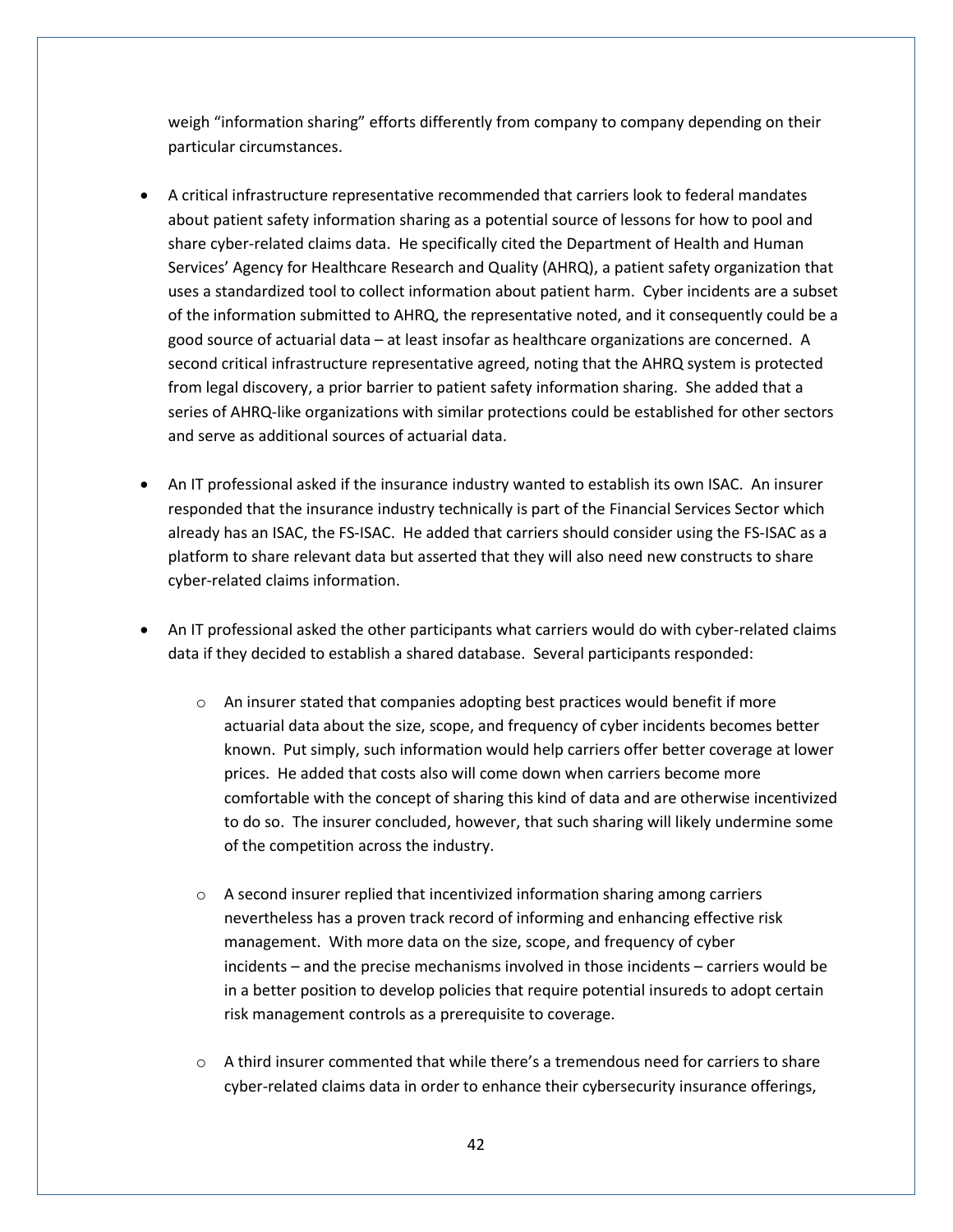weigh "information sharing" efforts differently from company to company depending on their particular circumstances.

- A critical infrastructure representative recommended that carriers look to federal mandates about patient safety information sharing as a potential source of lessons for how to pool and share cyber-related claims data. He specifically cited the Department of Health and Human Services' Agency for Healthcare Research and Quality (AHRQ), a patient safety organization that uses a standardized tool to collect information about patient harm. Cyber incidents are a subset of the information submitted to AHRQ, the representative noted, and it consequently could be a good source of actuarial data – at least insofar as healthcare organizations are concerned. A second critical infrastructure representative agreed, noting that the AHRQ system is protected from legal discovery, a prior barrier to patient safety information sharing. She added that a series of AHRQ-like organizations with similar protections could be established for other sectors and serve as additional sources of actuarial data.

- An IT professional asked if the insurance industry wanted to establish its own ISAC. An insurer responded that the insurance industry technically is part of the Financial Services Sector which already has an ISAC, the FS-ISAC. He added that carriers should consider using the FS-ISAC as a platform to share relevant data but asserted that they will also need new constructs to share cyber-related claims information.

- An IT professional asked the other participants what carriers would do with cyber-related claims data if they decided to establish a shared database. Several participants responded:

  - An insurer stated that companies adopting best practices would benefit if more actuarial data about the size, scope, and frequency of cyber incidents becomes better known. Put simply, such information would help carriers offer better coverage at lower prices. He added that costs also will come down when carriers become more comfortable with the concept of sharing this kind of data and are otherwise incentivized to do so. The insurer concluded, however, that such sharing will likely undermine some of the competition across the industry.

  - A second insurer replied that incentivized information sharing among carriers nevertheless has a proven track record of informing and enhancing effective risk management. With more data on the size, scope, and frequency of cyber incidents – and the precise mechanisms involved in those incidents – carriers would be in a better position to develop policies that require potential insureds to adopt certain risk management controls as a prerequisite to coverage.

  - A third insurer commented that while there's a tremendous need for carriers to share cyber-related claims data in order to enhance their cybersecurity insurance offerings,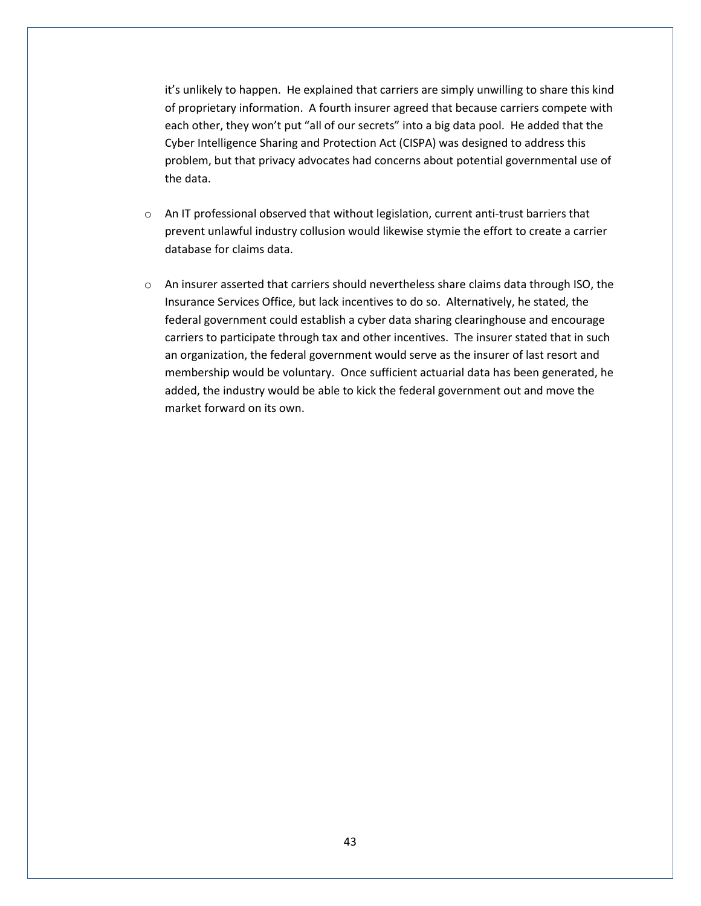it's unlikely to happen. He explained that carriers are simply unwilling to share this kind of proprietary information. A fourth insurer agreed that because carriers compete with each other, they won't put "all of our secrets" into a big data pool. He added that the Cyber Intelligence Sharing and Protection Act (CISPA) was designed to address this problem, but that privacy advocates had concerns about potential governmental use of the data.

- An IT professional observed that without legislation, current anti-trust barriers that prevent unlawful industry collusion would likewise stymie the effort to create a carrier database for claims data.

- An insurer asserted that carriers should nevertheless share claims data through ISO, the Insurance Services Office, but lack incentives to do so. Alternatively, he stated, the federal government could establish a cyber data sharing clearinghouse and encourage carriers to participate through tax and other incentives. The insurer stated that in such an organization, the federal government would serve as the insurer of last resort and membership would be voluntary. Once sufficient actuarial data has been generated, he added, the industry would be able to kick the federal government out and move the market forward on its own.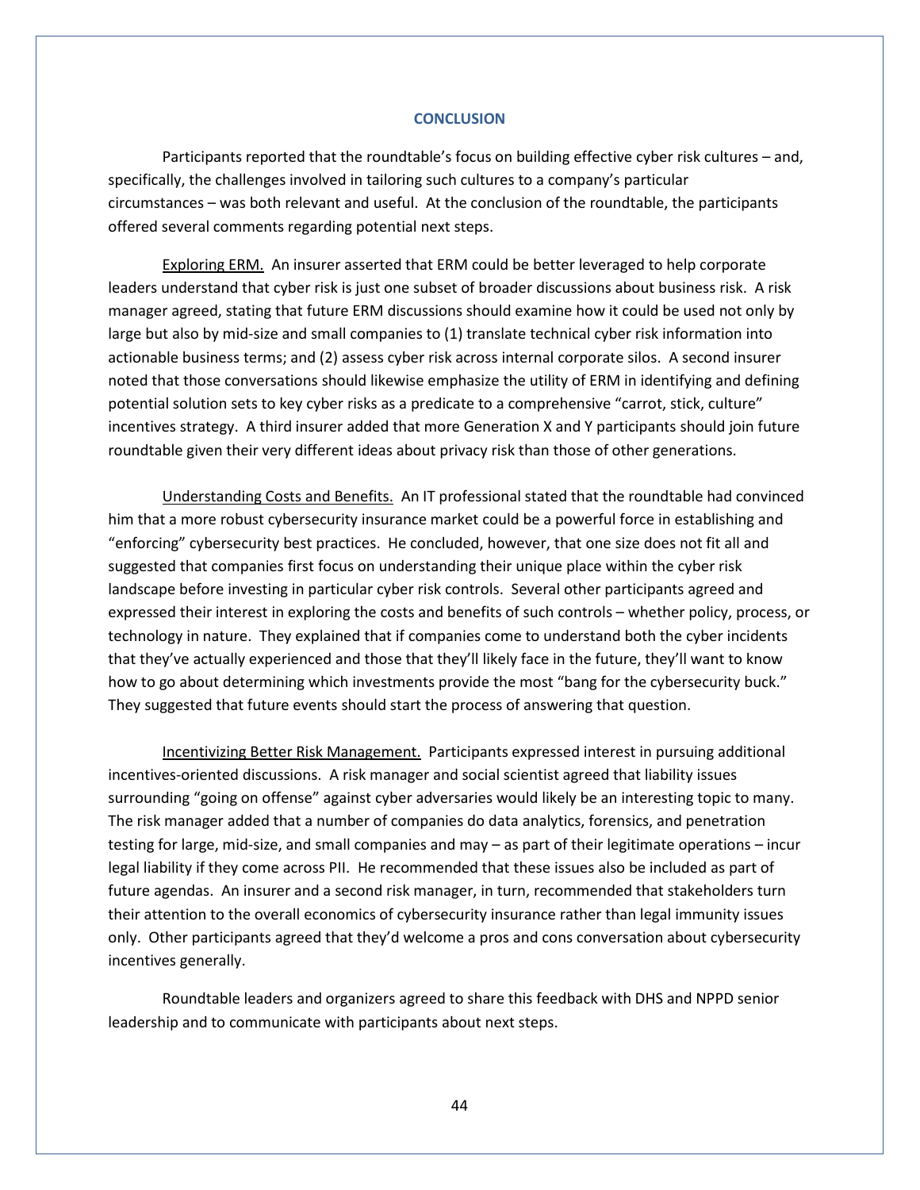## CONCLUSION

Participants reported that the roundtable's focus on building effective cyber risk cultures – and, specifically, the challenges involved in tailoring such cultures to a company's particular circumstances – was both relevant and useful. At the conclusion of the roundtable, the participants offered several comments regarding potential next steps.

<u>Exploring ERM.</u> An insurer asserted that ERM could be better leveraged to help corporate leaders understand that cyber risk is just one subset of broader discussions about business risk. A risk manager agreed, stating that future ERM discussions should examine how it could be used not only by large but also by mid-size and small companies to (1) translate technical cyber risk information into actionable business terms; and (2) assess cyber risk across internal corporate silos. A second insurer noted that those conversations should likewise emphasize the utility of ERM in identifying and defining potential solution sets to key cyber risks as a predicate to a comprehensive "carrot, stick, culture" incentives strategy. A third insurer added that more Generation X and Y participants should join future roundtable given their very different ideas about privacy risk than those of other generations.

<u>Understanding Costs and Benefits.</u> An IT professional stated that the roundtable had convinced him that a more robust cybersecurity insurance market could be a powerful force in establishing and "enforcing" cybersecurity best practices. He concluded, however, that one size does not fit all and suggested that companies first focus on understanding their unique place within the cyber risk landscape before investing in particular cyber risk controls. Several other participants agreed and expressed their interest in exploring the costs and benefits of such controls – whether policy, process, or technology in nature. They explained that if companies come to understand both the cyber incidents that they've actually experienced and those that they'll likely face in the future, they'll want to know how to go about determining which investments provide the most "bang for the cybersecurity buck." They suggested that future events should start the process of answering that question.

<u>Incentivizing Better Risk Management.</u> Participants expressed interest in pursuing additional incentives-oriented discussions. A risk manager and social scientist agreed that liability issues surrounding "going on offense" against cyber adversaries would likely be an interesting topic to many. The risk manager added that a number of companies do data analytics, forensics, and penetration testing for large, mid-size, and small companies and may – as part of their legitimate operations – incur legal liability if they come across PII. He recommended that these issues also be included as part of future agendas. An insurer and a second risk manager, in turn, recommended that stakeholders turn their attention to the overall economics of cybersecurity insurance rather than legal immunity issues only. Other participants agreed that they'd welcome a pros and cons conversation about cybersecurity incentives generally.

Roundtable leaders and organizers agreed to share this feedback with DHS and NPPD senior leadership and to communicate with participants about next steps.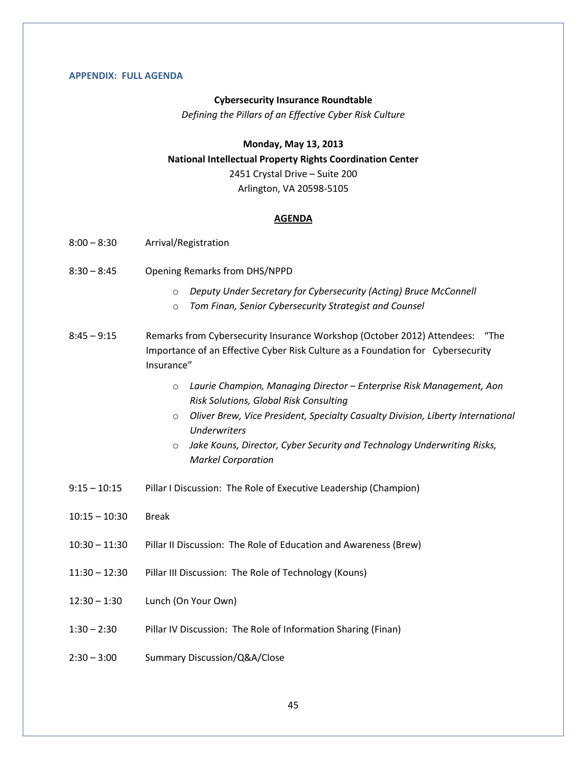## APPENDIX: FULL AGENDA

**Cybersecurity Insurance Roundtable**

*Defining the Pillars of an Effective Cyber Risk Culture*

**Monday, May 13, 2013**

**National Intellectual Property Rights Coordination Center**

2451 Crystal Drive – Suite 200

Arlington, VA 20598-5105

**AGENDA**

8:00 – 8:30 Arrival/Registration

8:30 – 8:45 Opening Remarks from DHS/NPPD

- *Deputy Under Secretary for Cybersecurity (Acting) Bruce McConnell*
- *Tom Finan, Senior Cybersecurity Strategist and Counsel*

8:45 – 9:15 Remarks from Cybersecurity Insurance Workshop (October 2012) Attendees: "The Importance of an Effective Cyber Risk Culture as a Foundation for Cybersecurity Insurance"

- *Laurie Champion, Managing Director – Enterprise Risk Management, Aon Risk Solutions, Global Risk Consulting*
- *Oliver Brew, Vice President, Specialty Casualty Division, Liberty International Underwriters*
- *Jake Kouns, Director, Cyber Security and Technology Underwriting Risks, Markel Corporation*

9:15 – 10:15 Pillar I Discussion: The Role of Executive Leadership (Champion)

10:15 – 10:30 Break

10:30 – 11:30 Pillar II Discussion: The Role of Education and Awareness (Brew)

11:30 – 12:30 Pillar III Discussion: The Role of Technology (Kouns)

12:30 – 1:30 Lunch (On Your Own)

1:30 – 2:30 Pillar IV Discussion: The Role of Information Sharing (Finan)

2:30 – 3:00 Summary Discussion/Q&A/Close